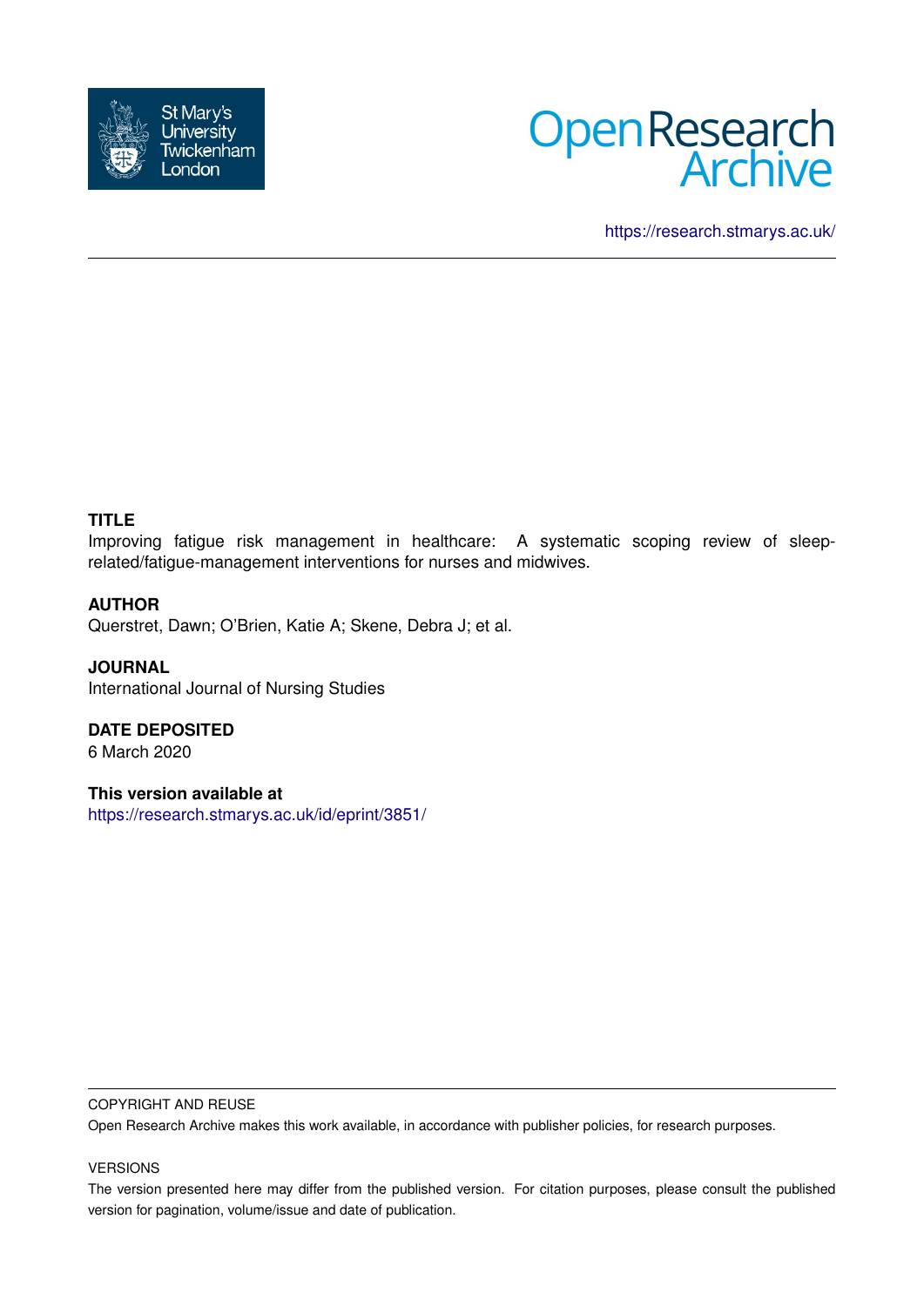St Mary's University Twickenham London

Open Research Archive

https://research.stmarys.ac.uk/

**TITLE**

Improving fatigue risk management in healthcare: A systematic scoping review of sleep-related/fatigue-management interventions for nurses and midwives.

**AUTHOR**

Querstret, Dawn; O'Brien, Katie A; Skene, Debra J; et al.

**JOURNAL**

International Journal of Nursing Studies

**DATE DEPOSITED**

6 March 2020

**This version available at**

https://research.stmarys.ac.uk/id/eprint/3851/

COPYRIGHT AND REUSE

Open Research Archive makes this work available, in accordance with publisher policies, for research purposes.

VERSIONS

The version presented here may differ from the published version. For citation purposes, please consult the published version for pagination, volume/issue and date of publication.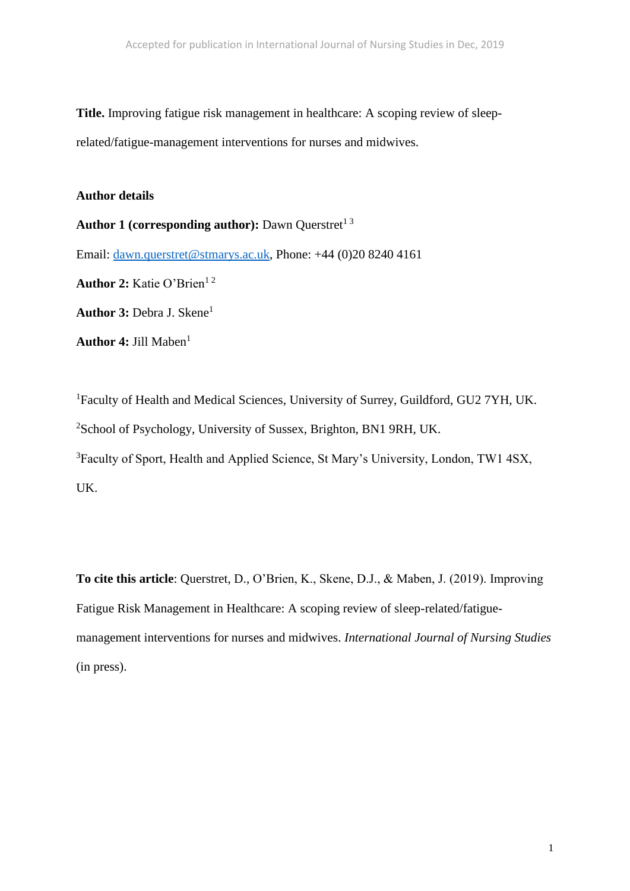**Title.** Improving fatigue risk management in healthcare: A scoping review of sleep-related/fatigue-management interventions for nurses and midwives.

**Author details**

**Author 1 (corresponding author):** Dawn Querstret[1 3]

Email: dawn.querstret@stmarys.ac.uk, Phone: +44 (0)20 8240 4161

**Author 2:** Katie O'Brien[1 2]

**Author 3:** Debra J. Skene[1]

**Author 4:** Jill Maben[1]

[1]Faculty of Health and Medical Sciences, University of Surrey, Guildford, GU2 7YH, UK.

[2]School of Psychology, University of Sussex, Brighton, BN1 9RH, UK.

[3]Faculty of Sport, Health and Applied Science, St Mary's University, London, TW1 4SX, UK.

**To cite this article**: Querstret, D., O'Brien, K., Skene, D.J., & Maben, J. (2019). Improving Fatigue Risk Management in Healthcare: A scoping review of sleep-related/fatigue-management interventions for nurses and midwives. *International Journal of Nursing Studies* (in press).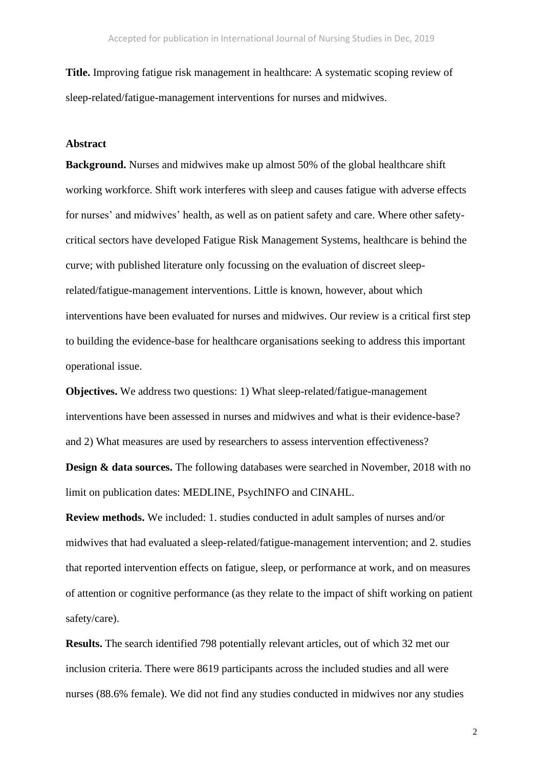**Title.** Improving fatigue risk management in healthcare: A systematic scoping review of sleep-related/fatigue-management interventions for nurses and midwives.

**Abstract**

**Background.** Nurses and midwives make up almost 50% of the global healthcare shift working workforce. Shift work interferes with sleep and causes fatigue with adverse effects for nurses' and midwives' health, as well as on patient safety and care. Where other safety-critical sectors have developed Fatigue Risk Management Systems, healthcare is behind the curve; with published literature only focussing on the evaluation of discreet sleep-related/fatigue-management interventions. Little is known, however, about which interventions have been evaluated for nurses and midwives. Our review is a critical first step to building the evidence-base for healthcare organisations seeking to address this important operational issue.

**Objectives.** We address two questions: 1) What sleep-related/fatigue-management interventions have been assessed in nurses and midwives and what is their evidence-base? and 2) What measures are used by researchers to assess intervention effectiveness?

**Design & data sources.** The following databases were searched in November, 2018 with no limit on publication dates: MEDLINE, PsychINFO and CINAHL.

**Review methods.** We included: 1. studies conducted in adult samples of nurses and/or midwives that had evaluated a sleep-related/fatigue-management intervention; and 2. studies that reported intervention effects on fatigue, sleep, or performance at work, and on measures of attention or cognitive performance (as they relate to the impact of shift working on patient safety/care).

**Results.** The search identified 798 potentially relevant articles, out of which 32 met our inclusion criteria. There were 8619 participants across the included studies and all were nurses (88.6% female). We did not find any studies conducted in midwives nor any studies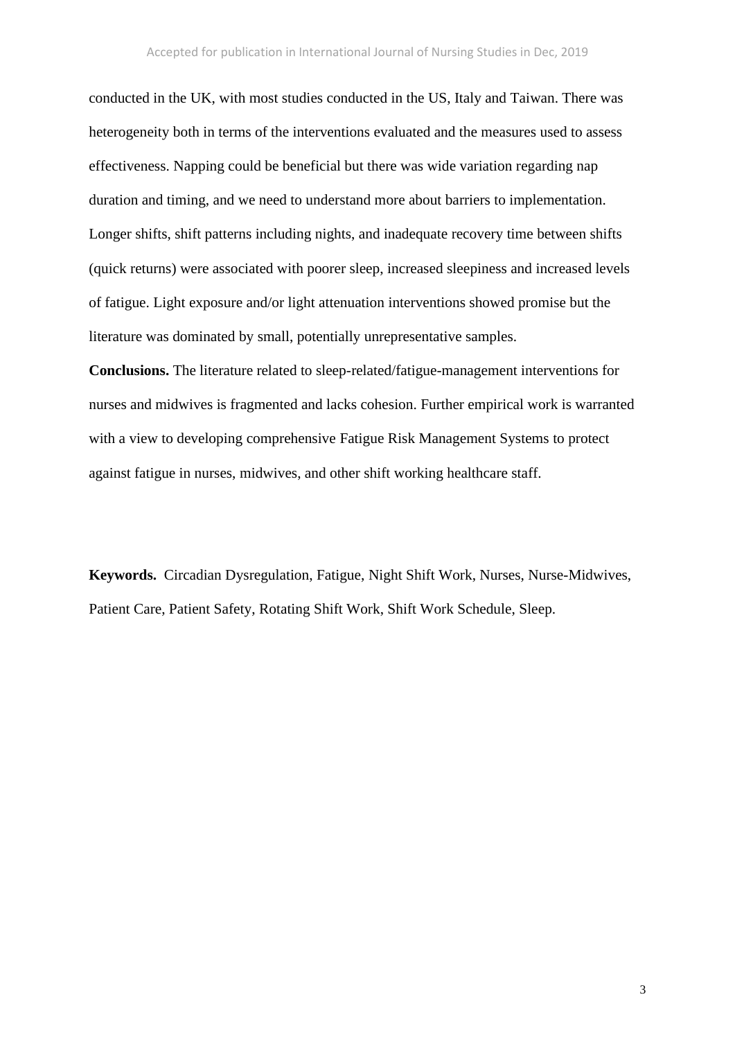conducted in the UK, with most studies conducted in the US, Italy and Taiwan. There was heterogeneity both in terms of the interventions evaluated and the measures used to assess effectiveness. Napping could be beneficial but there was wide variation regarding nap duration and timing, and we need to understand more about barriers to implementation. Longer shifts, shift patterns including nights, and inadequate recovery time between shifts (quick returns) were associated with poorer sleep, increased sleepiness and increased levels of fatigue. Light exposure and/or light attenuation interventions showed promise but the literature was dominated by small, potentially unrepresentative samples.

**Conclusions.** The literature related to sleep-related/fatigue-management interventions for nurses and midwives is fragmented and lacks cohesion. Further empirical work is warranted with a view to developing comprehensive Fatigue Risk Management Systems to protect against fatigue in nurses, midwives, and other shift working healthcare staff.

**Keywords.** Circadian Dysregulation, Fatigue, Night Shift Work, Nurses, Nurse-Midwives, Patient Care, Patient Safety, Rotating Shift Work, Shift Work Schedule, Sleep.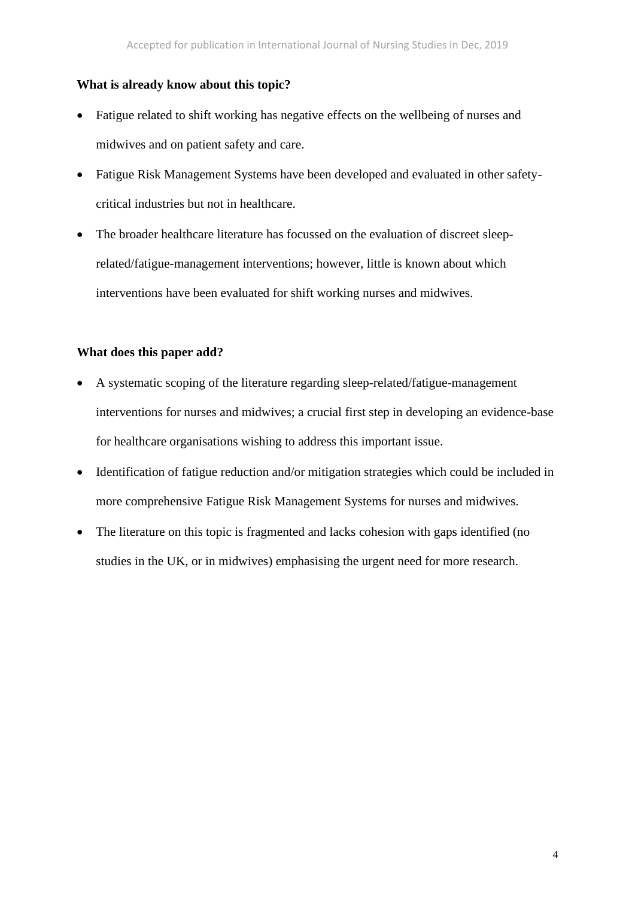**What is already know about this topic?**

- Fatigue related to shift working has negative effects on the wellbeing of nurses and midwives and on patient safety and care.
- Fatigue Risk Management Systems have been developed and evaluated in other safety-critical industries but not in healthcare.
- The broader healthcare literature has focussed on the evaluation of discreet sleep-related/fatigue-management interventions; however, little is known about which interventions have been evaluated for shift working nurses and midwives.

**What does this paper add?**

- A systematic scoping of the literature regarding sleep-related/fatigue-management interventions for nurses and midwives; a crucial first step in developing an evidence-base for healthcare organisations wishing to address this important issue.
- Identification of fatigue reduction and/or mitigation strategies which could be included in more comprehensive Fatigue Risk Management Systems for nurses and midwives.
- The literature on this topic is fragmented and lacks cohesion with gaps identified (no studies in the UK, or in midwives) emphasising the urgent need for more research.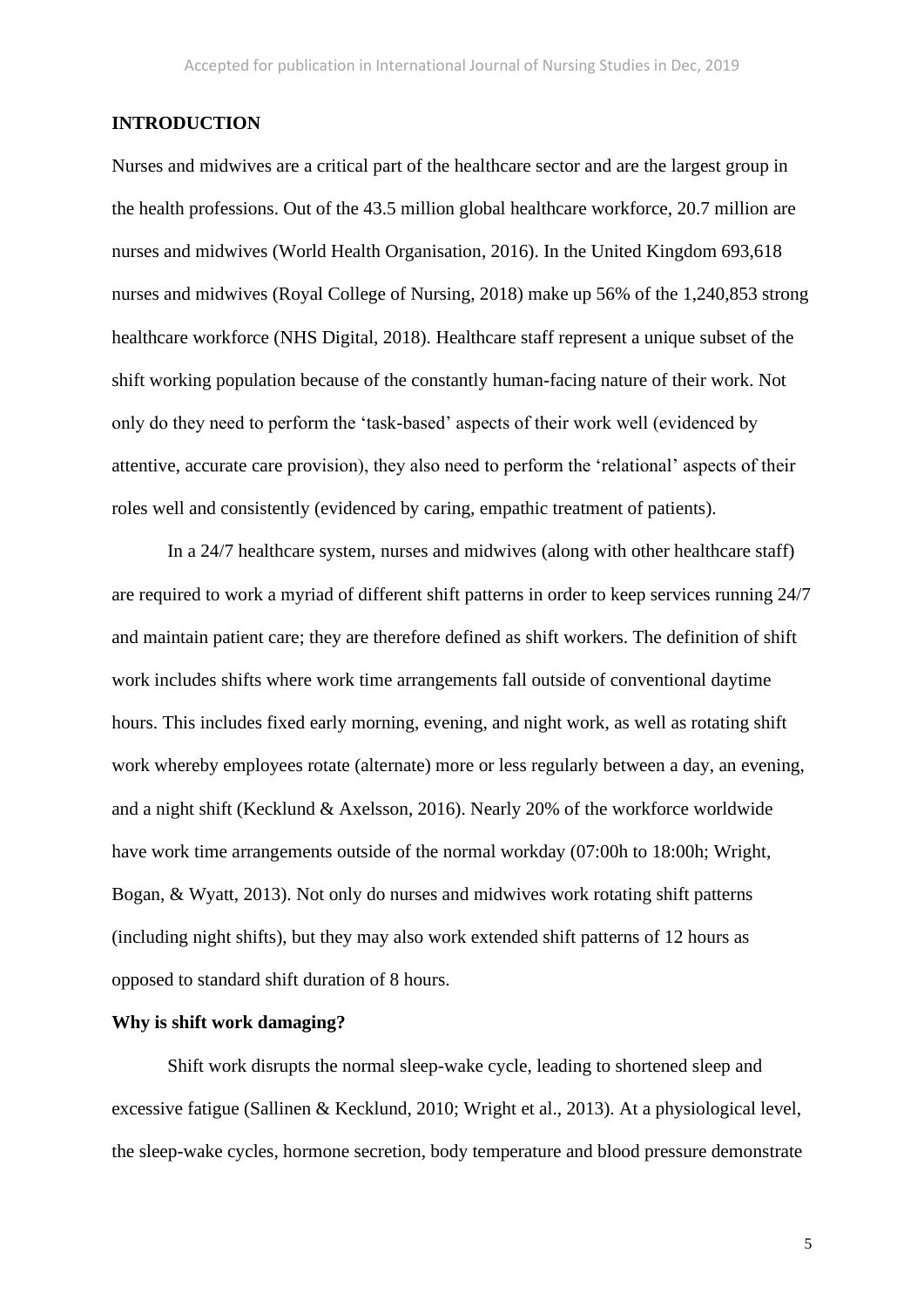## INTRODUCTION

Nurses and midwives are a critical part of the healthcare sector and are the largest group in the health professions. Out of the 43.5 million global healthcare workforce, 20.7 million are nurses and midwives (World Health Organisation, 2016). In the United Kingdom 693,618 nurses and midwives (Royal College of Nursing, 2018) make up 56% of the 1,240,853 strong healthcare workforce (NHS Digital, 2018). Healthcare staff represent a unique subset of the shift working population because of the constantly human-facing nature of their work. Not only do they need to perform the 'task-based' aspects of their work well (evidenced by attentive, accurate care provision), they also need to perform the 'relational' aspects of their roles well and consistently (evidenced by caring, empathic treatment of patients).

In a 24/7 healthcare system, nurses and midwives (along with other healthcare staff) are required to work a myriad of different shift patterns in order to keep services running 24/7 and maintain patient care; they are therefore defined as shift workers. The definition of shift work includes shifts where work time arrangements fall outside of conventional daytime hours. This includes fixed early morning, evening, and night work, as well as rotating shift work whereby employees rotate (alternate) more or less regularly between a day, an evening, and a night shift (Kecklund & Axelsson, 2016). Nearly 20% of the workforce worldwide have work time arrangements outside of the normal workday (07:00h to 18:00h; Wright, Bogan, & Wyatt, 2013). Not only do nurses and midwives work rotating shift patterns (including night shifts), but they may also work extended shift patterns of 12 hours as opposed to standard shift duration of 8 hours.

### Why is shift work damaging?

Shift work disrupts the normal sleep-wake cycle, leading to shortened sleep and excessive fatigue (Sallinen & Kecklund, 2010; Wright et al., 2013). At a physiological level, the sleep-wake cycles, hormone secretion, body temperature and blood pressure demonstrate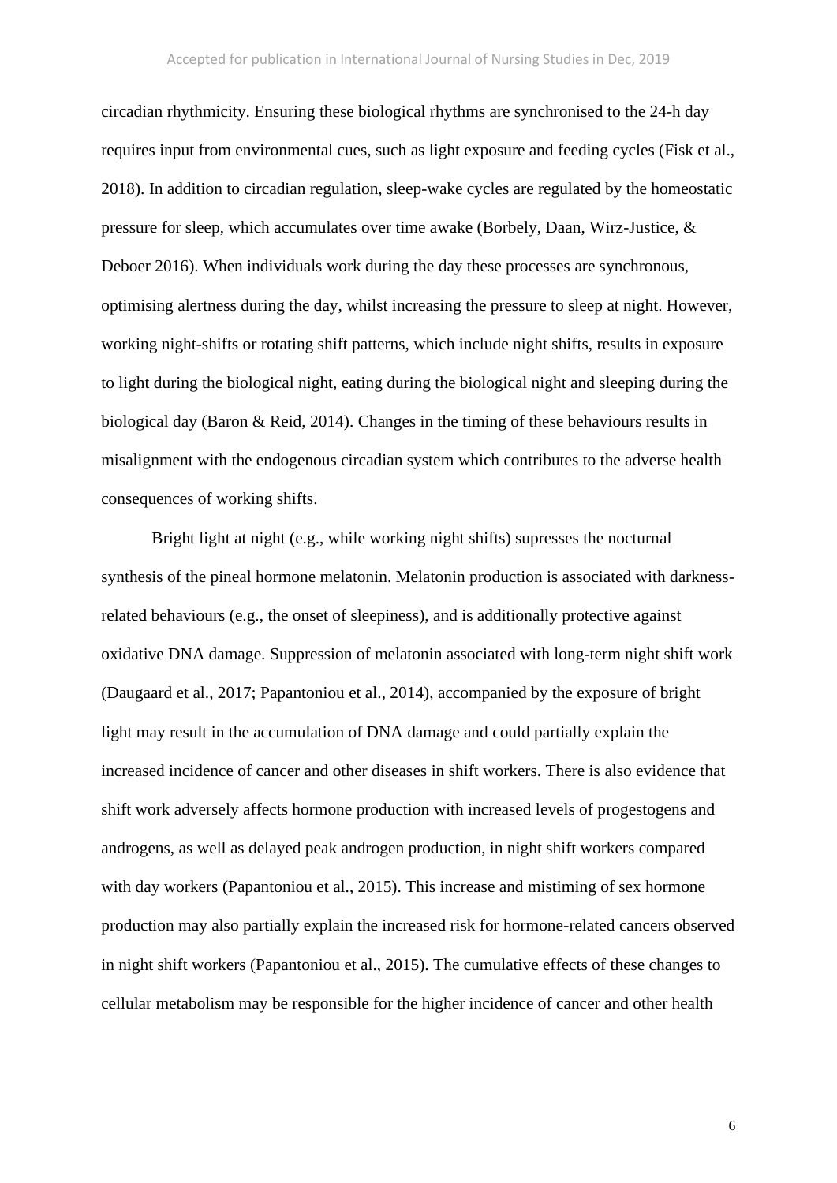circadian rhythmicity. Ensuring these biological rhythms are synchronised to the 24-h day requires input from environmental cues, such as light exposure and feeding cycles (Fisk et al., 2018). In addition to circadian regulation, sleep-wake cycles are regulated by the homeostatic pressure for sleep, which accumulates over time awake (Borbely, Daan, Wirz-Justice, & Deboer 2016). When individuals work during the day these processes are synchronous, optimising alertness during the day, whilst increasing the pressure to sleep at night. However, working night-shifts or rotating shift patterns, which include night shifts, results in exposure to light during the biological night, eating during the biological night and sleeping during the biological day (Baron & Reid, 2014). Changes in the timing of these behaviours results in misalignment with the endogenous circadian system which contributes to the adverse health consequences of working shifts.

Bright light at night (e.g., while working night shifts) supresses the nocturnal synthesis of the pineal hormone melatonin. Melatonin production is associated with darkness-related behaviours (e.g., the onset of sleepiness), and is additionally protective against oxidative DNA damage. Suppression of melatonin associated with long-term night shift work (Daugaard et al., 2017; Papantoniou et al., 2014), accompanied by the exposure of bright light may result in the accumulation of DNA damage and could partially explain the increased incidence of cancer and other diseases in shift workers. There is also evidence that shift work adversely affects hormone production with increased levels of progestogens and androgens, as well as delayed peak androgen production, in night shift workers compared with day workers (Papantoniou et al., 2015). This increase and mistiming of sex hormone production may also partially explain the increased risk for hormone-related cancers observed in night shift workers (Papantoniou et al., 2015). The cumulative effects of these changes to cellular metabolism may be responsible for the higher incidence of cancer and other health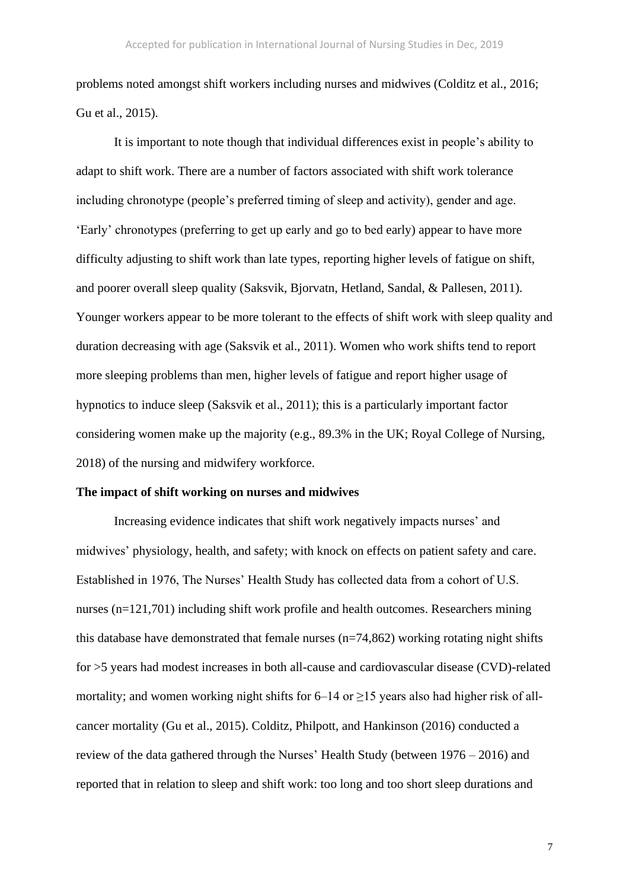problems noted amongst shift workers including nurses and midwives (Colditz et al., 2016; Gu et al., 2015).

It is important to note though that individual differences exist in people's ability to adapt to shift work. There are a number of factors associated with shift work tolerance including chronotype (people's preferred timing of sleep and activity), gender and age. 'Early' chronotypes (preferring to get up early and go to bed early) appear to have more difficulty adjusting to shift work than late types, reporting higher levels of fatigue on shift, and poorer overall sleep quality (Saksvik, Bjorvatn, Hetland, Sandal, & Pallesen, 2011). Younger workers appear to be more tolerant to the effects of shift work with sleep quality and duration decreasing with age (Saksvik et al., 2011). Women who work shifts tend to report more sleeping problems than men, higher levels of fatigue and report higher usage of hypnotics to induce sleep (Saksvik et al., 2011); this is a particularly important factor considering women make up the majority (e.g., 89.3% in the UK; Royal College of Nursing, 2018) of the nursing and midwifery workforce.

**The impact of shift working on nurses and midwives**

Increasing evidence indicates that shift work negatively impacts nurses' and midwives' physiology, health, and safety; with knock on effects on patient safety and care. Established in 1976, The Nurses' Health Study has collected data from a cohort of U.S. nurses (n=121,701) including shift work profile and health outcomes. Researchers mining this database have demonstrated that female nurses (n=74,862) working rotating night shifts for >5 years had modest increases in both all-cause and cardiovascular disease (CVD)-related mortality; and women working night shifts for 6–14 or ≥15 years also had higher risk of all-cancer mortality (Gu et al., 2015). Colditz, Philpott, and Hankinson (2016) conducted a review of the data gathered through the Nurses' Health Study (between 1976 – 2016) and reported that in relation to sleep and shift work: too long and too short sleep durations and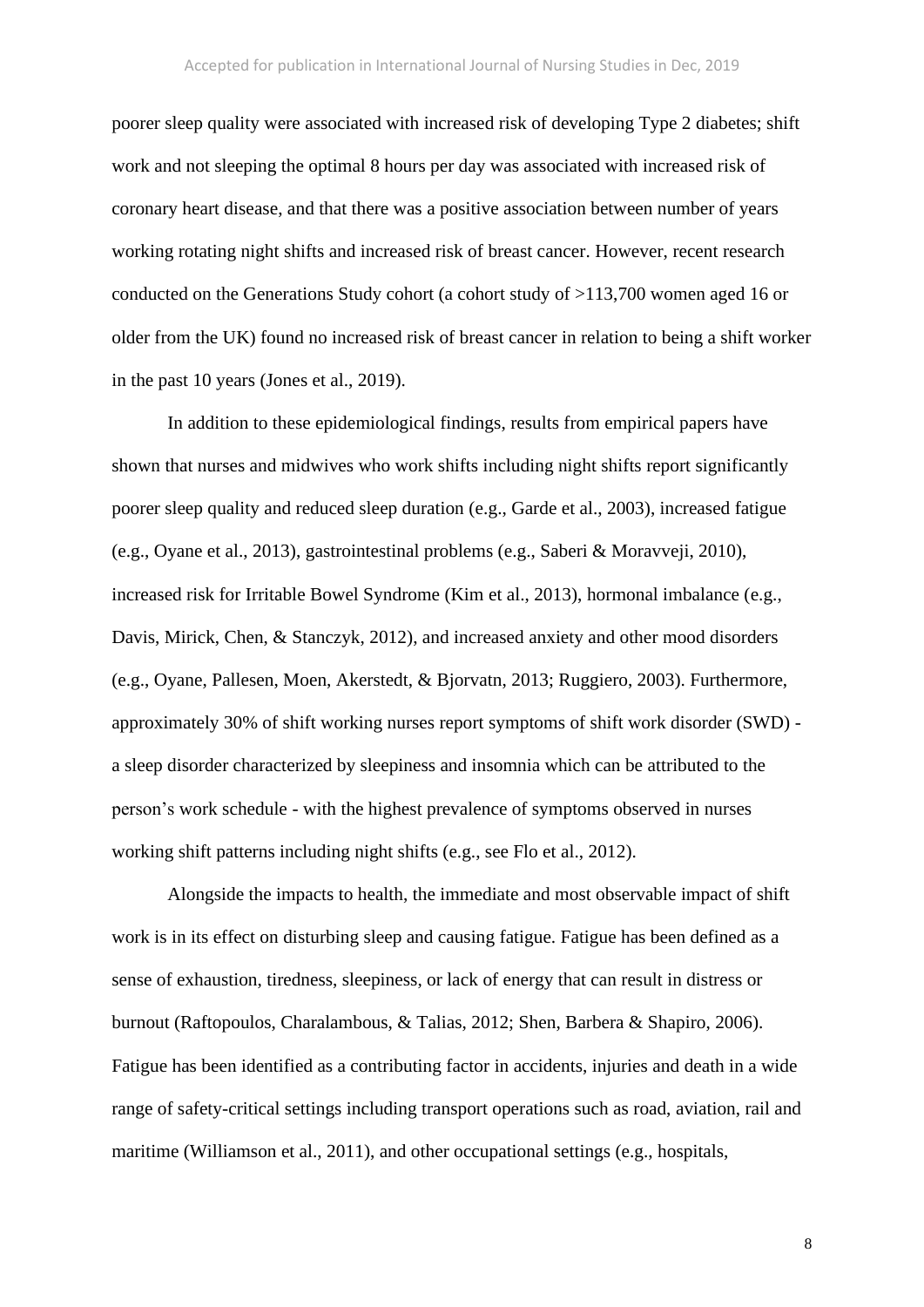poorer sleep quality were associated with increased risk of developing Type 2 diabetes; shift work and not sleeping the optimal 8 hours per day was associated with increased risk of coronary heart disease, and that there was a positive association between number of years working rotating night shifts and increased risk of breast cancer. However, recent research conducted on the Generations Study cohort (a cohort study of >113,700 women aged 16 or older from the UK) found no increased risk of breast cancer in relation to being a shift worker in the past 10 years (Jones et al., 2019).

In addition to these epidemiological findings, results from empirical papers have shown that nurses and midwives who work shifts including night shifts report significantly poorer sleep quality and reduced sleep duration (e.g., Garde et al., 2003), increased fatigue (e.g., Oyane et al., 2013), gastrointestinal problems (e.g., Saberi & Moravveji, 2010), increased risk for Irritable Bowel Syndrome (Kim et al., 2013), hormonal imbalance (e.g., Davis, Mirick, Chen, & Stanczyk, 2012), and increased anxiety and other mood disorders (e.g., Oyane, Pallesen, Moen, Akerstedt, & Bjorvatn, 2013; Ruggiero, 2003). Furthermore, approximately 30% of shift working nurses report symptoms of shift work disorder (SWD) - a sleep disorder characterized by sleepiness and insomnia which can be attributed to the person's work schedule - with the highest prevalence of symptoms observed in nurses working shift patterns including night shifts (e.g., see Flo et al., 2012).

Alongside the impacts to health, the immediate and most observable impact of shift work is in its effect on disturbing sleep and causing fatigue. Fatigue has been defined as a sense of exhaustion, tiredness, sleepiness, or lack of energy that can result in distress or burnout (Raftopoulos, Charalambous, & Talias, 2012; Shen, Barbera & Shapiro, 2006). Fatigue has been identified as a contributing factor in accidents, injuries and death in a wide range of safety-critical settings including transport operations such as road, aviation, rail and maritime (Williamson et al., 2011), and other occupational settings (e.g., hospitals,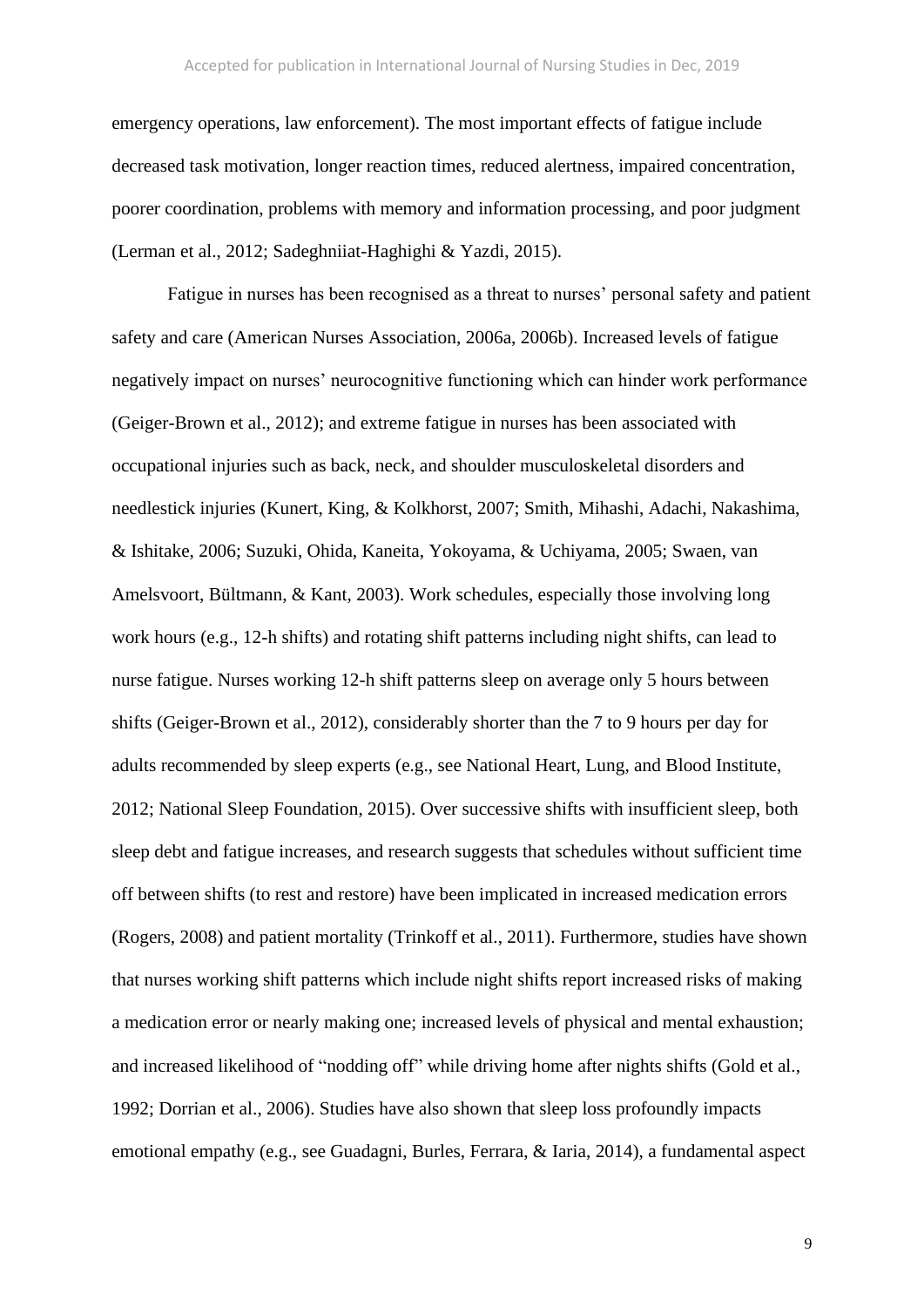emergency operations, law enforcement). The most important effects of fatigue include decreased task motivation, longer reaction times, reduced alertness, impaired concentration, poorer coordination, problems with memory and information processing, and poor judgment (Lerman et al., 2012; Sadeghniiat-Haghighi & Yazdi, 2015).

Fatigue in nurses has been recognised as a threat to nurses' personal safety and patient safety and care (American Nurses Association, 2006a, 2006b). Increased levels of fatigue negatively impact on nurses' neurocognitive functioning which can hinder work performance (Geiger-Brown et al., 2012); and extreme fatigue in nurses has been associated with occupational injuries such as back, neck, and shoulder musculoskeletal disorders and needlestick injuries (Kunert, King, & Kolkhorst, 2007; Smith, Mihashi, Adachi, Nakashima, & Ishitake, 2006; Suzuki, Ohida, Kaneita, Yokoyama, & Uchiyama, 2005; Swaen, van Amelsvoort, Bültmann, & Kant, 2003). Work schedules, especially those involving long work hours (e.g., 12-h shifts) and rotating shift patterns including night shifts, can lead to nurse fatigue. Nurses working 12-h shift patterns sleep on average only 5 hours between shifts (Geiger-Brown et al., 2012), considerably shorter than the 7 to 9 hours per day for adults recommended by sleep experts (e.g., see National Heart, Lung, and Blood Institute, 2012; National Sleep Foundation, 2015). Over successive shifts with insufficient sleep, both sleep debt and fatigue increases, and research suggests that schedules without sufficient time off between shifts (to rest and restore) have been implicated in increased medication errors (Rogers, 2008) and patient mortality (Trinkoff et al., 2011). Furthermore, studies have shown that nurses working shift patterns which include night shifts report increased risks of making a medication error or nearly making one; increased levels of physical and mental exhaustion; and increased likelihood of "nodding off" while driving home after nights shifts (Gold et al., 1992; Dorrian et al., 2006). Studies have also shown that sleep loss profoundly impacts emotional empathy (e.g., see Guadagni, Burles, Ferrara, & Iaria, 2014), a fundamental aspect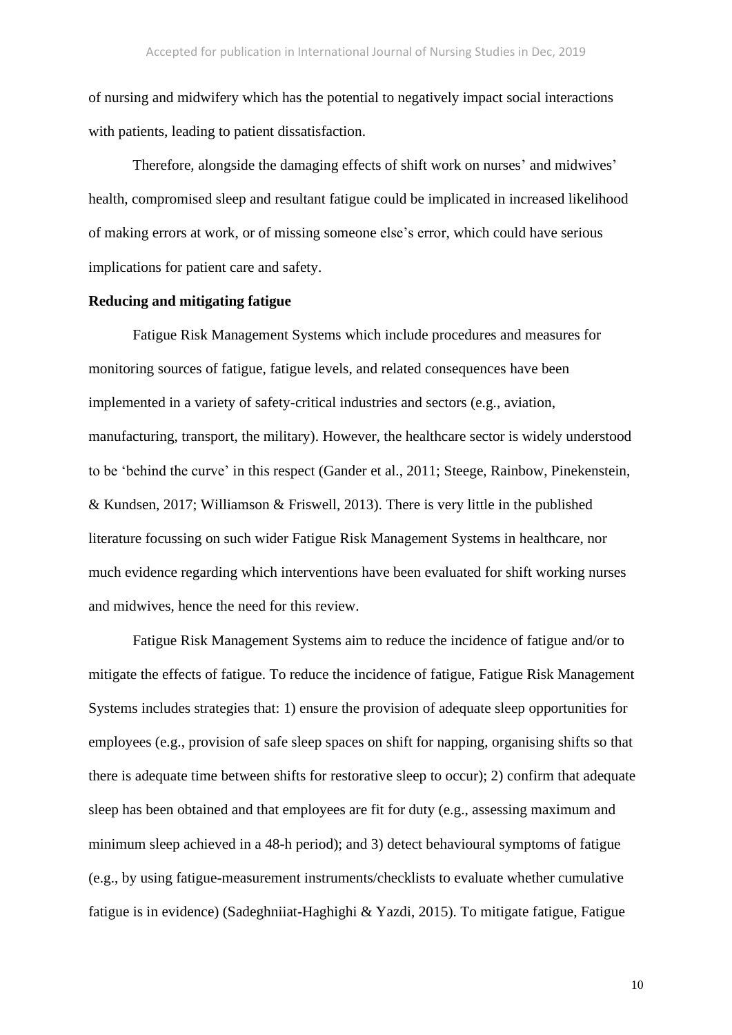of nursing and midwifery which has the potential to negatively impact social interactions with patients, leading to patient dissatisfaction.

Therefore, alongside the damaging effects of shift work on nurses' and midwives' health, compromised sleep and resultant fatigue could be implicated in increased likelihood of making errors at work, or of missing someone else's error, which could have serious implications for patient care and safety.

**Reducing and mitigating fatigue**

Fatigue Risk Management Systems which include procedures and measures for monitoring sources of fatigue, fatigue levels, and related consequences have been implemented in a variety of safety-critical industries and sectors (e.g., aviation, manufacturing, transport, the military). However, the healthcare sector is widely understood to be 'behind the curve' in this respect (Gander et al., 2011; Steege, Rainbow, Pinekenstein, & Kundsen, 2017; Williamson & Friswell, 2013). There is very little in the published literature focussing on such wider Fatigue Risk Management Systems in healthcare, nor much evidence regarding which interventions have been evaluated for shift working nurses and midwives, hence the need for this review.

Fatigue Risk Management Systems aim to reduce the incidence of fatigue and/or to mitigate the effects of fatigue. To reduce the incidence of fatigue, Fatigue Risk Management Systems includes strategies that: 1) ensure the provision of adequate sleep opportunities for employees (e.g., provision of safe sleep spaces on shift for napping, organising shifts so that there is adequate time between shifts for restorative sleep to occur); 2) confirm that adequate sleep has been obtained and that employees are fit for duty (e.g., assessing maximum and minimum sleep achieved in a 48-h period); and 3) detect behavioural symptoms of fatigue (e.g., by using fatigue-measurement instruments/checklists to evaluate whether cumulative fatigue is in evidence) (Sadeghniiat-Haghighi & Yazdi, 2015). To mitigate fatigue, Fatigue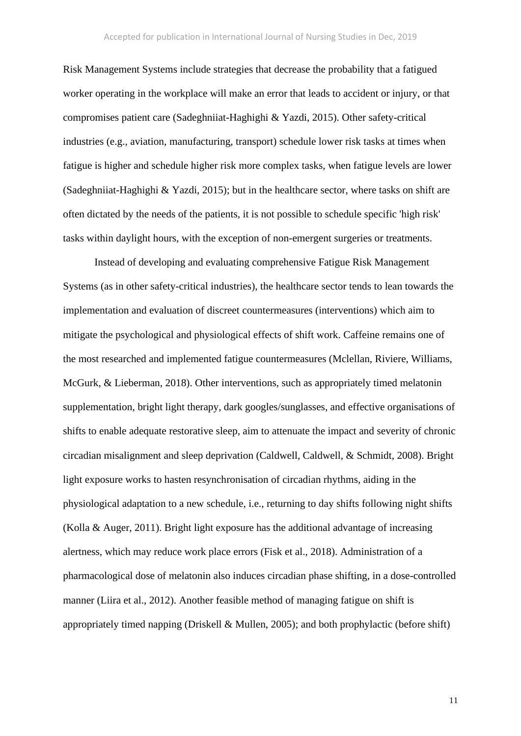Risk Management Systems include strategies that decrease the probability that a fatigued worker operating in the workplace will make an error that leads to accident or injury, or that compromises patient care (Sadeghniiat-Haghighi & Yazdi, 2015). Other safety-critical industries (e.g., aviation, manufacturing, transport) schedule lower risk tasks at times when fatigue is higher and schedule higher risk more complex tasks, when fatigue levels are lower (Sadeghniiat-Haghighi & Yazdi, 2015); but in the healthcare sector, where tasks on shift are often dictated by the needs of the patients, it is not possible to schedule specific 'high risk' tasks within daylight hours, with the exception of non-emergent surgeries or treatments.

Instead of developing and evaluating comprehensive Fatigue Risk Management Systems (as in other safety-critical industries), the healthcare sector tends to lean towards the implementation and evaluation of discreet countermeasures (interventions) which aim to mitigate the psychological and physiological effects of shift work. Caffeine remains one of the most researched and implemented fatigue countermeasures (Mclellan, Riviere, Williams, McGurk, & Lieberman, 2018). Other interventions, such as appropriately timed melatonin supplementation, bright light therapy, dark googles/sunglasses, and effective organisations of shifts to enable adequate restorative sleep, aim to attenuate the impact and severity of chronic circadian misalignment and sleep deprivation (Caldwell, Caldwell, & Schmidt, 2008). Bright light exposure works to hasten resynchronisation of circadian rhythms, aiding in the physiological adaptation to a new schedule, i.e., returning to day shifts following night shifts (Kolla & Auger, 2011). Bright light exposure has the additional advantage of increasing alertness, which may reduce work place errors (Fisk et al., 2018). Administration of a pharmacological dose of melatonin also induces circadian phase shifting, in a dose-controlled manner (Liira et al., 2012). Another feasible method of managing fatigue on shift is appropriately timed napping (Driskell & Mullen, 2005); and both prophylactic (before shift)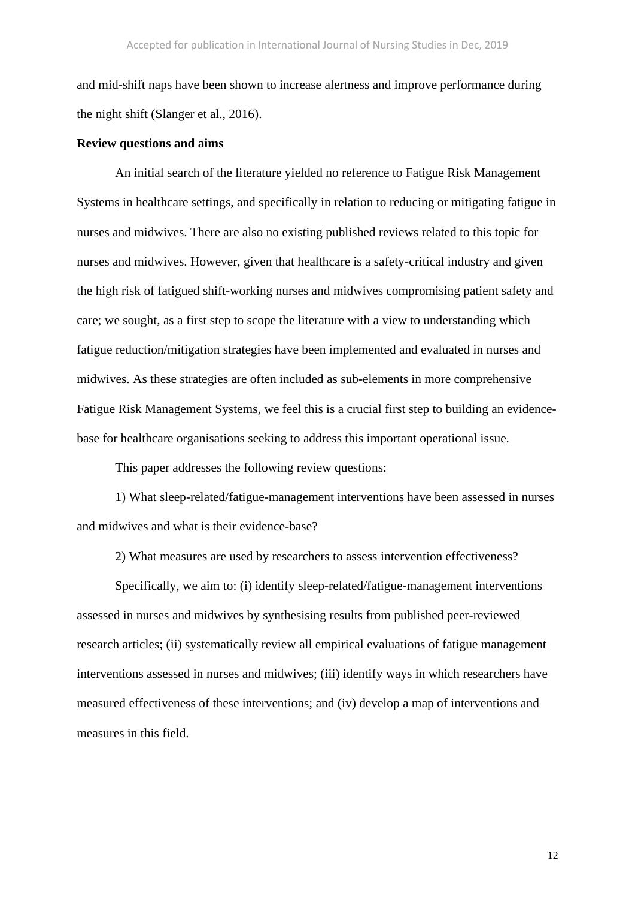and mid-shift naps have been shown to increase alertness and improve performance during the night shift (Slanger et al., 2016).

**Review questions and aims**

An initial search of the literature yielded no reference to Fatigue Risk Management Systems in healthcare settings, and specifically in relation to reducing or mitigating fatigue in nurses and midwives. There are also no existing published reviews related to this topic for nurses and midwives. However, given that healthcare is a safety-critical industry and given the high risk of fatigued shift-working nurses and midwives compromising patient safety and care; we sought, as a first step to scope the literature with a view to understanding which fatigue reduction/mitigation strategies have been implemented and evaluated in nurses and midwives. As these strategies are often included as sub-elements in more comprehensive Fatigue Risk Management Systems, we feel this is a crucial first step to building an evidence-base for healthcare organisations seeking to address this important operational issue.

This paper addresses the following review questions:

1) What sleep-related/fatigue-management interventions have been assessed in nurses and midwives and what is their evidence-base?

2) What measures are used by researchers to assess intervention effectiveness?

Specifically, we aim to: (i) identify sleep-related/fatigue-management interventions assessed in nurses and midwives by synthesising results from published peer-reviewed research articles; (ii) systematically review all empirical evaluations of fatigue management interventions assessed in nurses and midwives; (iii) identify ways in which researchers have measured effectiveness of these interventions; and (iv) develop a map of interventions and measures in this field.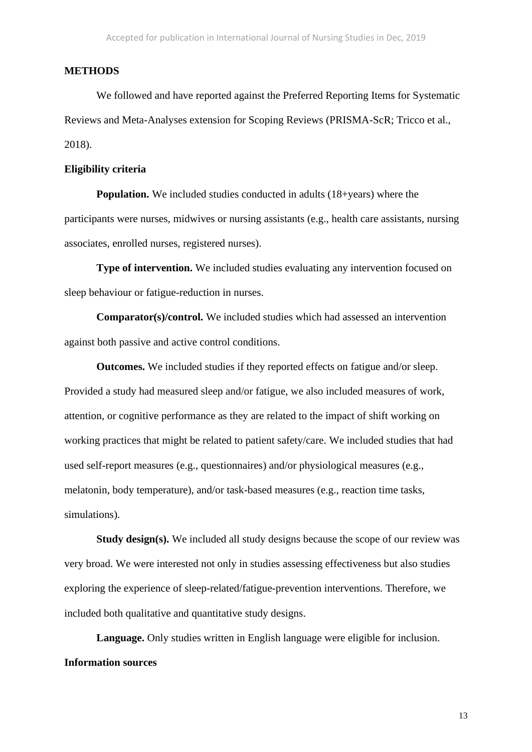## METHODS

We followed and have reported against the Preferred Reporting Items for Systematic Reviews and Meta-Analyses extension for Scoping Reviews (PRISMA-ScR; Tricco et al., 2018).

### Eligibility criteria

**Population.** We included studies conducted in adults (18+years) where the participants were nurses, midwives or nursing assistants (e.g., health care assistants, nursing associates, enrolled nurses, registered nurses).

**Type of intervention.** We included studies evaluating any intervention focused on sleep behaviour or fatigue-reduction in nurses.

**Comparator(s)/control.** We included studies which had assessed an intervention against both passive and active control conditions.

**Outcomes.** We included studies if they reported effects on fatigue and/or sleep. Provided a study had measured sleep and/or fatigue, we also included measures of work, attention, or cognitive performance as they are related to the impact of shift working on working practices that might be related to patient safety/care. We included studies that had used self-report measures (e.g., questionnaires) and/or physiological measures (e.g., melatonin, body temperature), and/or task-based measures (e.g., reaction time tasks, simulations).

**Study design(s).** We included all study designs because the scope of our review was very broad. We were interested not only in studies assessing effectiveness but also studies exploring the experience of sleep-related/fatigue-prevention interventions. Therefore, we included both qualitative and quantitative study designs.

**Language.** Only studies written in English language were eligible for inclusion.

### Information sources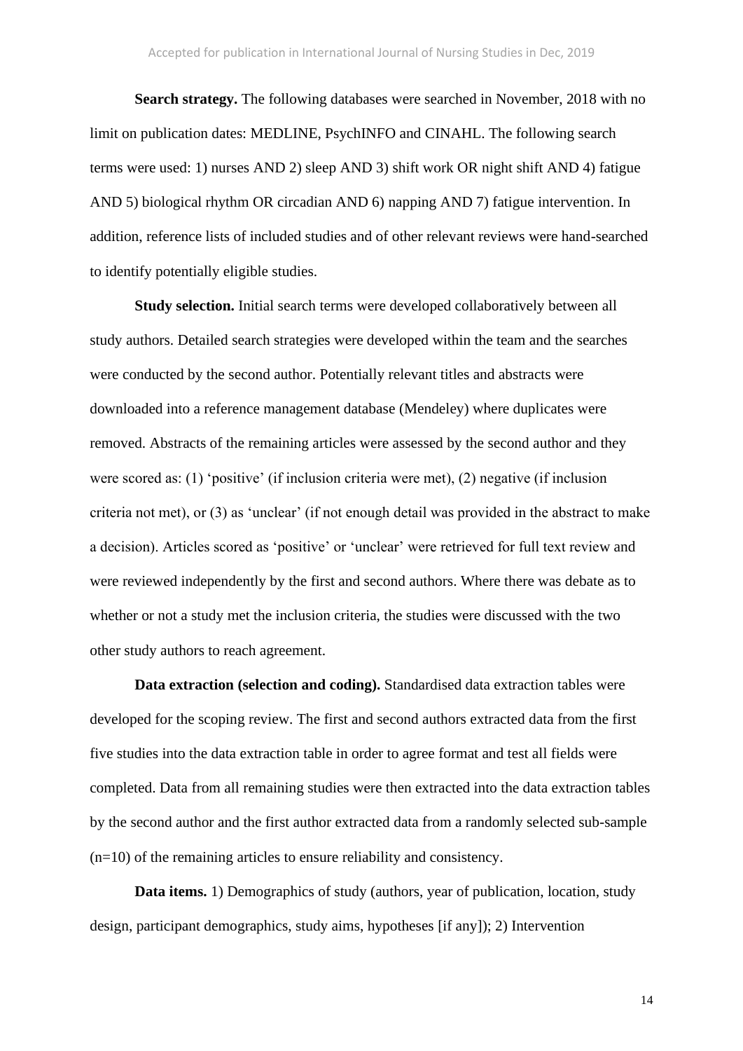**Search strategy.** The following databases were searched in November, 2018 with no limit on publication dates: MEDLINE, PsychINFO and CINAHL. The following search terms were used: 1) nurses AND 2) sleep AND 3) shift work OR night shift AND 4) fatigue AND 5) biological rhythm OR circadian AND 6) napping AND 7) fatigue intervention. In addition, reference lists of included studies and of other relevant reviews were hand-searched to identify potentially eligible studies.

**Study selection.** Initial search terms were developed collaboratively between all study authors. Detailed search strategies were developed within the team and the searches were conducted by the second author. Potentially relevant titles and abstracts were downloaded into a reference management database (Mendeley) where duplicates were removed. Abstracts of the remaining articles were assessed by the second author and they were scored as: (1) 'positive' (if inclusion criteria were met), (2) negative (if inclusion criteria not met), or (3) as 'unclear' (if not enough detail was provided in the abstract to make a decision). Articles scored as 'positive' or 'unclear' were retrieved for full text review and were reviewed independently by the first and second authors. Where there was debate as to whether or not a study met the inclusion criteria, the studies were discussed with the two other study authors to reach agreement.

**Data extraction (selection and coding).** Standardised data extraction tables were developed for the scoping review. The first and second authors extracted data from the first five studies into the data extraction table in order to agree format and test all fields were completed. Data from all remaining studies were then extracted into the data extraction tables by the second author and the first author extracted data from a randomly selected sub-sample (n=10) of the remaining articles to ensure reliability and consistency.

**Data items.** 1) Demographics of study (authors, year of publication, location, study design, participant demographics, study aims, hypotheses [if any]); 2) Intervention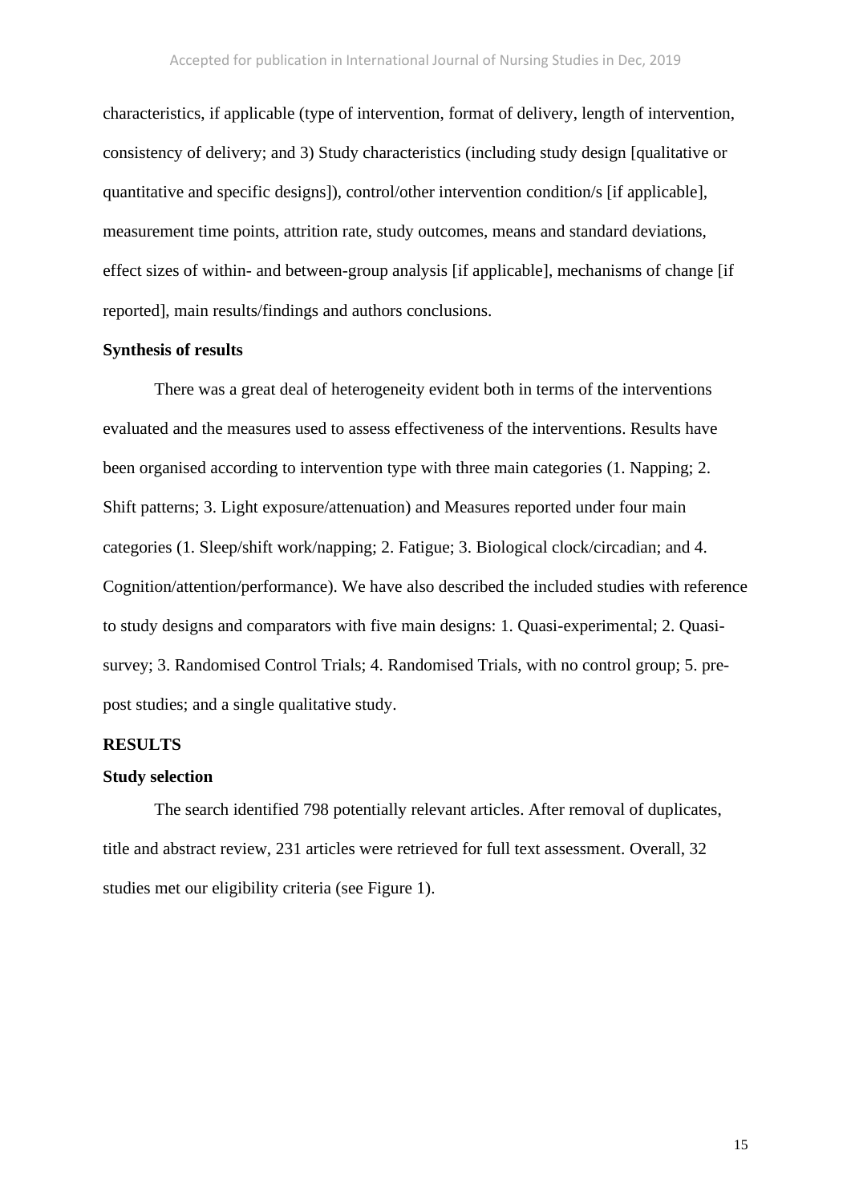characteristics, if applicable (type of intervention, format of delivery, length of intervention, consistency of delivery; and 3) Study characteristics (including study design [qualitative or quantitative and specific designs]), control/other intervention condition/s [if applicable], measurement time points, attrition rate, study outcomes, means and standard deviations, effect sizes of within- and between-group analysis [if applicable], mechanisms of change [if reported], main results/findings and authors conclusions.

### Synthesis of results

There was a great deal of heterogeneity evident both in terms of the interventions evaluated and the measures used to assess effectiveness of the interventions. Results have been organised according to intervention type with three main categories (1. Napping; 2. Shift patterns; 3. Light exposure/attenuation) and Measures reported under four main categories (1. Sleep/shift work/napping; 2. Fatigue; 3. Biological clock/circadian; and 4. Cognition/attention/performance). We have also described the included studies with reference to study designs and comparators with five main designs: 1. Quasi-experimental; 2. Quasi-survey; 3. Randomised Control Trials; 4. Randomised Trials, with no control group; 5. pre-post studies; and a single qualitative study.

## RESULTS

### Study selection

The search identified 798 potentially relevant articles. After removal of duplicates, title and abstract review, 231 articles were retrieved for full text assessment. Overall, 32 studies met our eligibility criteria (see Figure 1).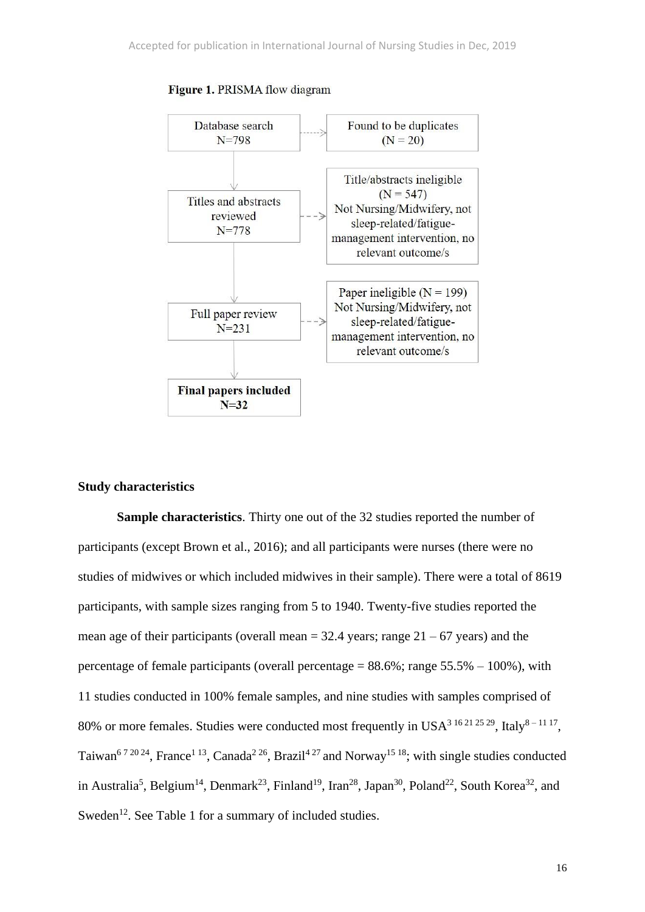**Figure 1.** PRISMA flow diagram

Database search
N=798

Found to be duplicates
(N = 20)

Titles and abstracts reviewed
N=778

Title/abstracts ineligible
(N = 547)
Not Nursing/Midwifery, not sleep-related/fatigue-management intervention, no relevant outcome/s

Full paper review
N=231

Paper ineligible (N = 199)
Not Nursing/Midwifery, not sleep-related/fatigue-management intervention, no relevant outcome/s

**Final papers included**
**N=32**

### Study characteristics

**Sample characteristics**. Thirty one out of the 32 studies reported the number of participants (except Brown et al., 2016); and all participants were nurses (there were no studies of midwives or which included midwives in their sample). There were a total of 8619 participants, with sample sizes ranging from 5 to 1940. Twenty-five studies reported the mean age of their participants (overall mean = 32.4 years; range 21 – 67 years) and the percentage of female participants (overall percentage = 88.6%; range 55.5% – 100%), with 11 studies conducted in 100% female samples, and nine studies with samples comprised of 80% or more females. Studies were conducted most frequently in USA[3 16 21 25 29], Italy[8 – 11 17], Taiwan[6 7 20 24], France[1 13], Canada[2 26], Brazil[4 27] and Norway[15 18]; with single studies conducted in Australia[5], Belgium[14], Denmark[23], Finland[19], Iran[28], Japan[30], Poland[22], South Korea[32], and Sweden[12]. See Table 1 for a summary of included studies.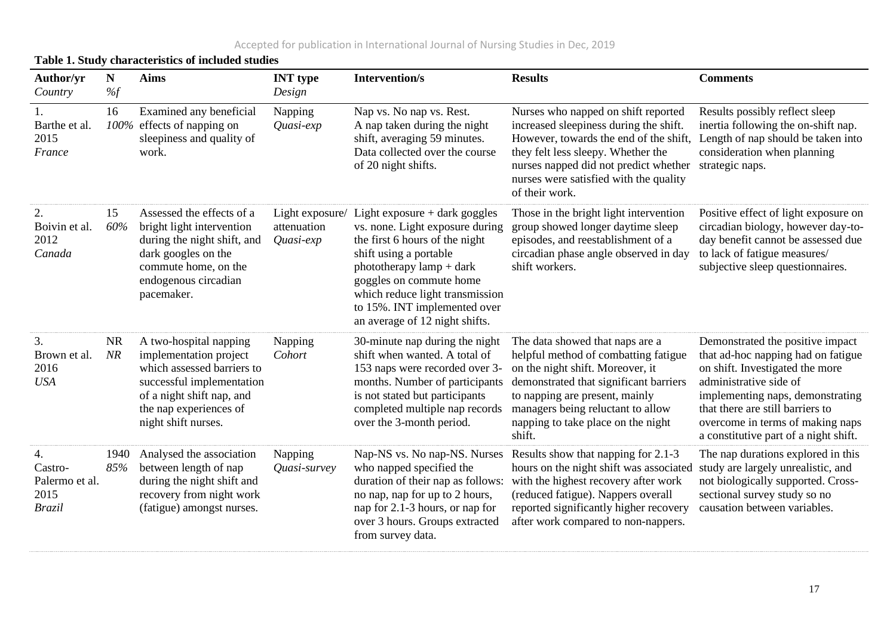**Table 1. Study characteristics of included studies**

| Author/yr *Country* | N *%f* | Aims | INT type *Design* | Intervention/s | Results | Comments |
|---|---|---|---|---|---|---|
| 1. Barthe et al. 2015 *France* | 16 *100%* | Examined any beneficial effects of napping on sleepiness and quality of work. | Napping *Quasi-exp* | Nap vs. No nap vs. Rest. A nap taken during the night shift, averaging 59 minutes. Data collected over the course of 20 night shifts. | Nurses who napped on shift reported increased sleepiness during the shift. However, towards the end of the shift, they felt less sleepy. Whether the nurses napped did not predict whether nurses were satisfied with the quality of their work. | Results possibly reflect sleep inertia following the on-shift nap. Length of nap should be taken into consideration when planning strategic naps. |
| 2. Boivin et al. 2012 *Canada* | 15 *60%* | Assessed the effects of a bright light intervention during the night shift, and dark goggles on the commute home, on the endogenous circadian pacemaker. | Light exposure/ attenuation *Quasi-exp* | Light exposure + dark goggles vs. none. Light exposure during the first 6 hours of the night shift using a portable phototherapy lamp + dark goggles on commute home which reduce light transmission to 15%. INT implemented over an average of 12 night shifts. | Those in the bright light intervention group showed longer daytime sleep episodes, and reestablishment of a circadian phase angle observed in day shift workers. | Positive effect of light exposure on circadian biology, however day-to-day benefit cannot be assessed due to lack of fatigue measures/ subjective sleep questionnaires. |
| 3. Brown et al. 2016 *USA* | NR *NR* | A two-hospital napping implementation project which assessed barriers to successful implementation of a night shift nap, and the nap experiences of night shift nurses. | Napping *Cohort* | 30-minute nap during the night shift when wanted. A total of 153 naps were recorded over 3-months. Number of participants is not stated but participants completed multiple nap records over the 3-month period. | The data showed that naps are a helpful method of combatting fatigue on the night shift. Moreover, it demonstrated that significant barriers to napping are present, mainly managers being reluctant to allow napping to take place on the night shift. | Demonstrated the positive impact that ad-hoc napping had on fatigue on shift. Investigated the more administrative side of implementing naps, demonstrating that there are still barriers to overcome in terms of making naps a constitutive part of a night shift. |
| 4. Castro-Palermo et al. 2015 *Brazil* | 1940 *85%* | Analysed the association between length of nap during the night shift and recovery from night work (fatigue) amongst nurses. | Napping *Quasi-survey* | Nap-NS vs. No nap-NS. Nurses who napped specified the duration of their nap as follows: no nap, nap for up to 2 hours, nap for 2.1-3 hours, or nap for over 3 hours. Groups extracted from survey data. | Results show that napping for 2.1-3 hours on the night shift was associated with the highest recovery after work (reduced fatigue). Nappers overall reported significantly higher recovery after work compared to non-nappers. | The nap durations explored in this study are largely unrealistic, and not biologically supported. Cross-sectional survey study so no causation between variables. |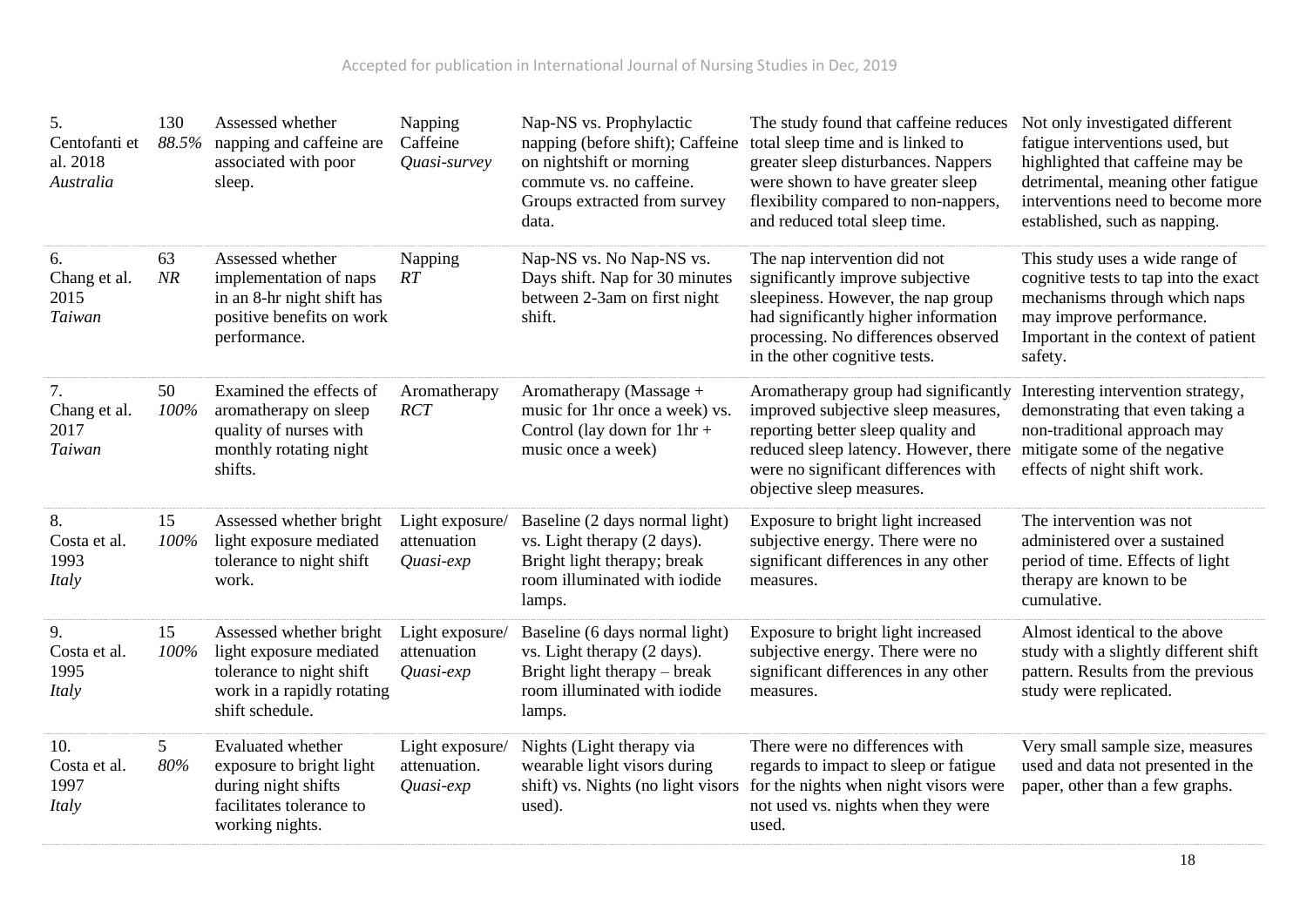| | | | | | | |
|---|---|---|---|---|---|---|
| 5. Centofanti et al. 2018 *Australia* | 130 *88.5%* | Assessed whether napping and caffeine are associated with poor sleep. | Napping Caffeine *Quasi-survey* | Nap-NS vs. Prophylactic napping (before shift); Caffeine on nightshift or morning commute vs. no caffeine. Groups extracted from survey data. | The study found that caffeine reduces total sleep time and is linked to greater sleep disturbances. Nappers were shown to have greater sleep flexibility compared to non-nappers, and reduced total sleep time. | Not only investigated different fatigue interventions used, but highlighted that caffeine may be detrimental, meaning other fatigue interventions need to become more established, such as napping. |
| 6. Chang et al. 2015 *Taiwan* | 63 *NR* | Assessed whether implementation of naps in an 8-hr night shift has positive benefits on work performance. | Napping *RT* | Nap-NS vs. No Nap-NS vs. Days shift. Nap for 30 minutes between 2-3am on first night shift. | The nap intervention did not significantly improve subjective sleepiness. However, the nap group had significantly higher information processing. No differences observed in the other cognitive tests. | This study uses a wide range of cognitive tests to tap into the exact mechanisms through which naps may improve performance. Important in the context of patient safety. |
| 7. Chang et al. 2017 *Taiwan* | 50 *100%* | Examined the effects of aromatherapy on sleep quality of nurses with monthly rotating night shifts. | Aromatherapy *RCT* | Aromatherapy (Massage + music for 1hr once a week) vs. Control (lay down for 1hr + music once a week) | Aromatherapy group had significantly improved subjective sleep measures, reporting better sleep quality and reduced sleep latency. However, there were no significant differences with objective sleep measures. | Interesting intervention strategy, demonstrating that even taking a non-traditional approach may mitigate some of the negative effects of night shift work. |
| 8. Costa et al. 1993 *Italy* | 15 *100%* | Assessed whether bright light exposure mediated tolerance to night shift work. | Light exposure/ attenuation *Quasi-exp* | Baseline (2 days normal light) vs. Light therapy (2 days). Bright light therapy; break room illuminated with iodide lamps. | Exposure to bright light increased subjective energy. There were no significant differences in any other measures. | The intervention was not administered over a sustained period of time. Effects of light therapy are known to be cumulative. |
| 9. Costa et al. 1995 *Italy* | 15 *100%* | Assessed whether bright light exposure mediated tolerance to night shift work in a rapidly rotating shift schedule. | Light exposure/ attenuation *Quasi-exp* | Baseline (6 days normal light) vs. Light therapy (2 days). Bright light therapy – break room illuminated with iodide lamps. | Exposure to bright light increased subjective energy. There were no significant differences in any other measures. | Almost identical to the above study with a slightly different shift pattern. Results from the previous study were replicated. |
| 10. Costa et al. 1997 *Italy* | 5 *80%* | Evaluated whether exposure to bright light during night shifts facilitates tolerance to working nights. | Light exposure/ attenuation. *Quasi-exp* | Nights (Light therapy via wearable light visors during shift) vs. Nights (no light visors used). | There were no differences with regards to impact to sleep or fatigue for the nights when night visors were not used vs. nights when they were used. | Very small sample size, measures used and data not presented in the paper, other than a few graphs. |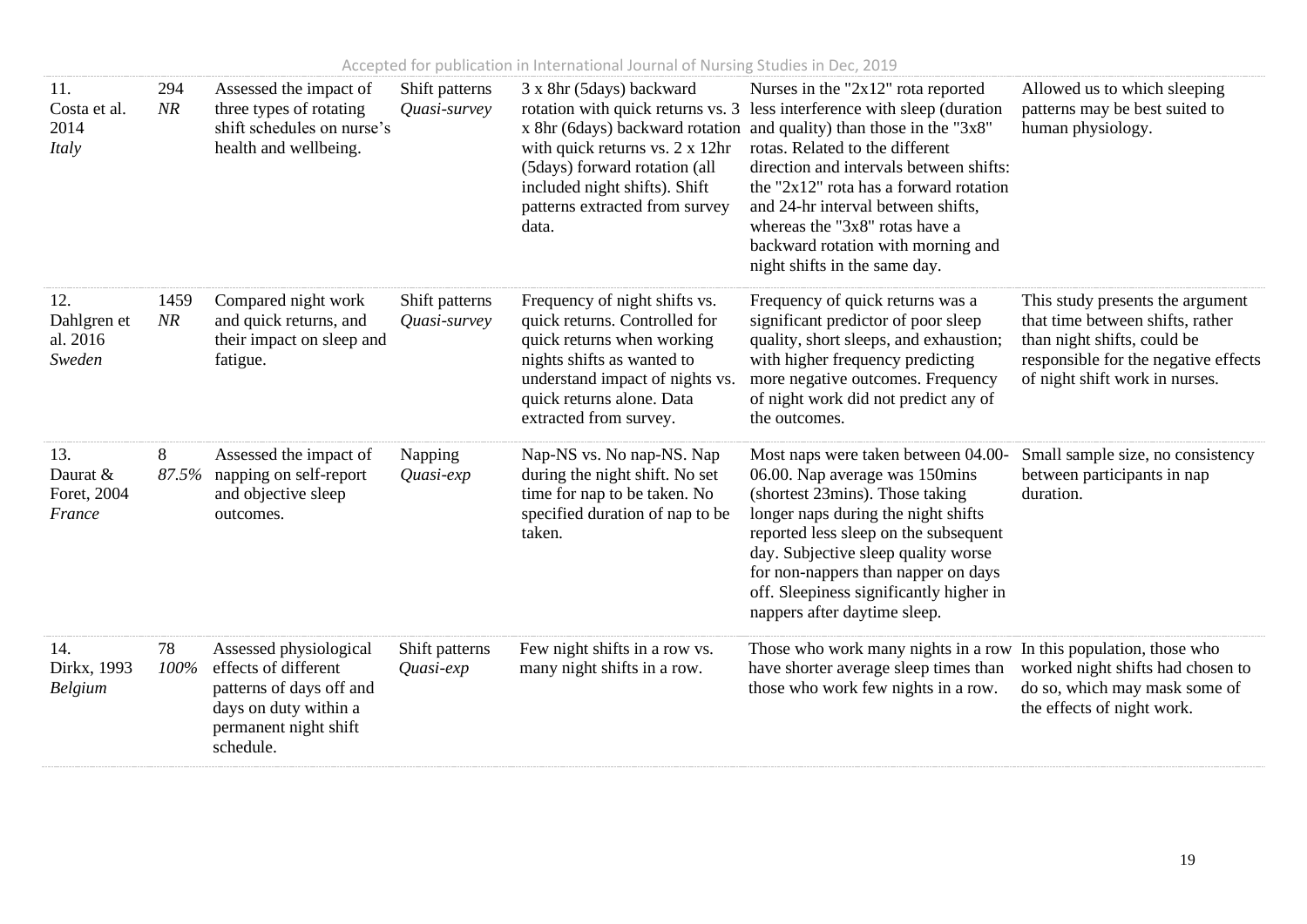| | | | | | | |
|---|---|---|---|---|---|---|
| 11. Costa et al. 2014 *Italy* | 294 *NR* | Assessed the impact of three types of rotating shift schedules on nurse's health and wellbeing. | Shift patterns *Quasi-survey* | 3 x 8hr (5days) backward rotation with quick returns vs. 3 x 8hr (6days) backward rotation with quick returns vs. 2 x 12hr (5days) forward rotation (all included night shifts). Shift patterns extracted from survey data. | Nurses in the "2x12" rota reported less interference with sleep (duration and quality) than those in the "3x8" rotas. Related to the different direction and intervals between shifts: the "2x12" rota has a forward rotation and 24-hr interval between shifts, whereas the "3x8" rotas have a backward rotation with morning and night shifts in the same day. | Allowed us to which sleeping patterns may be best suited to human physiology. |
| 12. Dahlgren et al. 2016 *Sweden* | 1459 *NR* | Compared night work and quick returns, and their impact on sleep and fatigue. | Shift patterns *Quasi-survey* | Frequency of night shifts vs. quick returns. Controlled for quick returns when working nights shifts as wanted to understand impact of nights vs. quick returns alone. Data extracted from survey. | Frequency of quick returns was a significant predictor of poor sleep quality, short sleeps, and exhaustion; with higher frequency predicting more negative outcomes. Frequency of night work did not predict any of the outcomes. | This study presents the argument that time between shifts, rather than night shifts, could be responsible for the negative effects of night shift work in nurses. |
| 13. Daurat & Foret, 2004 *France* | 8 *87.5%* | Assessed the impact of napping on self-report and objective sleep outcomes. | Napping *Quasi-exp* | Nap-NS vs. No nap-NS. Nap during the night shift. No set time for nap to be taken. No specified duration of nap to be taken. | Most naps were taken between 04.00-06.00. Nap average was 150mins (shortest 23mins). Those taking longer naps during the night shifts reported less sleep on the subsequent day. Subjective sleep quality worse for non-nappers than napper on days off. Sleepiness significantly higher in nappers after daytime sleep. | Small sample size, no consistency between participants in nap duration. |
| 14. Dirkx, 1993 *Belgium* | 78 *100%* | Assessed physiological effects of different patterns of days off and days on duty within a permanent night shift schedule. | Shift patterns *Quasi-exp* | Few night shifts in a row vs. many night shifts in a row. | Those who work many nights in a row have shorter average sleep times than those who work few nights in a row. | In this population, those who worked night shifts had chosen to do so, which may mask some of the effects of night work. |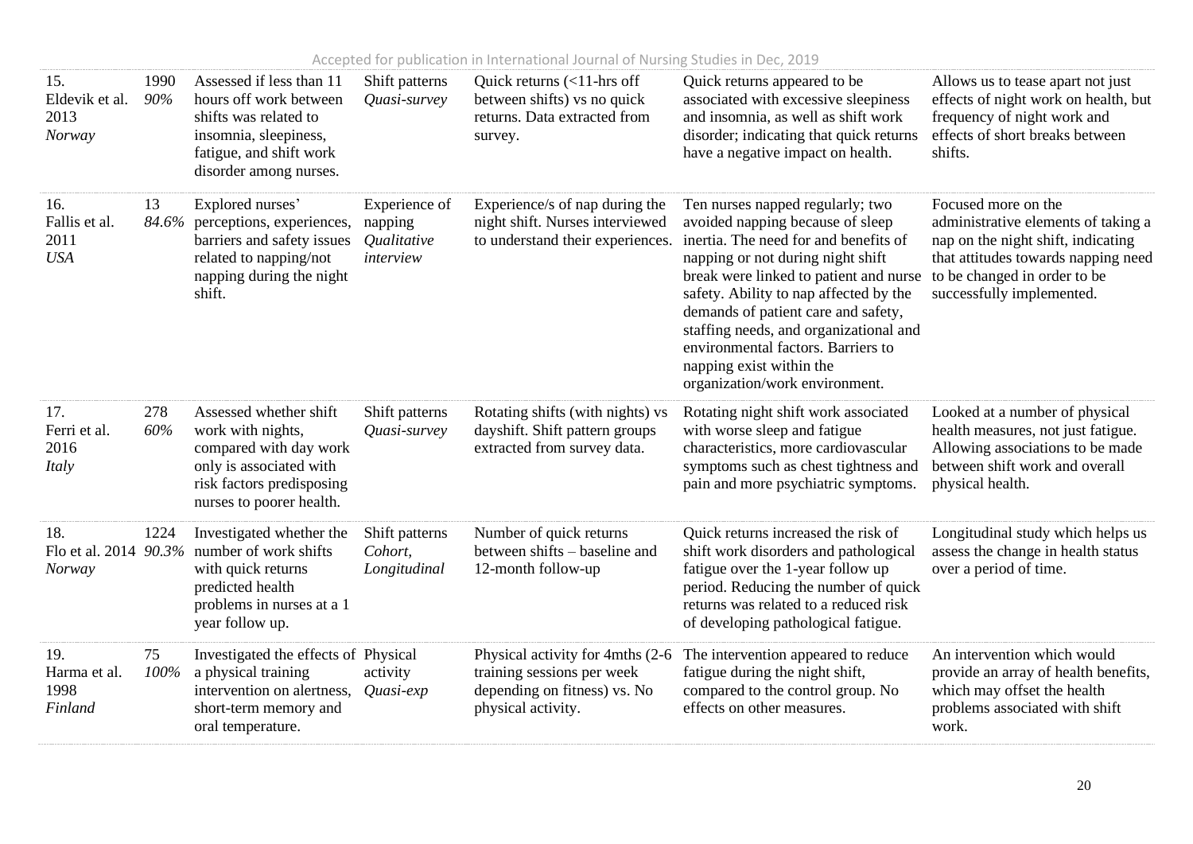| | | | | | | |
|---|---|---|---|---|---|---|
| 15. Eldevik et al. 2013 *Norway* | 1990 *90%* | Assessed if less than 11 hours off work between shifts was related to insomnia, sleepiness, fatigue, and shift work disorder among nurses. | Shift patterns *Quasi-survey* | Quick returns (<11-hrs off between shifts) vs no quick returns. Data extracted from survey. | Quick returns appeared to be associated with excessive sleepiness and insomnia, as well as shift work disorder; indicating that quick returns have a negative impact on health. | Allows us to tease apart not just effects of night work on health, but frequency of night work and effects of short breaks between shifts. |
| 16. Fallis et al. 2011 *USA* | 13 *84.6%* | Explored nurses' perceptions, experiences, barriers and safety issues related to napping/not napping during the night shift. | Experience of napping *Qualitative interview* | Experience/s of nap during the night shift. Nurses interviewed to understand their experiences. | Ten nurses napped regularly; two avoided napping because of sleep inertia. The need for and benefits of napping or not during night shift break were linked to patient and nurse safety. Ability to nap affected by the demands of patient care and safety, staffing needs, and organizational and environmental factors. Barriers to napping exist within the organization/work environment. | Focused more on the administrative elements of taking a nap on the night shift, indicating that attitudes towards napping need to be changed in order to be successfully implemented. |
| 17. Ferri et al. 2016 *Italy* | 278 *60%* | Assessed whether shift work with nights, compared with day work only is associated with risk factors predisposing nurses to poorer health. | Shift patterns *Quasi-survey* | Rotating shifts (with nights) vs dayshift. Shift pattern groups extracted from survey data. | Rotating night shift work associated with worse sleep and fatigue characteristics, more cardiovascular symptoms such as chest tightness and pain and more psychiatric symptoms. | Looked at a number of physical health measures, not just fatigue. Allowing associations to be made between shift work and overall physical health. |
| 18. Flo et al. 2014 *Norway* | 1224 *90.3%* | Investigated whether the number of work shifts with quick returns predicted health problems in nurses at a 1 year follow up. | Shift patterns *Cohort, Longitudinal* | Number of quick returns between shifts – baseline and 12-month follow-up | Quick returns increased the risk of shift work disorders and pathological fatigue over the 1-year follow up period. Reducing the number of quick returns was related to a reduced risk of developing pathological fatigue. | Longitudinal study which helps us assess the change in health status over a period of time. |
| 19. Harma et al. 1998 *Finland* | 75 *100%* | Investigated the effects of a physical training intervention on alertness, short-term memory and oral temperature. | Physical activity *Quasi-exp* | Physical activity for 4mths (2-6 training sessions per week depending on fitness) vs. No physical activity. | The intervention appeared to reduce fatigue during the night shift, compared to the control group. No effects on other measures. | An intervention which would provide an array of health benefits, which may offset the health problems associated with shift work. |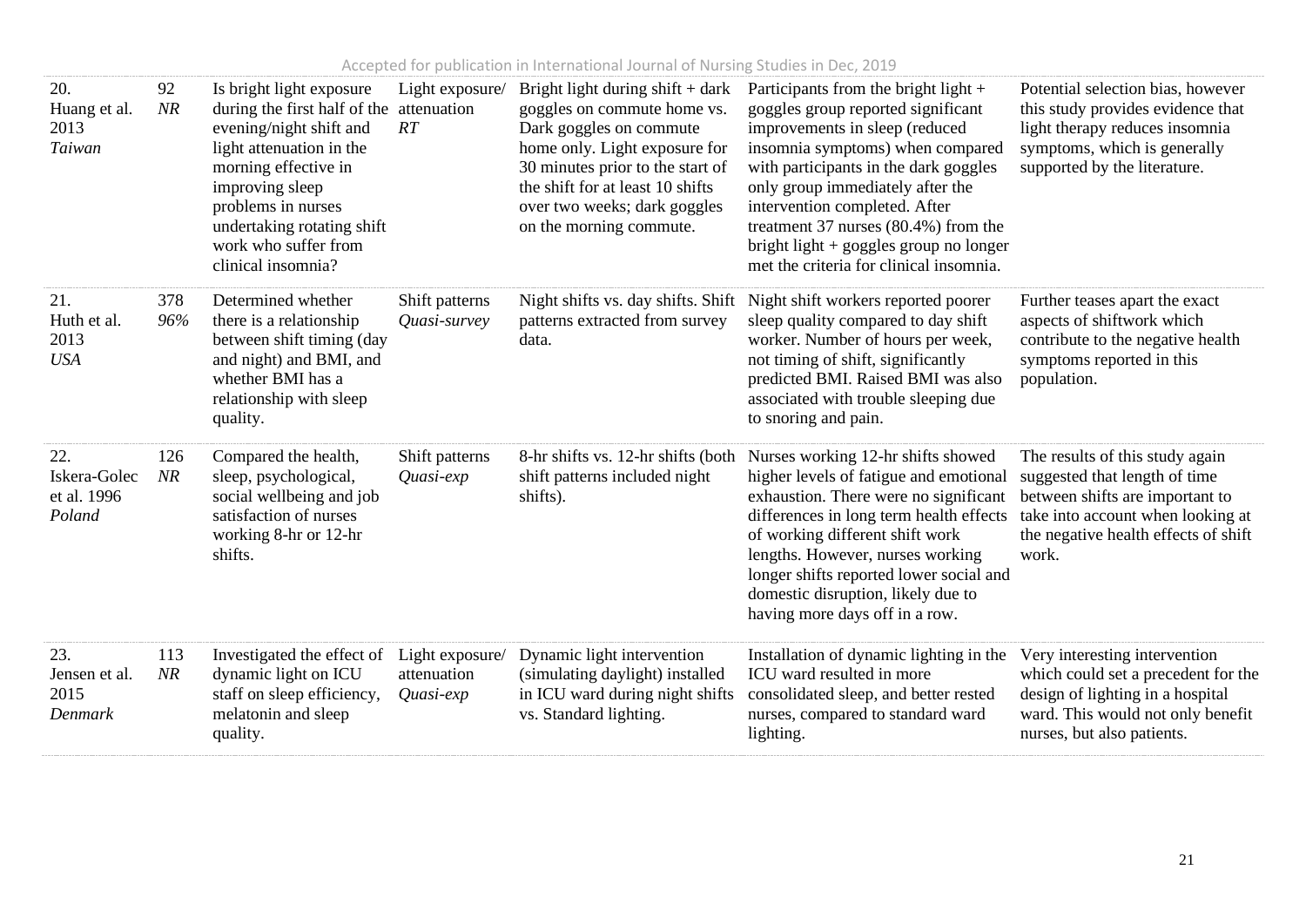| | | | | | | |
|---|---|---|---|---|---|---|
| 20. Huang et al. 2013 *Taiwan* | 92 *NR* | Is bright light exposure during the first half of the evening/night shift and light attenuation in the morning effective in improving sleep problems in nurses undertaking rotating shift work who suffer from clinical insomnia? | Light exposure/ attenuation *RT* | Bright light during shift + dark goggles on commute home vs. Dark goggles on commute home only. Light exposure for 30 minutes prior to the start of the shift for at least 10 shifts over two weeks; dark goggles on the morning commute. | Participants from the bright light + goggles group reported significant improvements in sleep (reduced insomnia symptoms) when compared with participants in the dark goggles only group immediately after the intervention completed. After treatment 37 nurses (80.4%) from the bright light + goggles group no longer met the criteria for clinical insomnia. | Potential selection bias, however this study provides evidence that light therapy reduces insomnia symptoms, which is generally supported by the literature. |
| 21. Huth et al. 2013 *USA* | 378 *96%* | Determined whether there is a relationship between shift timing (day and night) and BMI, and whether BMI has a relationship with sleep quality. | Shift patterns *Quasi-survey* | Night shifts vs. day shifts. Shift patterns extracted from survey data. | Night shift workers reported poorer sleep quality compared to day shift worker. Number of hours per week, not timing of shift, significantly predicted BMI. Raised BMI was also associated with trouble sleeping due to snoring and pain. | Further teases apart the exact aspects of shiftwork which contribute to the negative health symptoms reported in this population. |
| 22. Iskera-Golec et al. 1996 *Poland* | 126 *NR* | Compared the health, sleep, psychological, social wellbeing and job satisfaction of nurses working 8-hr or 12-hr shifts. | Shift patterns *Quasi-exp* | 8-hr shifts vs. 12-hr shifts (both shift patterns included night shifts). | Nurses working 12-hr shifts showed higher levels of fatigue and emotional exhaustion. There were no significant differences in long term health effects of working different shift work lengths. However, nurses working longer shifts reported lower social and domestic disruption, likely due to having more days off in a row. | The results of this study again suggested that length of time between shifts are important to take into account when looking at the negative health effects of shift work. |
| 23. Jensen et al. 2015 *Denmark* | 113 *NR* | Investigated the effect of dynamic light on ICU staff on sleep efficiency, melatonin and sleep quality. | Light exposure/ attenuation *Quasi-exp* | Dynamic light intervention (simulating daylight) installed in ICU ward during night shifts vs. Standard lighting. | Installation of dynamic lighting in the ICU ward resulted in more consolidated sleep, and better rested nurses, compared to standard ward lighting. | Very interesting intervention which could set a precedent for the design of lighting in a hospital ward. This would not only benefit nurses, but also patients. |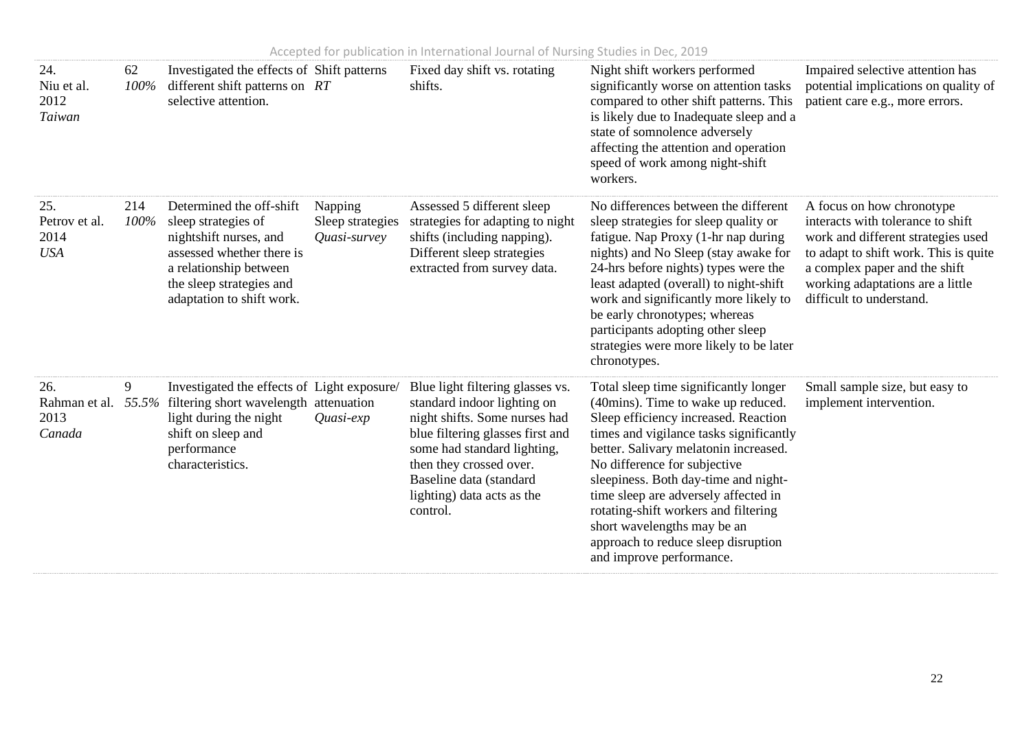| | | | | | | |
|---|---|---|---|---|---|---|
| 24. Niu et al. 2012 *Taiwan* | 62 *100%* | Investigated the effects of different shift patterns on selective attention. | Shift patterns *RT* | Fixed day shift vs. rotating shifts. | Night shift workers performed significantly worse on attention tasks compared to other shift patterns. This is likely due to Inadequate sleep and a state of somnolence adversely affecting the attention and operation speed of work among night-shift workers. | Impaired selective attention has potential implications on quality of patient care e.g., more errors. |
| 25. Petrov et al. 2014 *USA* | 214 *100%* | Determined the off-shift sleep strategies of nightshift nurses, and assessed whether there is a relationship between the sleep strategies and adaptation to shift work. | Napping Sleep strategies *Quasi-survey* | Assessed 5 different sleep strategies for adapting to night shifts (including napping). Different sleep strategies extracted from survey data. | No differences between the different sleep strategies for sleep quality or fatigue. Nap Proxy (1-hr nap during nights) and No Sleep (stay awake for 24-hrs before nights) types were the least adapted (overall) to night-shift work and significantly more likely to be early chronotypes; whereas participants adopting other sleep strategies were more likely to be later chronotypes. | A focus on how chronotype interacts with tolerance to shift work and different strategies used to adapt to shift work. This is quite a complex paper and the shift working adaptations are a little difficult to understand. |
| 26. Rahman et al. 2013 *Canada* | 9 *55.5%* | Investigated the effects of filtering short wavelength light during the night shift on sleep and performance characteristics. | Light exposure/ attenuation *Quasi-exp* | Blue light filtering glasses vs. standard indoor lighting on night shifts. Some nurses had blue filtering glasses first and some had standard lighting, then they crossed over. Baseline data (standard lighting) data acts as the control. | Total sleep time significantly longer (40mins). Time to wake up reduced. Sleep efficiency increased. Reaction times and vigilance tasks significantly better. Salivary melatonin increased. No difference for subjective sleepiness. Both day-time and night-time sleep are adversely affected in rotating-shift workers and filtering short wavelengths may be an approach to reduce sleep disruption and improve performance. | Small sample size, but easy to implement intervention. |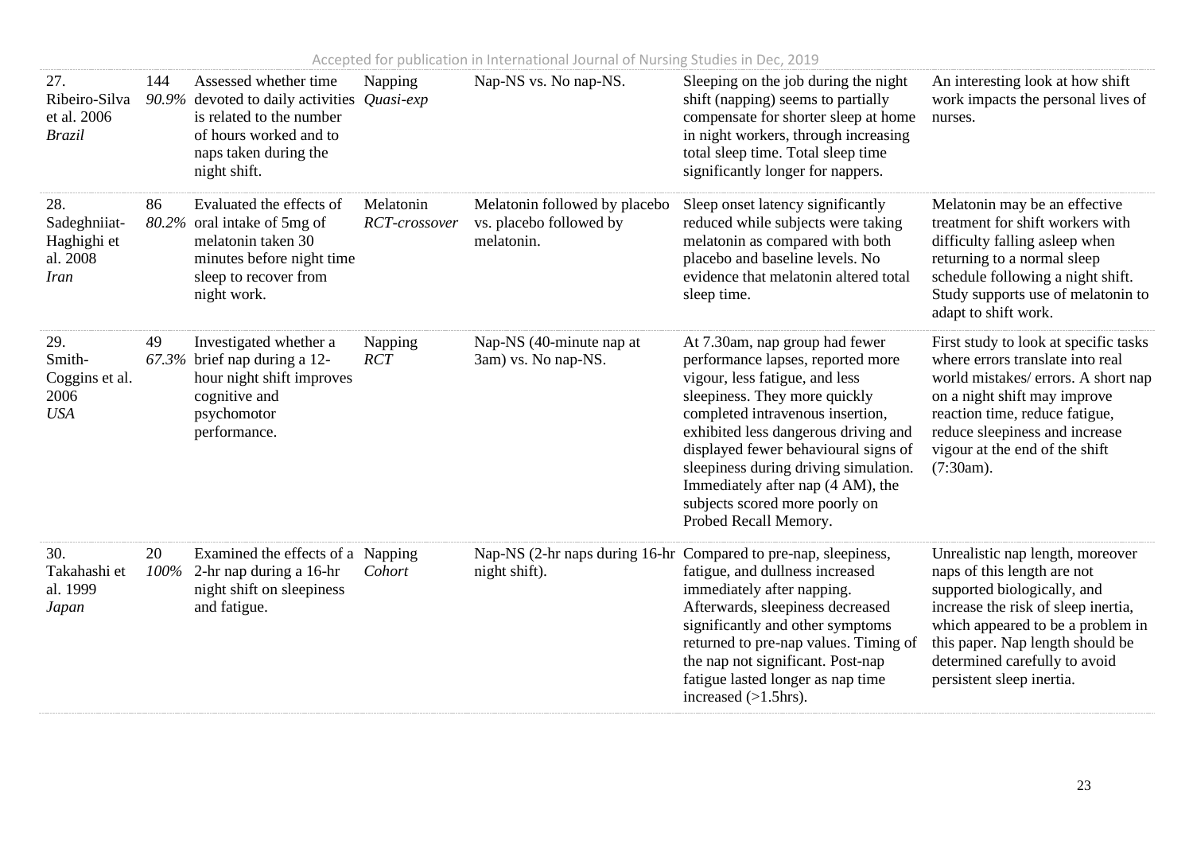| | | | | | | |
|---|---|---|---|---|---|---|
| 27. Ribeiro-Silva et al. 2006 *Brazil* | 144 *90.9%* | Assessed whether time devoted to daily activities is related to the number of hours worked and to naps taken during the night shift. | Napping *Quasi-exp* | Nap-NS vs. No nap-NS. | Sleeping on the job during the night shift (napping) seems to partially compensate for shorter sleep at home in night workers, through increasing total sleep time. Total sleep time significantly longer for nappers. | An interesting look at how shift work impacts the personal lives of nurses. |
| 28. Sadeghniiat-Haghighi et al. 2008 *Iran* | 86 *80.2%* | Evaluated the effects of oral intake of 5mg of melatonin taken 30 minutes before night time sleep to recover from night work. | Melatonin *RCT-crossover* | Melatonin followed by placebo vs. placebo followed by melatonin. | Sleep onset latency significantly reduced while subjects were taking melatonin as compared with both placebo and baseline levels. No evidence that melatonin altered total sleep time. | Melatonin may be an effective treatment for shift workers with difficulty falling asleep when returning to a normal sleep schedule following a night shift. Study supports use of melatonin to adapt to shift work. |
| 29. Smith-Coggins et al. 2006 *USA* | 49 *67.3%* | Investigated whether a brief nap during a 12-hour night shift improves cognitive and psychomotor performance. | Napping *RCT* | Nap-NS (40-minute nap at 3am) vs. No nap-NS. | At 7.30am, nap group had fewer performance lapses, reported more vigour, less fatigue, and less sleepiness. They more quickly completed intravenous insertion, exhibited less dangerous driving and displayed fewer behavioural signs of sleepiness during driving simulation. Immediately after nap (4 AM), the subjects scored more poorly on Probed Recall Memory. | First study to look at specific tasks where errors translate into real world mistakes/ errors. A short nap on a night shift may improve reaction time, reduce fatigue, reduce sleepiness and increase vigour at the end of the shift (7:30am). |
| 30. Takahashi et al. 1999 *Japan* | 20 *100%* | Examined the effects of a 2-hr nap during a 16-hr night shift on sleepiness and fatigue. | Napping *Cohort* | Nap-NS (2-hr naps during 16-hr night shift). | Compared to pre-nap, sleepiness, fatigue, and dullness increased immediately after napping. Afterwards, sleepiness decreased significantly and other symptoms returned to pre-nap values. Timing of the nap not significant. Post-nap fatigue lasted longer as nap time increased (>1.5hrs). | Unrealistic nap length, moreover naps of this length are not supported biologically, and increase the risk of sleep inertia, which appeared to be a problem in this paper. Nap length should be determined carefully to avoid persistent sleep inertia. |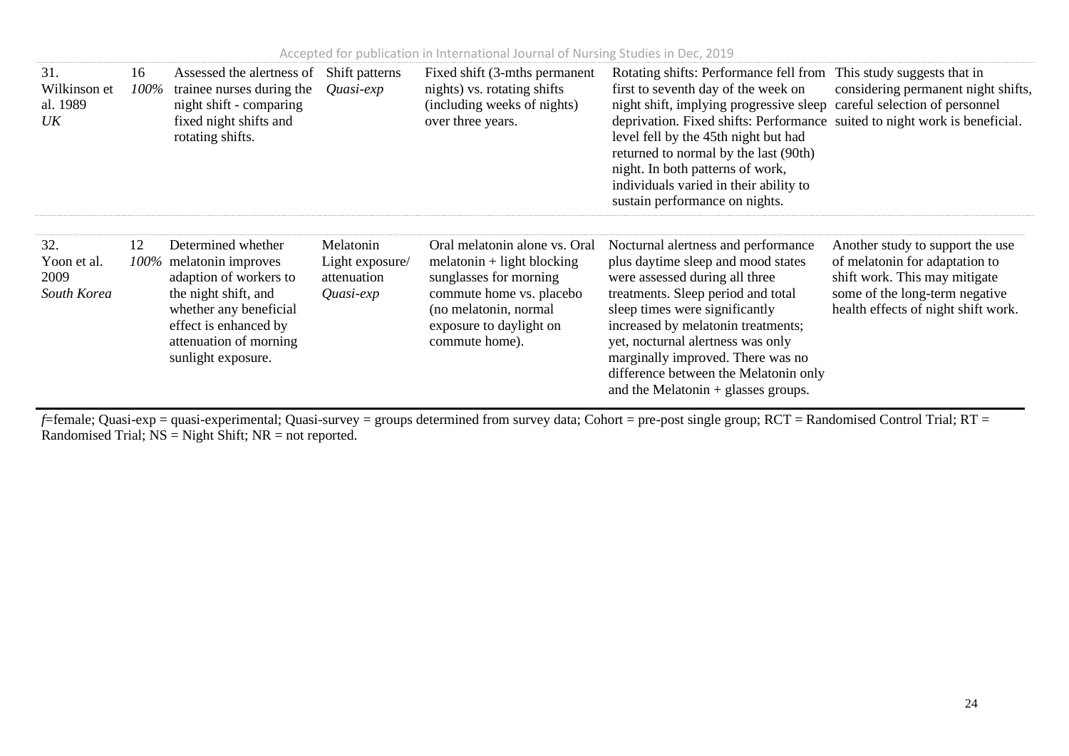| | | | | | | |
|---|---|---|---|---|---|---|
| 31. Wilkinson et al. 1989 *UK* | 16 *100%* | Assessed the alertness of trainee nurses during the night shift - comparing fixed night shifts and rotating shifts. | Shift patterns *Quasi-exp* | Fixed shift (3-mths permanent nights) vs. rotating shifts (including weeks of nights) over three years. | Rotating shifts: Performance fell from first to seventh day of the week on night shift, implying progressive sleep deprivation. Fixed shifts: Performance level fell by the 45th night but had returned to normal by the last (90th) night. In both patterns of work, individuals varied in their ability to sustain performance on nights. | This study suggests that in considering permanent night shifts, careful selection of personnel suited to night work is beneficial. |
| 32. Yoon et al. 2009 *South Korea* | 12 *100%* | Determined whether melatonin improves adaption of workers to the night shift, and whether any beneficial effect is enhanced by attenuation of morning sunlight exposure. | Melatonin Light exposure/ attenuation *Quasi-exp* | Oral melatonin alone vs. Oral melatonin + light blocking sunglasses for morning commute home vs. placebo (no melatonin, normal exposure to daylight on commute home). | Nocturnal alertness and performance plus daytime sleep and mood states were assessed during all three treatments. Sleep period and total sleep times were significantly increased by melatonin treatments; yet, nocturnal alertness was only marginally improved. There was no difference between the Melatonin only and the Melatonin + glasses groups. | Another study to support the use of melatonin for adaptation to shift work. This may mitigate some of the long-term negative health effects of night shift work. |

*f*=female; Quasi-exp = quasi-experimental; Quasi-survey = groups determined from survey data; Cohort = pre-post single group; RCT = Randomised Control Trial; RT = Randomised Trial; NS = Night Shift; NR = not reported.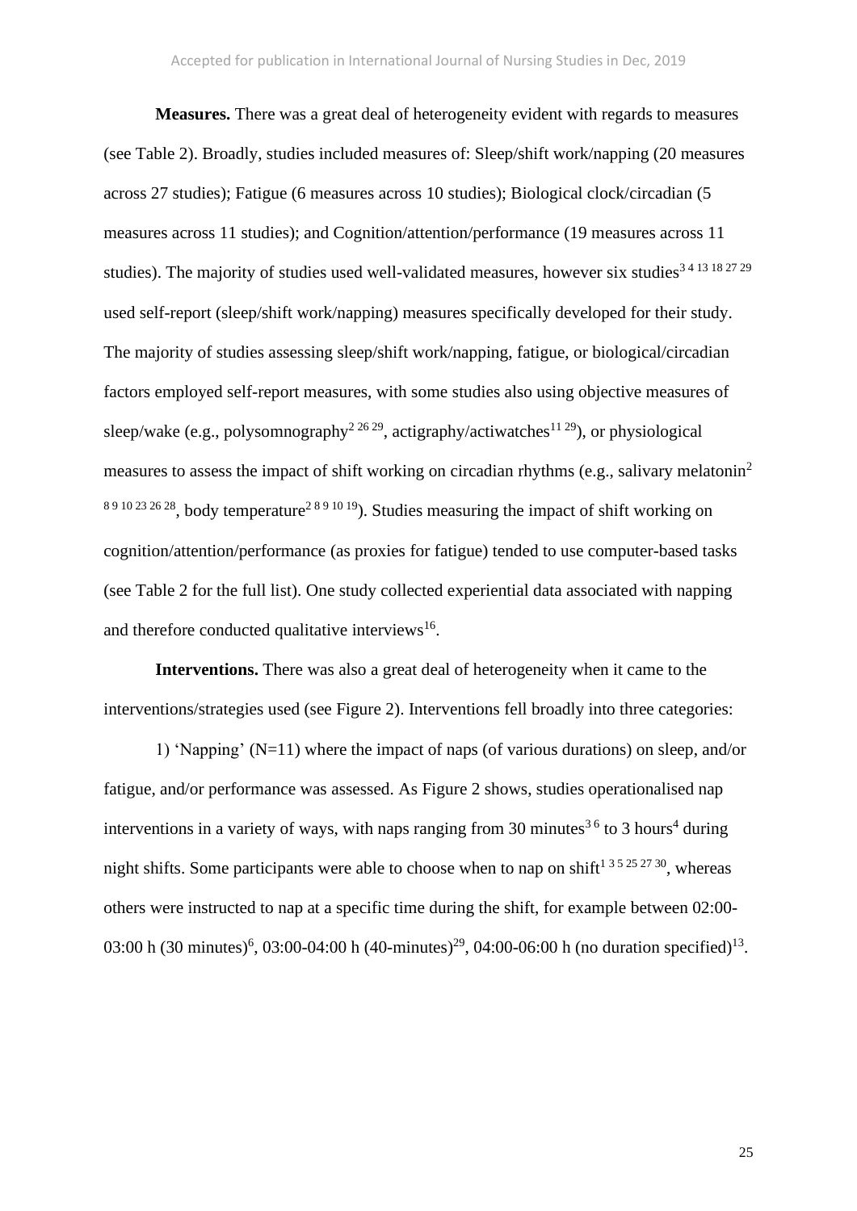**Measures.** There was a great deal of heterogeneity evident with regards to measures (see Table 2). Broadly, studies included measures of: Sleep/shift work/napping (20 measures across 27 studies); Fatigue (6 measures across 10 studies); Biological clock/circadian (5 measures across 11 studies); and Cognition/attention/performance (19 measures across 11 studies). The majority of studies used well-validated measures, however six studies[3 4 13 18 27 29] used self-report (sleep/shift work/napping) measures specifically developed for their study. The majority of studies assessing sleep/shift work/napping, fatigue, or biological/circadian factors employed self-report measures, with some studies also using objective measures of sleep/wake (e.g., polysomnography[2 26 29], actigraphy/actiwatches[11 29]), or physiological measures to assess the impact of shift working on circadian rhythms (e.g., salivary melatonin[2 8 9 10 23 26 28], body temperature[2 8 9 10 19]). Studies measuring the impact of shift working on cognition/attention/performance (as proxies for fatigue) tended to use computer-based tasks (see Table 2 for the full list). One study collected experiential data associated with napping and therefore conducted qualitative interviews[16].

**Interventions.** There was also a great deal of heterogeneity when it came to the interventions/strategies used (see Figure 2). Interventions fell broadly into three categories:

1) 'Napping' (N=11) where the impact of naps (of various durations) on sleep, and/or fatigue, and/or performance was assessed. As Figure 2 shows, studies operationalised nap interventions in a variety of ways, with naps ranging from 30 minutes[3 6] to 3 hours[4] during night shifts. Some participants were able to choose when to nap on shift[1 3 5 25 27 30], whereas others were instructed to nap at a specific time during the shift, for example between 02:00-03:00 h (30 minutes)[6], 03:00-04:00 h (40-minutes)[29], 04:00-06:00 h (no duration specified)[13].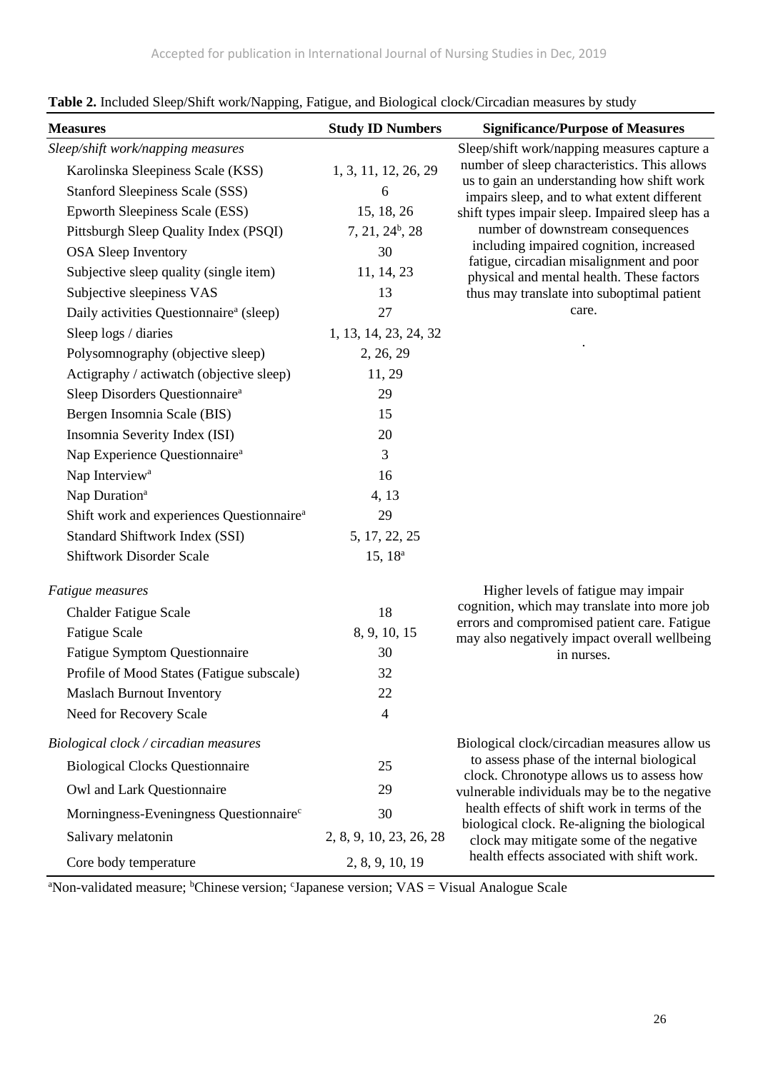**Table 2.** Included Sleep/Shift work/Napping, Fatigue, and Biological clock/Circadian measures by study

| Measures | Study ID Numbers | Significance/Purpose of Measures |
|---|---|---|
| *Sleep/shift work/napping measures* | | Sleep/shift work/napping measures capture a number of sleep characteristics. This allows us to gain an understanding how shift work impairs sleep, and to what extent different shift types impair sleep. Impaired sleep has a number of downstream consequences including impaired cognition, increased fatigue, circadian misalignment and poor physical and mental health. These factors thus may translate into suboptimal patient care. |
| Karolinska Sleepiness Scale (KSS) | 1, 3, 11, 12, 26, 29 | |
| Stanford Sleepiness Scale (SSS) | 6 | |
| Epworth Sleepiness Scale (ESS) | 15, 18, 26 | |
| Pittsburgh Sleep Quality Index (PSQI) | 7, 21, 24[b], 28 | |
| OSA Sleep Inventory | 30 | |
| Subjective sleep quality (single item) | 11, 14, 23 | |
| Subjective sleepiness VAS | 13 | |
| Daily activities Questionnaire[a] (sleep) | 27 | |
| Sleep logs / diaries | 1, 13, 14, 23, 24, 32 | . |
| Polysomnography (objective sleep) | 2, 26, 29 | |
| Actigraphy / actiwatch (objective sleep) | 11, 29 | |
| Sleep Disorders Questionnaire[a] | 29 | |
| Bergen Insomnia Scale (BIS) | 15 | |
| Insomnia Severity Index (ISI) | 20 | |
| Nap Experience Questionnaire[a] | 3 | |
| Nap Interview[a] | 16 | |
| Nap Duration[a] | 4, 13 | |
| Shift work and experiences Questionnaire[a] | 29 | |
| Standard Shiftwork Index (SSI) | 5, 17, 22, 25 | |
| Shiftwork Disorder Scale | 15, 18[a] | |
| *Fatigue measures* | | Higher levels of fatigue may impair cognition, which may translate into more job errors and compromised patient care. Fatigue may also negatively impact overall wellbeing in nurses. |
| Chalder Fatigue Scale | 18 | |
| Fatigue Scale | 8, 9, 10, 15 | |
| Fatigue Symptom Questionnaire | 30 | |
| Profile of Mood States (Fatigue subscale) | 32 | |
| Maslach Burnout Inventory | 22 | |
| Need for Recovery Scale | 4 | |
| *Biological clock / circadian measures* | | Biological clock/circadian measures allow us to assess phase of the internal biological clock. Chronotype allows us to assess how vulnerable individuals may be to the negative health effects of shift work in terms of the biological clock. Re-aligning the biological clock may mitigate some of the negative health effects associated with shift work. |
| Biological Clocks Questionnaire | 25 | |
| Owl and Lark Questionnaire | 29 | |
| Morningness-Eveningness Questionnaire[c] | 30 | |
| Salivary melatonin | 2, 8, 9, 10, 23, 26, 28 | |
| Core body temperature | 2, 8, 9, 10, 19 | |

[a]Non-validated measure; [b]Chinese version; [c]Japanese version; VAS = Visual Analogue Scale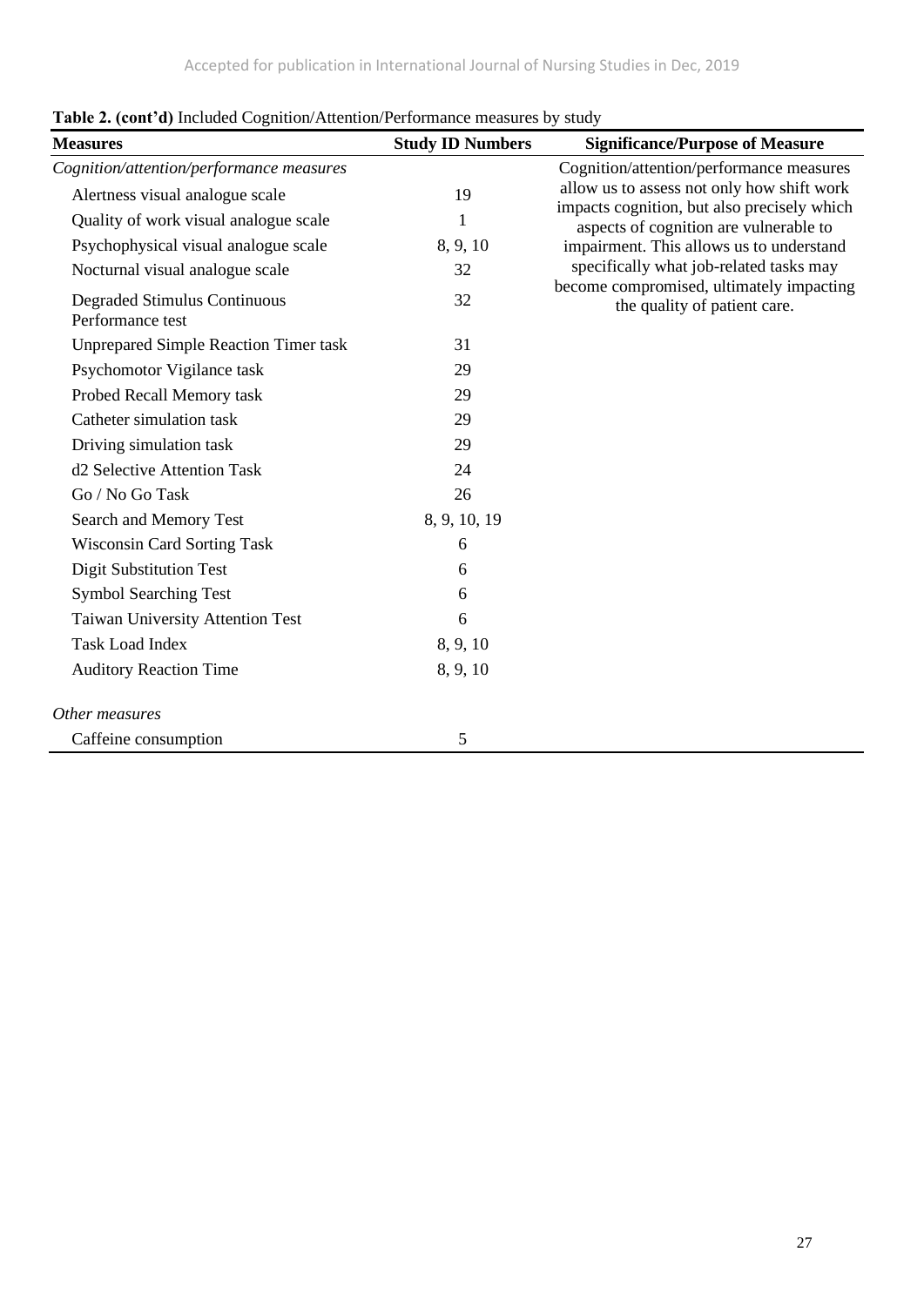**Table 2. (cont'd)** Included Cognition/Attention/Performance measures by study

| Measures | Study ID Numbers | Significance/Purpose of Measure |
|---|---|---|
| *Cognition/attention/performance measures* | | Cognition/attention/performance measures allow us to assess not only how shift work impacts cognition, but also precisely which aspects of cognition are vulnerable to impairment. This allows us to understand specifically what job-related tasks may become compromised, ultimately impacting the quality of patient care. |
| Alertness visual analogue scale | 19 | |
| Quality of work visual analogue scale | 1 | |
| Psychophysical visual analogue scale | 8, 9, 10 | |
| Nocturnal visual analogue scale | 32 | |
| Degraded Stimulus Continuous Performance test | 32 | |
| Unprepared Simple Reaction Timer task | 31 | |
| Psychomotor Vigilance task | 29 | |
| Probed Recall Memory task | 29 | |
| Catheter simulation task | 29 | |
| Driving simulation task | 29 | |
| d2 Selective Attention Task | 24 | |
| Go / No Go Task | 26 | |
| Search and Memory Test | 8, 9, 10, 19 | |
| Wisconsin Card Sorting Task | 6 | |
| Digit Substitution Test | 6 | |
| Symbol Searching Test | 6 | |
| Taiwan University Attention Test | 6 | |
| Task Load Index | 8, 9, 10 | |
| Auditory Reaction Time | 8, 9, 10 | |
| *Other measures* | | |
| Caffeine consumption | 5 | |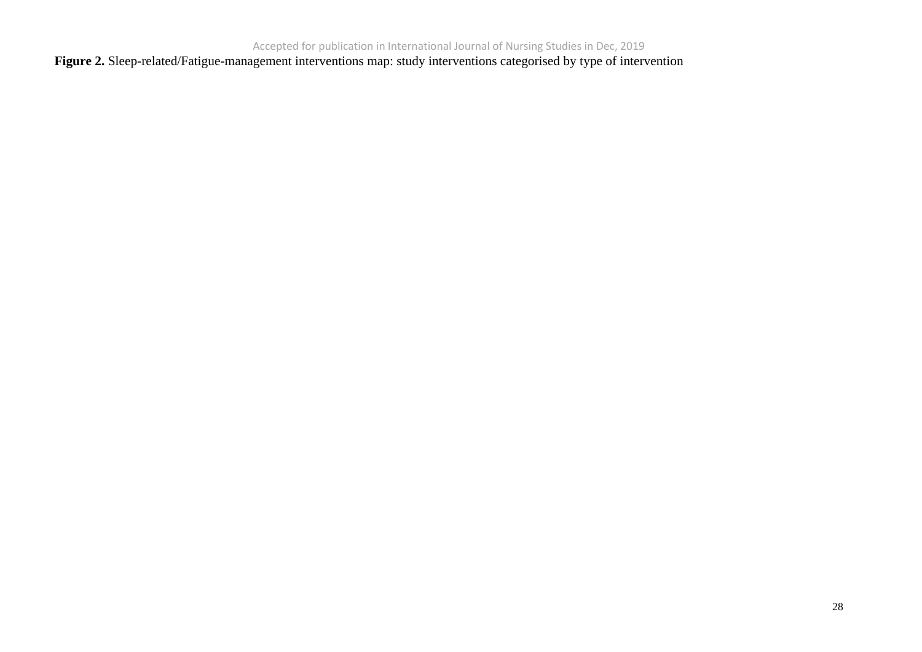**Figure 2.** Sleep-related/Fatigue-management interventions map: study interventions categorised by type of intervention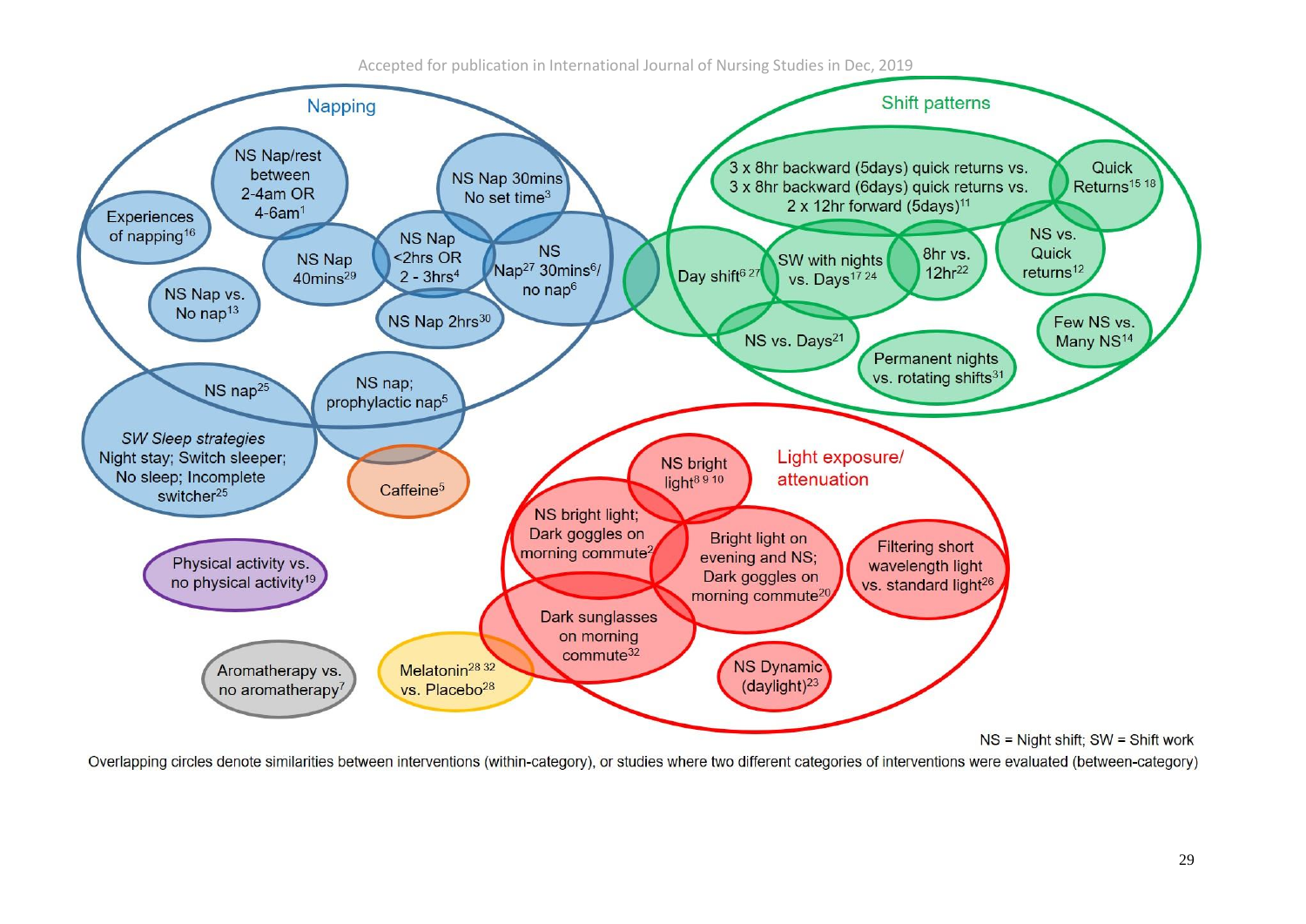Napping

NS Nap/rest between 2-4am OR 4-6am[1]

Experiences of napping[16]

NS Nap 30mins No set time[3]

NS Nap 40mins[29]

NS Nap <2hrs OR 2 - 3hrs[4]

NS Nap[27] 30mins[6]/ no nap[6]

NS Nap vs. No nap[13]

NS Nap 2hrs[30]

NS nap[25]

NS nap; prophylactic nap[5]

*SW Sleep strategies*
Night stay; Switch sleeper; No sleep; Incomplete switcher[25]

Caffeine[5]

Physical activity vs. no physical activity[19]

Aromatherapy vs. no aromatherapy[7]

Melatonin[28 32] vs. Placebo[28]

Shift patterns

3 x 8hr backward (5days) quick returns vs. 3 x 8hr backward (6days) quick returns vs. 2 x 12hr forward (5days)[11]

Quick Returns[15 18]

Day shift[6 27]

SW with nights vs. Days[17 24]

8hr vs. 12hr[22]

NS vs. Quick returns[12]

NS vs. Days[21]

Permanent nights vs. rotating shifts[31]

Few NS vs. Many NS[14]

Light exposure/ attenuation

NS bright light[8 9 10]

NS bright light; Dark goggles on morning commute[2]

Bright light on evening and NS; Dark goggles on morning commute[20]

Filtering short wavelength light vs. standard light[26]

Dark sunglasses on morning commute[32]

NS Dynamic (daylight)[23]

NS = Night shift; SW = Shift work

Overlapping circles denote similarities between interventions (within-category), or studies where two different categories of interventions were evaluated (between-category)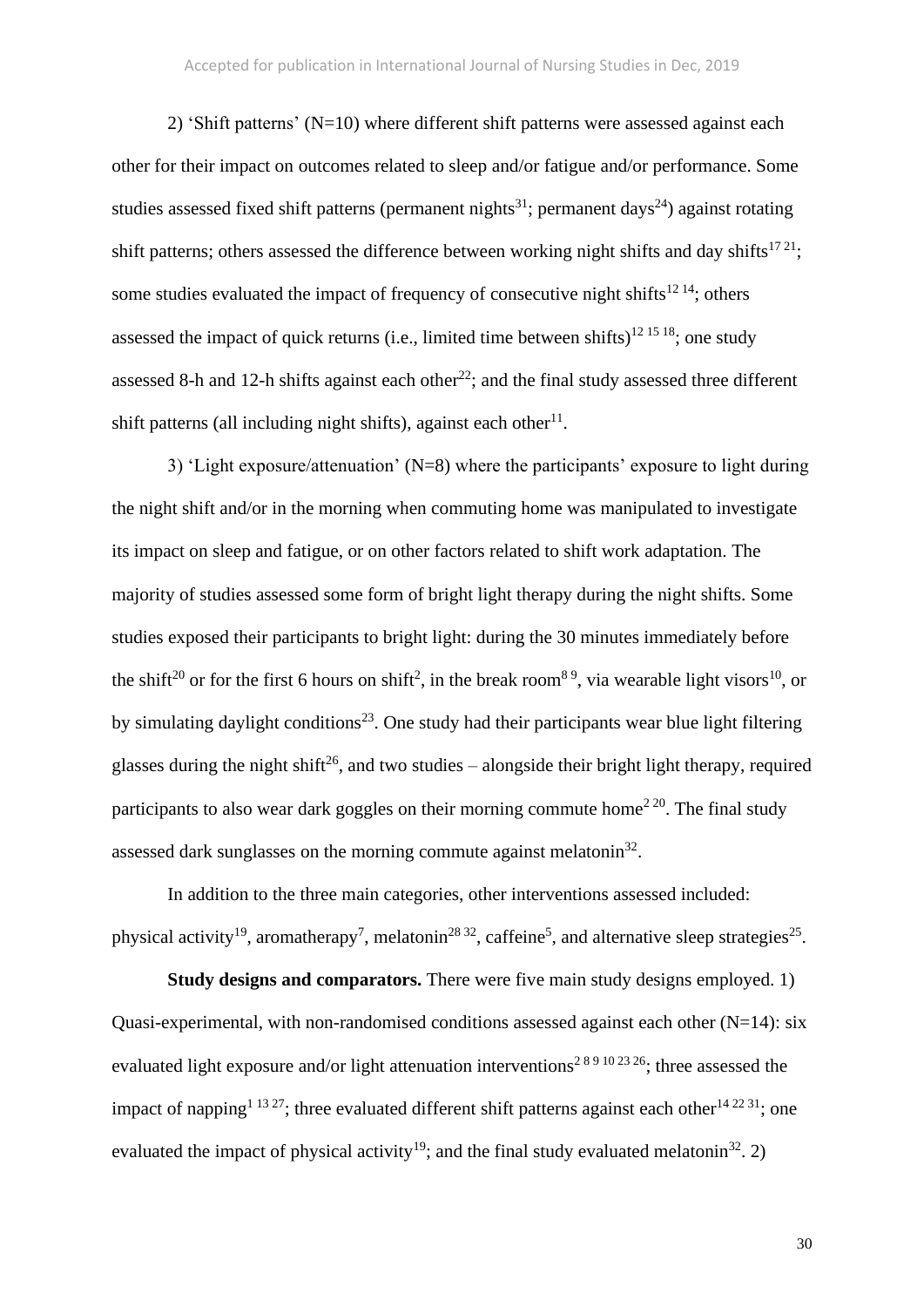2) 'Shift patterns' (N=10) where different shift patterns were assessed against each other for their impact on outcomes related to sleep and/or fatigue and/or performance. Some studies assessed fixed shift patterns (permanent nights[31]; permanent days[24]) against rotating shift patterns; others assessed the difference between working night shifts and day shifts[17 21]; some studies evaluated the impact of frequency of consecutive night shifts[12 14]; others assessed the impact of quick returns (i.e., limited time between shifts)[12 15 18]; one study assessed 8-h and 12-h shifts against each other[22]; and the final study assessed three different shift patterns (all including night shifts), against each other[11].

3) 'Light exposure/attenuation' (N=8) where the participants' exposure to light during the night shift and/or in the morning when commuting home was manipulated to investigate its impact on sleep and fatigue, or on other factors related to shift work adaptation. The majority of studies assessed some form of bright light therapy during the night shifts. Some studies exposed their participants to bright light: during the 30 minutes immediately before the shift[20] or for the first 6 hours on shift[2], in the break room[8 9], via wearable light visors[10], or by simulating daylight conditions[23]. One study had their participants wear blue light filtering glasses during the night shift[26], and two studies – alongside their bright light therapy, required participants to also wear dark goggles on their morning commute home[2 20]. The final study assessed dark sunglasses on the morning commute against melatonin[32].

In addition to the three main categories, other interventions assessed included: physical activity[19], aromatherapy[7], melatonin[28 32], caffeine[5], and alternative sleep strategies[25].

**Study designs and comparators.** There were five main study designs employed. 1) Quasi-experimental, with non-randomised conditions assessed against each other (N=14): six evaluated light exposure and/or light attenuation interventions[2 8 9 10 23 26]; three assessed the impact of napping[1 13 27]; three evaluated different shift patterns against each other[14 22 31]; one evaluated the impact of physical activity[19]; and the final study evaluated melatonin[32]. 2)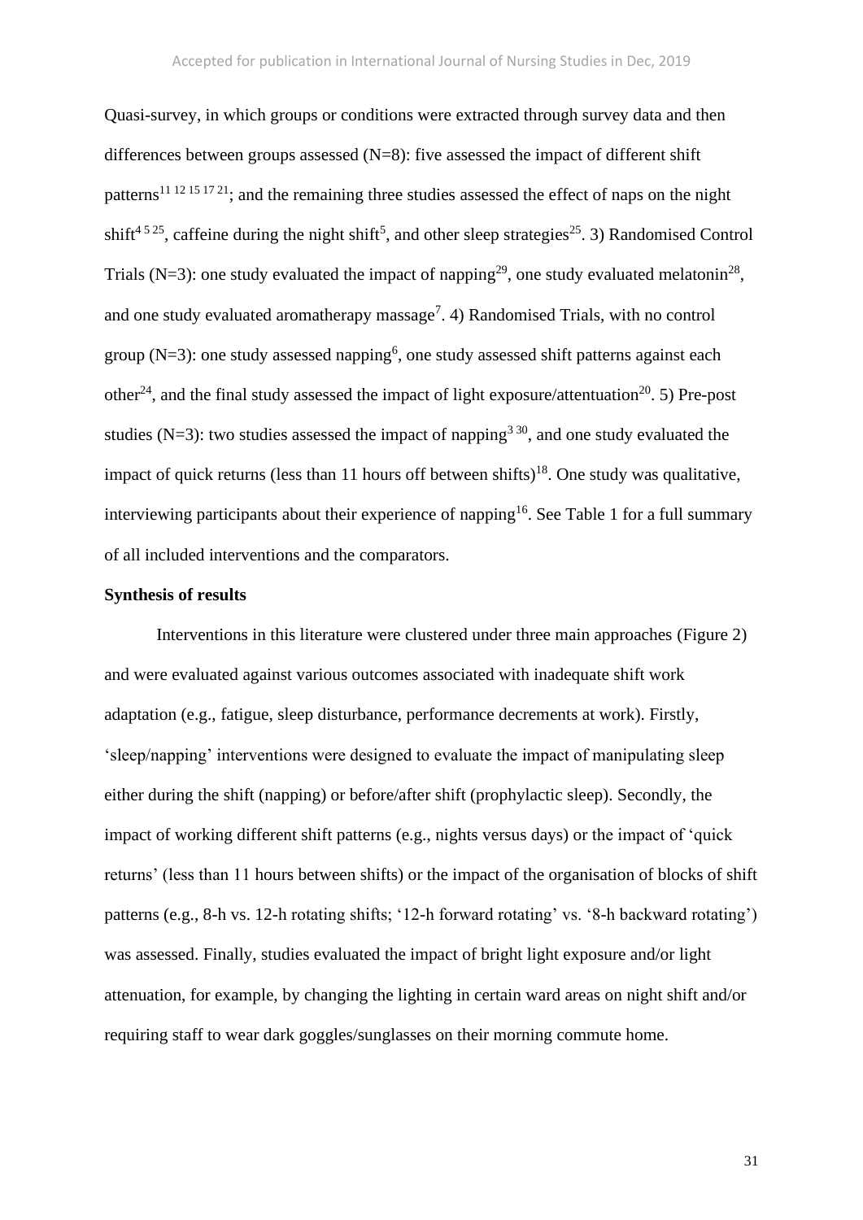Quasi-survey, in which groups or conditions were extracted through survey data and then differences between groups assessed (N=8): five assessed the impact of different shift patterns[11 12 15 17 21]; and the remaining three studies assessed the effect of naps on the night shift[4 5 25], caffeine during the night shift[5], and other sleep strategies[25]. 3) Randomised Control Trials (N=3): one study evaluated the impact of napping[29], one study evaluated melatonin[28], and one study evaluated aromatherapy massage[7]. 4) Randomised Trials, with no control group (N=3): one study assessed napping[6], one study assessed shift patterns against each other[24], and the final study assessed the impact of light exposure/attentuation[20]. 5) Pre-post studies (N=3): two studies assessed the impact of napping[3 30], and one study evaluated the impact of quick returns (less than 11 hours off between shifts)[18]. One study was qualitative, interviewing participants about their experience of napping[16]. See Table 1 for a full summary of all included interventions and the comparators.

**Synthesis of results**

Interventions in this literature were clustered under three main approaches (Figure 2) and were evaluated against various outcomes associated with inadequate shift work adaptation (e.g., fatigue, sleep disturbance, performance decrements at work). Firstly, 'sleep/napping' interventions were designed to evaluate the impact of manipulating sleep either during the shift (napping) or before/after shift (prophylactic sleep). Secondly, the impact of working different shift patterns (e.g., nights versus days) or the impact of 'quick returns' (less than 11 hours between shifts) or the impact of the organisation of blocks of shift patterns (e.g., 8-h vs. 12-h rotating shifts; '12-h forward rotating' vs. '8-h backward rotating') was assessed. Finally, studies evaluated the impact of bright light exposure and/or light attenuation, for example, by changing the lighting in certain ward areas on night shift and/or requiring staff to wear dark goggles/sunglasses on their morning commute home.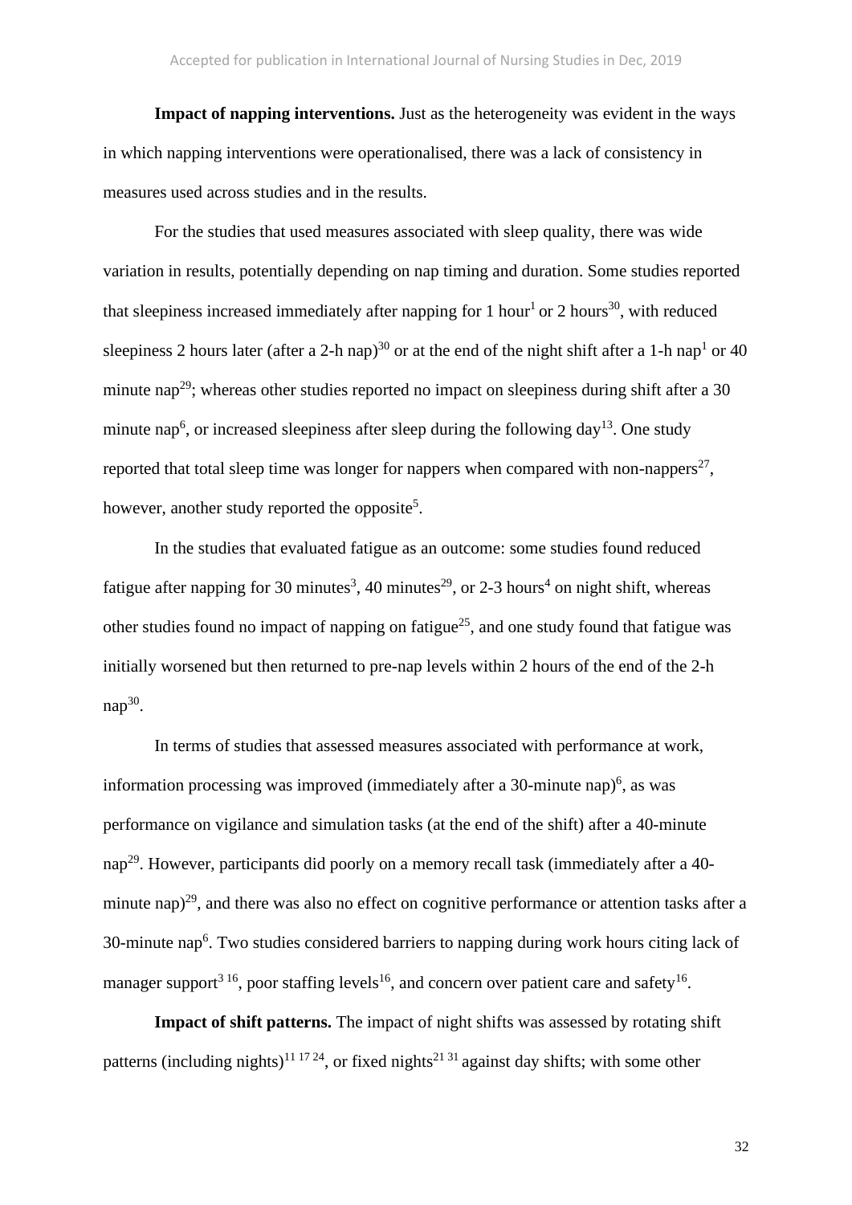**Impact of napping interventions.** Just as the heterogeneity was evident in the ways in which napping interventions were operationalised, there was a lack of consistency in measures used across studies and in the results.

For the studies that used measures associated with sleep quality, there was wide variation in results, potentially depending on nap timing and duration. Some studies reported that sleepiness increased immediately after napping for 1 hour[1] or 2 hours[30], with reduced sleepiness 2 hours later (after a 2-h nap)[30] or at the end of the night shift after a 1-h nap[1] or 40 minute nap[29]; whereas other studies reported no impact on sleepiness during shift after a 30 minute nap[6], or increased sleepiness after sleep during the following day[13]. One study reported that total sleep time was longer for nappers when compared with non-nappers[27], however, another study reported the opposite[5].

In the studies that evaluated fatigue as an outcome: some studies found reduced fatigue after napping for 30 minutes[3], 40 minutes[29], or 2-3 hours[4] on night shift, whereas other studies found no impact of napping on fatigue[25], and one study found that fatigue was initially worsened but then returned to pre-nap levels within 2 hours of the end of the 2-h nap[30].

In terms of studies that assessed measures associated with performance at work, information processing was improved (immediately after a 30-minute nap)[6], as was performance on vigilance and simulation tasks (at the end of the shift) after a 40-minute nap[29]. However, participants did poorly on a memory recall task (immediately after a 40-minute nap)[29], and there was also no effect on cognitive performance or attention tasks after a 30-minute nap[6]. Two studies considered barriers to napping during work hours citing lack of manager support[3 16], poor staffing levels[16], and concern over patient care and safety[16].

**Impact of shift patterns.** The impact of night shifts was assessed by rotating shift patterns (including nights)[11 17 24], or fixed nights[21 31] against day shifts; with some other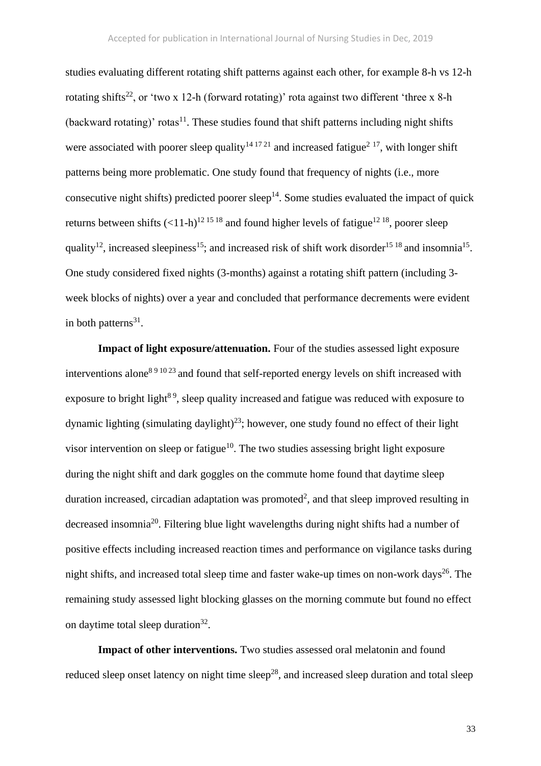studies evaluating different rotating shift patterns against each other, for example 8-h vs 12-h rotating shifts[22], or 'two x 12-h (forward rotating)' rota against two different 'three x 8-h (backward rotating)' rotas[11]. These studies found that shift patterns including night shifts were associated with poorer sleep quality[14 17 21] and increased fatigue[2 17], with longer shift patterns being more problematic. One study found that frequency of nights (i.e., more consecutive night shifts) predicted poorer sleep[14]. Some studies evaluated the impact of quick returns between shifts (<11-h)[12 15 18] and found higher levels of fatigue[12 18], poorer sleep quality[12], increased sleepiness[15]; and increased risk of shift work disorder[15 18] and insomnia[15]. One study considered fixed nights (3-months) against a rotating shift pattern (including 3-week blocks of nights) over a year and concluded that performance decrements were evident in both patterns[31].

**Impact of light exposure/attenuation.** Four of the studies assessed light exposure interventions alone[8 9 10 23] and found that self-reported energy levels on shift increased with exposure to bright light[8 9], sleep quality increased and fatigue was reduced with exposure to dynamic lighting (simulating daylight)[23]; however, one study found no effect of their light visor intervention on sleep or fatigue[10]. The two studies assessing bright light exposure during the night shift and dark goggles on the commute home found that daytime sleep duration increased, circadian adaptation was promoted[2], and that sleep improved resulting in decreased insomnia[20]. Filtering blue light wavelengths during night shifts had a number of positive effects including increased reaction times and performance on vigilance tasks during night shifts, and increased total sleep time and faster wake-up times on non-work days[26]. The remaining study assessed light blocking glasses on the morning commute but found no effect on daytime total sleep duration[32].

**Impact of other interventions.** Two studies assessed oral melatonin and found reduced sleep onset latency on night time sleep[28], and increased sleep duration and total sleep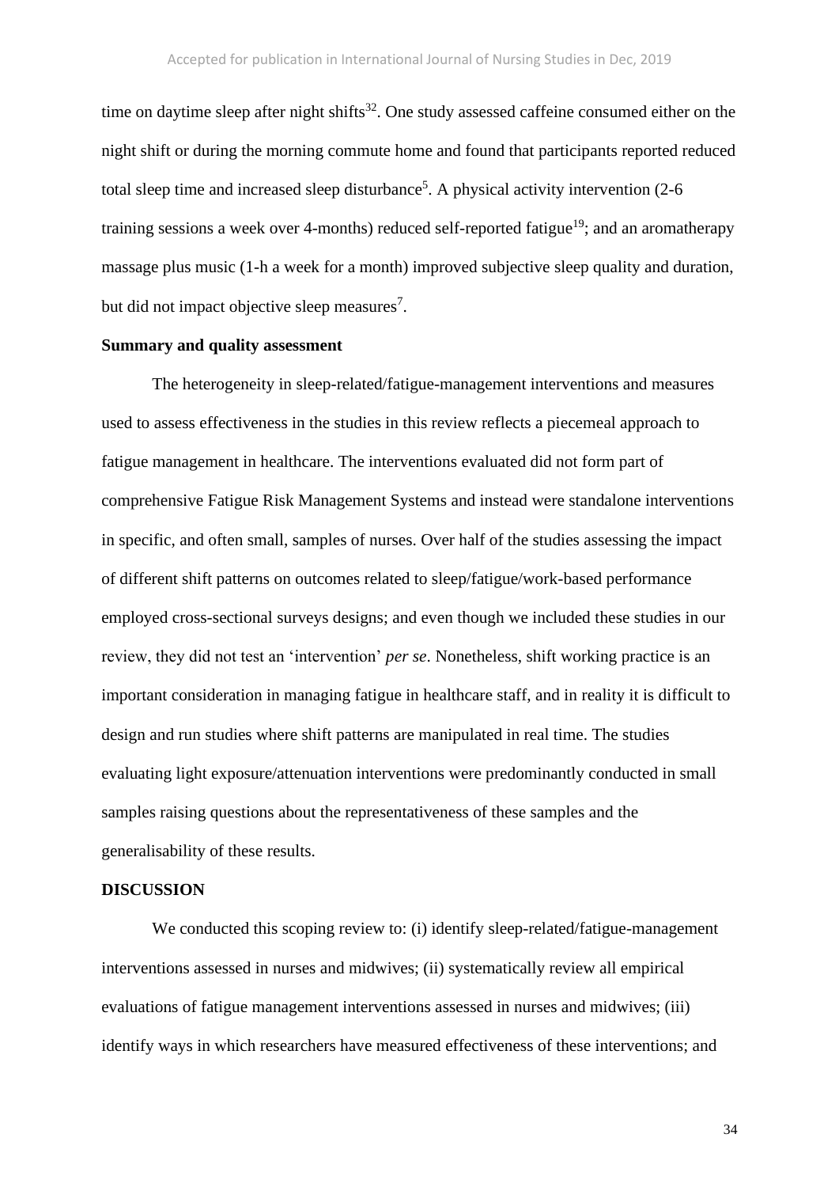time on daytime sleep after night shifts[32]. One study assessed caffeine consumed either on the night shift or during the morning commute home and found that participants reported reduced total sleep time and increased sleep disturbance[5]. A physical activity intervention (2-6 training sessions a week over 4-months) reduced self-reported fatigue[19]; and an aromatherapy massage plus music (1-h a week for a month) improved subjective sleep quality and duration, but did not impact objective sleep measures[7].

### Summary and quality assessment

The heterogeneity in sleep-related/fatigue-management interventions and measures used to assess effectiveness in the studies in this review reflects a piecemeal approach to fatigue management in healthcare. The interventions evaluated did not form part of comprehensive Fatigue Risk Management Systems and instead were standalone interventions in specific, and often small, samples of nurses. Over half of the studies assessing the impact of different shift patterns on outcomes related to sleep/fatigue/work-based performance employed cross-sectional surveys designs; and even though we included these studies in our review, they did not test an 'intervention' *per se*. Nonetheless, shift working practice is an important consideration in managing fatigue in healthcare staff, and in reality it is difficult to design and run studies where shift patterns are manipulated in real time. The studies evaluating light exposure/attenuation interventions were predominantly conducted in small samples raising questions about the representativeness of these samples and the generalisability of these results.

## DISCUSSION

We conducted this scoping review to: (i) identify sleep-related/fatigue-management interventions assessed in nurses and midwives; (ii) systematically review all empirical evaluations of fatigue management interventions assessed in nurses and midwives; (iii) identify ways in which researchers have measured effectiveness of these interventions; and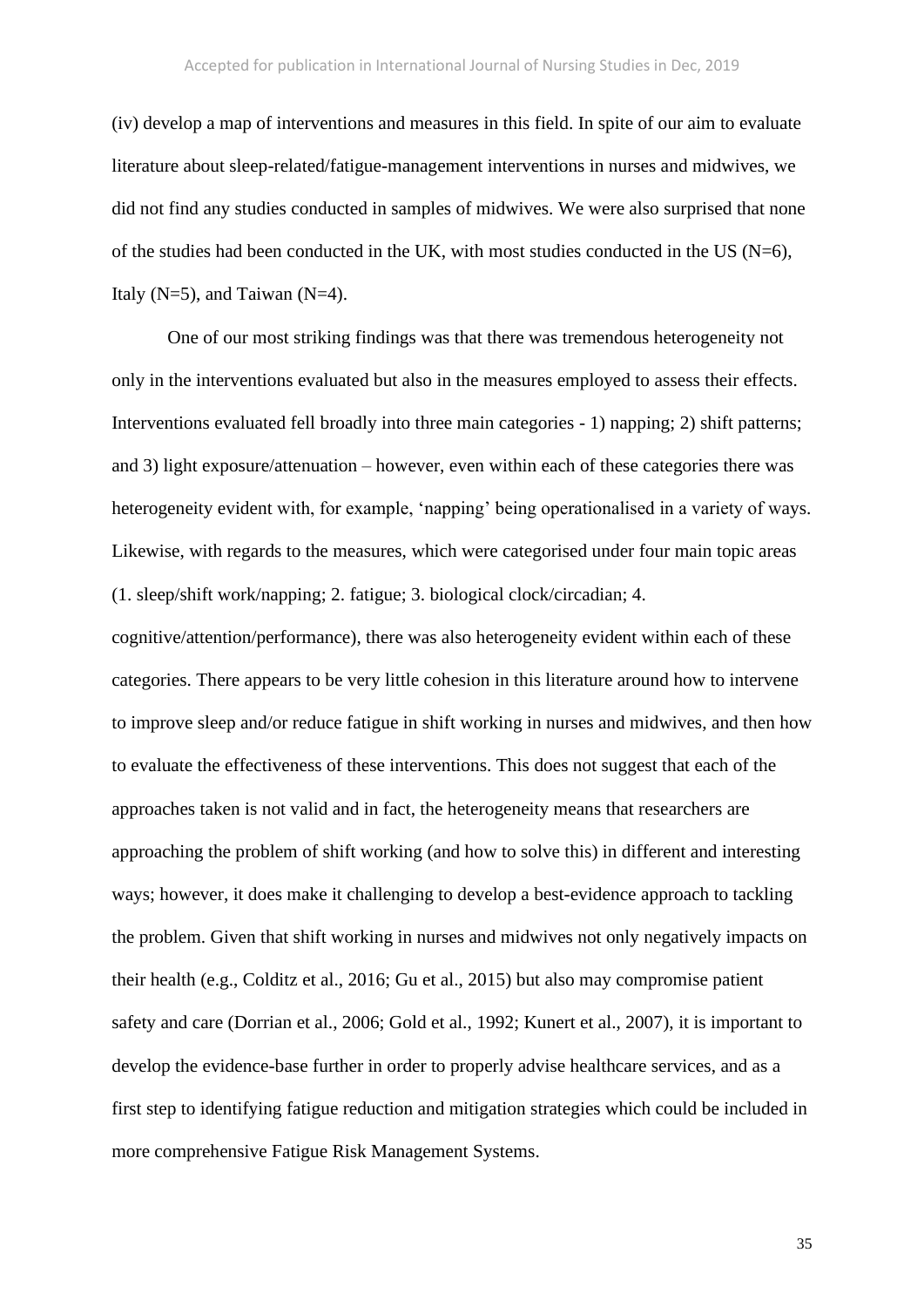(iv) develop a map of interventions and measures in this field. In spite of our aim to evaluate literature about sleep-related/fatigue-management interventions in nurses and midwives, we did not find any studies conducted in samples of midwives. We were also surprised that none of the studies had been conducted in the UK, with most studies conducted in the US (N=6), Italy (N=5), and Taiwan (N=4).

One of our most striking findings was that there was tremendous heterogeneity not only in the interventions evaluated but also in the measures employed to assess their effects. Interventions evaluated fell broadly into three main categories - 1) napping; 2) shift patterns; and 3) light exposure/attenuation – however, even within each of these categories there was heterogeneity evident with, for example, 'napping' being operationalised in a variety of ways. Likewise, with regards to the measures, which were categorised under four main topic areas (1. sleep/shift work/napping; 2. fatigue; 3. biological clock/circadian; 4. cognitive/attention/performance), there was also heterogeneity evident within each of these categories. There appears to be very little cohesion in this literature around how to intervene to improve sleep and/or reduce fatigue in shift working in nurses and midwives, and then how to evaluate the effectiveness of these interventions. This does not suggest that each of the approaches taken is not valid and in fact, the heterogeneity means that researchers are approaching the problem of shift working (and how to solve this) in different and interesting ways; however, it does make it challenging to develop a best-evidence approach to tackling the problem. Given that shift working in nurses and midwives not only negatively impacts on their health (e.g., Colditz et al., 2016; Gu et al., 2015) but also may compromise patient safety and care (Dorrian et al., 2006; Gold et al., 1992; Kunert et al., 2007), it is important to develop the evidence-base further in order to properly advise healthcare services, and as a first step to identifying fatigue reduction and mitigation strategies which could be included in more comprehensive Fatigue Risk Management Systems.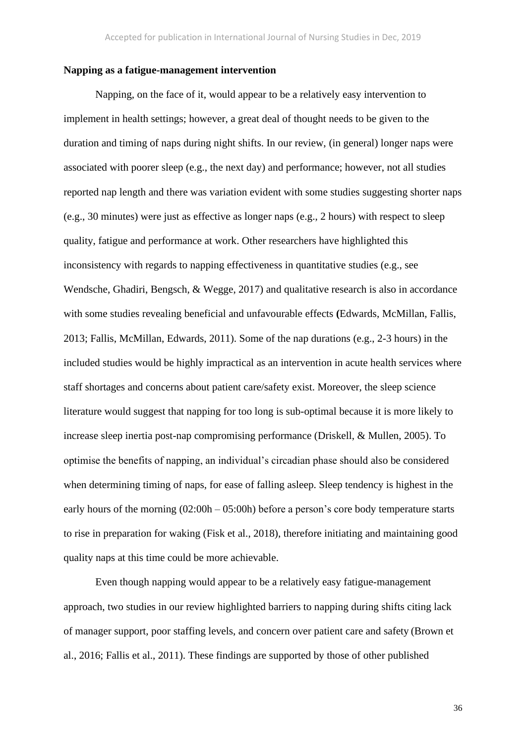**Napping as a fatigue-management intervention**

Napping, on the face of it, would appear to be a relatively easy intervention to implement in health settings; however, a great deal of thought needs to be given to the duration and timing of naps during night shifts. In our review, (in general) longer naps were associated with poorer sleep (e.g., the next day) and performance; however, not all studies reported nap length and there was variation evident with some studies suggesting shorter naps (e.g., 30 minutes) were just as effective as longer naps (e.g., 2 hours) with respect to sleep quality, fatigue and performance at work. Other researchers have highlighted this inconsistency with regards to napping effectiveness in quantitative studies (e.g., see Wendsche, Ghadiri, Bengsch, & Wegge, 2017) and qualitative research is also in accordance with some studies revealing beneficial and unfavourable effects **(**Edwards, McMillan, Fallis, 2013; Fallis, McMillan, Edwards, 2011). Some of the nap durations (e.g., 2-3 hours) in the included studies would be highly impractical as an intervention in acute health services where staff shortages and concerns about patient care/safety exist. Moreover, the sleep science literature would suggest that napping for too long is sub-optimal because it is more likely to increase sleep inertia post-nap compromising performance (Driskell, & Mullen, 2005). To optimise the benefits of napping, an individual's circadian phase should also be considered when determining timing of naps, for ease of falling asleep. Sleep tendency is highest in the early hours of the morning (02:00h – 05:00h) before a person's core body temperature starts to rise in preparation for waking (Fisk et al., 2018), therefore initiating and maintaining good quality naps at this time could be more achievable.

Even though napping would appear to be a relatively easy fatigue-management approach, two studies in our review highlighted barriers to napping during shifts citing lack of manager support, poor staffing levels, and concern over patient care and safety (Brown et al., 2016; Fallis et al., 2011). These findings are supported by those of other published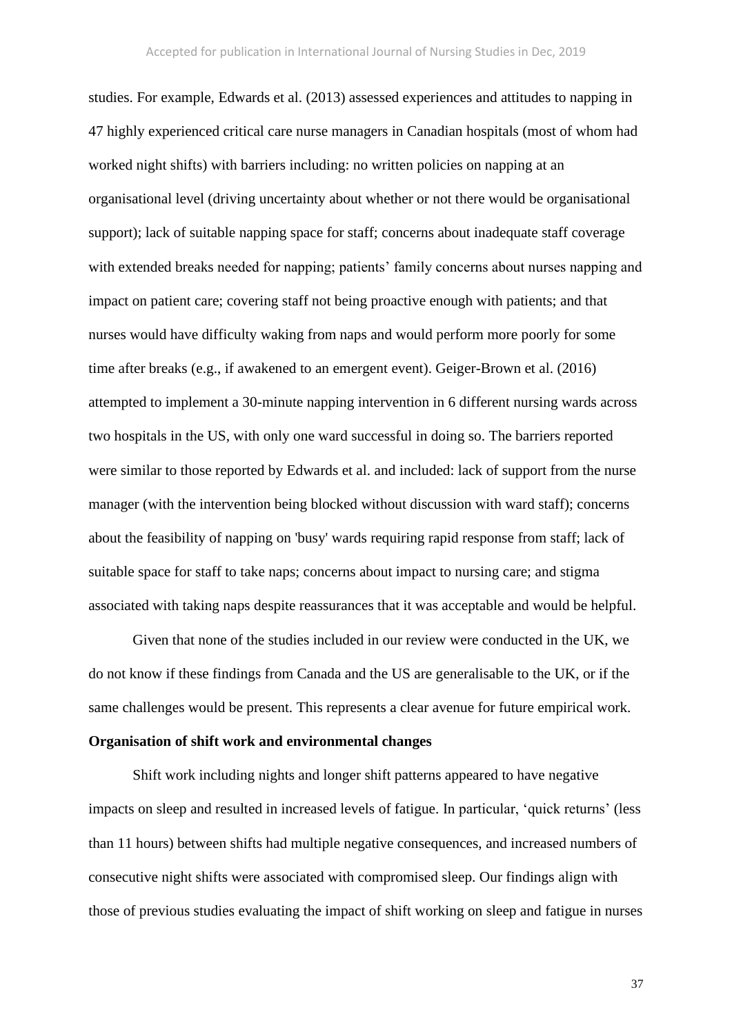studies. For example, Edwards et al. (2013) assessed experiences and attitudes to napping in 47 highly experienced critical care nurse managers in Canadian hospitals (most of whom had worked night shifts) with barriers including: no written policies on napping at an organisational level (driving uncertainty about whether or not there would be organisational support); lack of suitable napping space for staff; concerns about inadequate staff coverage with extended breaks needed for napping; patients' family concerns about nurses napping and impact on patient care; covering staff not being proactive enough with patients; and that nurses would have difficulty waking from naps and would perform more poorly for some time after breaks (e.g., if awakened to an emergent event). Geiger-Brown et al. (2016) attempted to implement a 30-minute napping intervention in 6 different nursing wards across two hospitals in the US, with only one ward successful in doing so. The barriers reported were similar to those reported by Edwards et al. and included: lack of support from the nurse manager (with the intervention being blocked without discussion with ward staff); concerns about the feasibility of napping on 'busy' wards requiring rapid response from staff; lack of suitable space for staff to take naps; concerns about impact to nursing care; and stigma associated with taking naps despite reassurances that it was acceptable and would be helpful.

Given that none of the studies included in our review were conducted in the UK, we do not know if these findings from Canada and the US are generalisable to the UK, or if the same challenges would be present. This represents a clear avenue for future empirical work.

**Organisation of shift work and environmental changes**

Shift work including nights and longer shift patterns appeared to have negative impacts on sleep and resulted in increased levels of fatigue. In particular, 'quick returns' (less than 11 hours) between shifts had multiple negative consequences, and increased numbers of consecutive night shifts were associated with compromised sleep. Our findings align with those of previous studies evaluating the impact of shift working on sleep and fatigue in nurses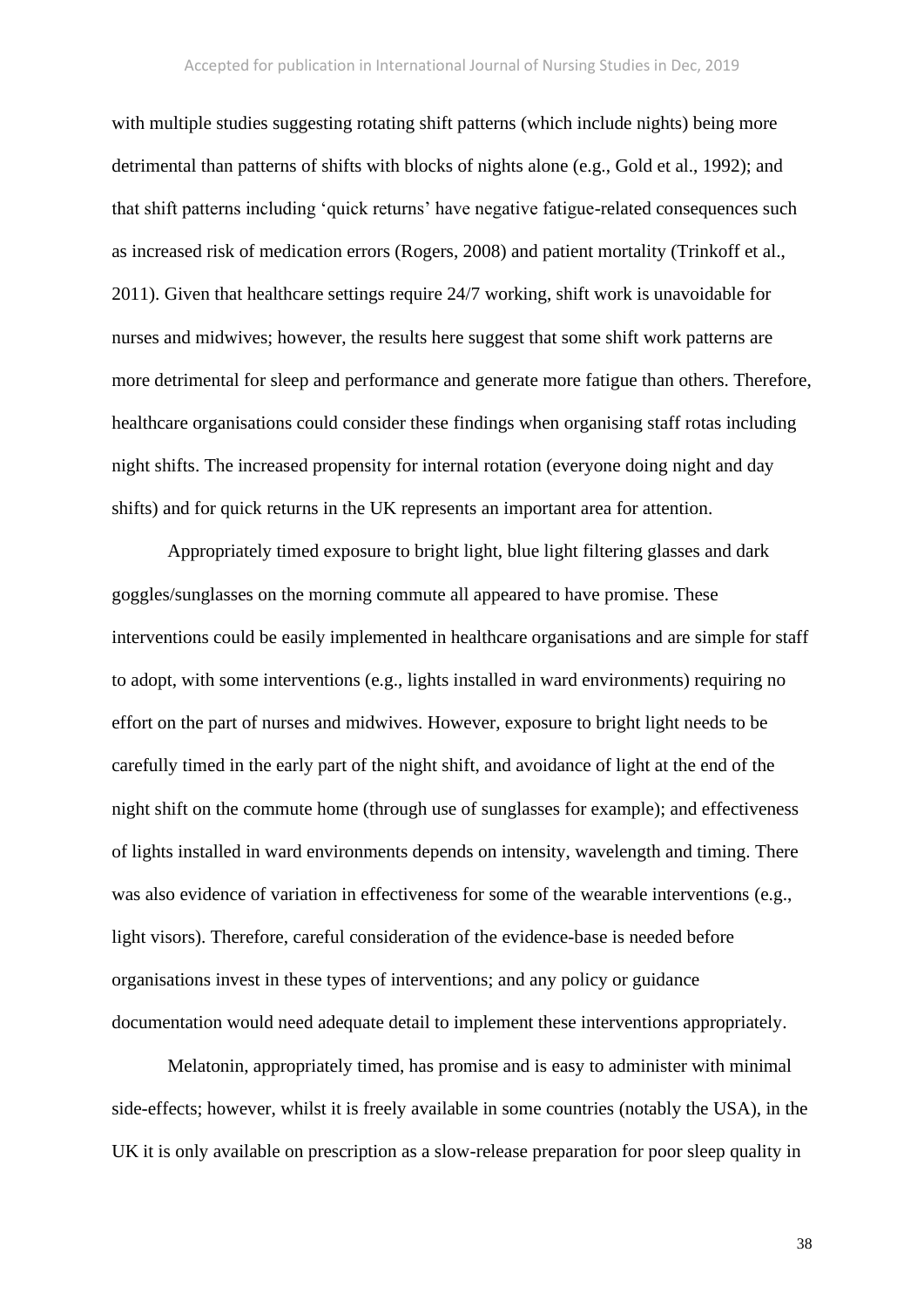with multiple studies suggesting rotating shift patterns (which include nights) being more detrimental than patterns of shifts with blocks of nights alone (e.g., Gold et al., 1992); and that shift patterns including 'quick returns' have negative fatigue-related consequences such as increased risk of medication errors (Rogers, 2008) and patient mortality (Trinkoff et al., 2011). Given that healthcare settings require 24/7 working, shift work is unavoidable for nurses and midwives; however, the results here suggest that some shift work patterns are more detrimental for sleep and performance and generate more fatigue than others. Therefore, healthcare organisations could consider these findings when organising staff rotas including night shifts. The increased propensity for internal rotation (everyone doing night and day shifts) and for quick returns in the UK represents an important area for attention.

Appropriately timed exposure to bright light, blue light filtering glasses and dark goggles/sunglasses on the morning commute all appeared to have promise. These interventions could be easily implemented in healthcare organisations and are simple for staff to adopt, with some interventions (e.g., lights installed in ward environments) requiring no effort on the part of nurses and midwives. However, exposure to bright light needs to be carefully timed in the early part of the night shift, and avoidance of light at the end of the night shift on the commute home (through use of sunglasses for example); and effectiveness of lights installed in ward environments depends on intensity, wavelength and timing. There was also evidence of variation in effectiveness for some of the wearable interventions (e.g., light visors). Therefore, careful consideration of the evidence-base is needed before organisations invest in these types of interventions; and any policy or guidance documentation would need adequate detail to implement these interventions appropriately.

Melatonin, appropriately timed, has promise and is easy to administer with minimal side-effects; however, whilst it is freely available in some countries (notably the USA), in the UK it is only available on prescription as a slow-release preparation for poor sleep quality in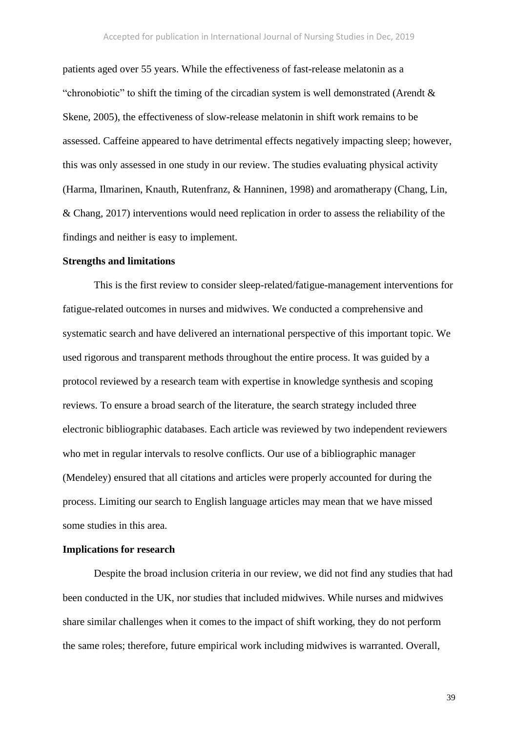patients aged over 55 years. While the effectiveness of fast-release melatonin as a "chronobiotic" to shift the timing of the circadian system is well demonstrated (Arendt & Skene, 2005), the effectiveness of slow-release melatonin in shift work remains to be assessed. Caffeine appeared to have detrimental effects negatively impacting sleep; however, this was only assessed in one study in our review. The studies evaluating physical activity (Harma, Ilmarinen, Knauth, Rutenfranz, & Hanninen, 1998) and aromatherapy (Chang, Lin, & Chang, 2017) interventions would need replication in order to assess the reliability of the findings and neither is easy to implement.

**Strengths and limitations**

This is the first review to consider sleep-related/fatigue-management interventions for fatigue-related outcomes in nurses and midwives. We conducted a comprehensive and systematic search and have delivered an international perspective of this important topic. We used rigorous and transparent methods throughout the entire process. It was guided by a protocol reviewed by a research team with expertise in knowledge synthesis and scoping reviews. To ensure a broad search of the literature, the search strategy included three electronic bibliographic databases. Each article was reviewed by two independent reviewers who met in regular intervals to resolve conflicts. Our use of a bibliographic manager (Mendeley) ensured that all citations and articles were properly accounted for during the process. Limiting our search to English language articles may mean that we have missed some studies in this area.

**Implications for research**

Despite the broad inclusion criteria in our review, we did not find any studies that had been conducted in the UK, nor studies that included midwives. While nurses and midwives share similar challenges when it comes to the impact of shift working, they do not perform the same roles; therefore, future empirical work including midwives is warranted. Overall,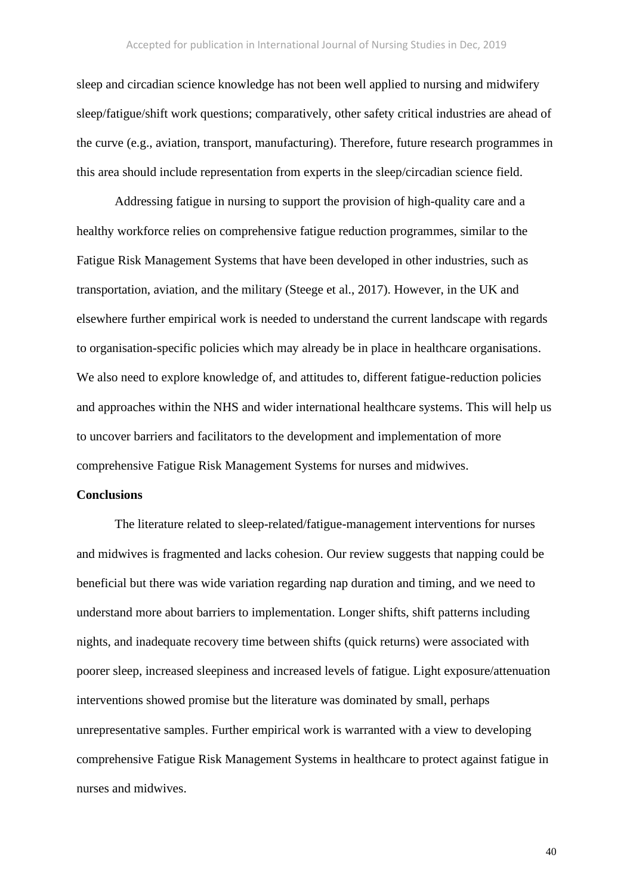sleep and circadian science knowledge has not been well applied to nursing and midwifery sleep/fatigue/shift work questions; comparatively, other safety critical industries are ahead of the curve (e.g., aviation, transport, manufacturing). Therefore, future research programmes in this area should include representation from experts in the sleep/circadian science field.

Addressing fatigue in nursing to support the provision of high-quality care and a healthy workforce relies on comprehensive fatigue reduction programmes, similar to the Fatigue Risk Management Systems that have been developed in other industries, such as transportation, aviation, and the military (Steege et al., 2017). However, in the UK and elsewhere further empirical work is needed to understand the current landscape with regards to organisation-specific policies which may already be in place in healthcare organisations. We also need to explore knowledge of, and attitudes to, different fatigue-reduction policies and approaches within the NHS and wider international healthcare systems. This will help us to uncover barriers and facilitators to the development and implementation of more comprehensive Fatigue Risk Management Systems for nurses and midwives.

**Conclusions**

The literature related to sleep-related/fatigue-management interventions for nurses and midwives is fragmented and lacks cohesion. Our review suggests that napping could be beneficial but there was wide variation regarding nap duration and timing, and we need to understand more about barriers to implementation. Longer shifts, shift patterns including nights, and inadequate recovery time between shifts (quick returns) were associated with poorer sleep, increased sleepiness and increased levels of fatigue. Light exposure/attenuation interventions showed promise but the literature was dominated by small, perhaps unrepresentative samples. Further empirical work is warranted with a view to developing comprehensive Fatigue Risk Management Systems in healthcare to protect against fatigue in nurses and midwives.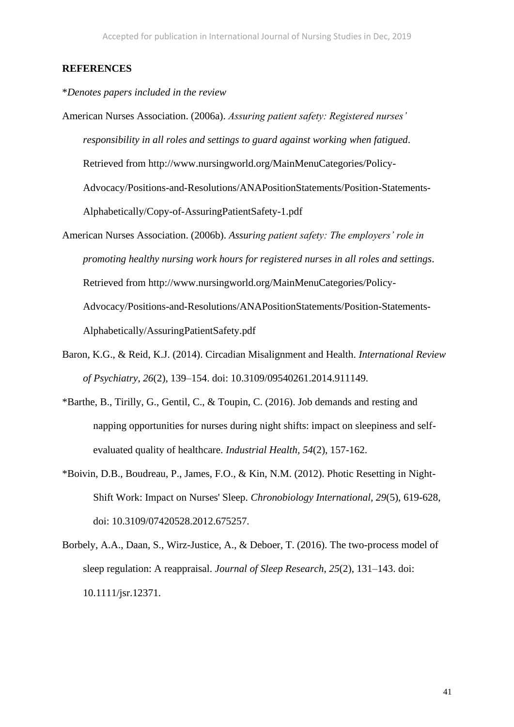## REFERENCES

**Denotes papers included in the review*

American Nurses Association. (2006a). *Assuring patient safety: Registered nurses' responsibility in all roles and settings to guard against working when fatigued*. Retrieved from http://www.nursingworld.org/MainMenuCategories/Policy-Advocacy/Positions-and-Resolutions/ANAPositionStatements/Position-Statements-Alphabetically/Copy-of-AssuringPatientSafety-1.pdf

American Nurses Association. (2006b). *Assuring patient safety: The employers' role in promoting healthy nursing work hours for registered nurses in all roles and settings*. Retrieved from http://www.nursingworld.org/MainMenuCategories/Policy-Advocacy/Positions-and-Resolutions/ANAPositionStatements/Position-Statements-Alphabetically/AssuringPatientSafety.pdf

Baron, K.G., & Reid, K.J. (2014). Circadian Misalignment and Health. *International Review of Psychiatry*, *26*(2), 139–154. doi: 10.3109/09540261.2014.911149.

*Barthe, B., Tirilly, G., Gentil, C., & Toupin, C. (2016). Job demands and resting and napping opportunities for nurses during night shifts: impact on sleepiness and self-evaluated quality of healthcare. *Industrial Health*, *54*(2), 157-162.

*Boivin, D.B., Boudreau, P., James, F.O., & Kin, N.M. (2012). Photic Resetting in Night-Shift Work: Impact on Nurses' Sleep. *Chronobiology International*, *29*(5), 619-628, doi: 10.3109/07420528.2012.675257.

Borbely, A.A., Daan, S., Wirz-Justice, A., & Deboer, T. (2016). The two-process model of sleep regulation: A reappraisal. *Journal of Sleep Research*, *25*(2), 131–143. doi: 10.1111/jsr.12371.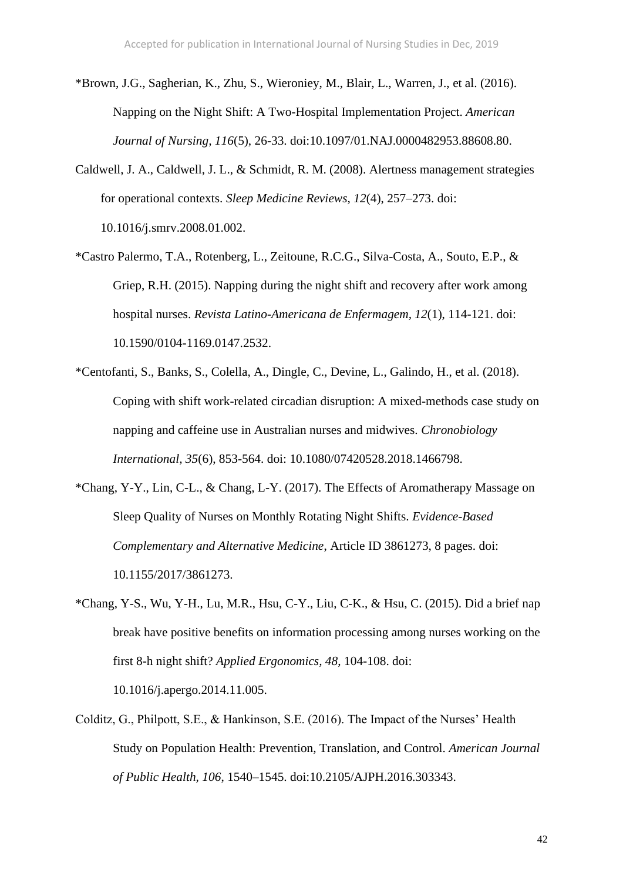*Brown, J.G., Sagherian, K., Zhu, S., Wieroniey, M., Blair, L., Warren, J., et al. (2016). Napping on the Night Shift: A Two-Hospital Implementation Project. *American Journal of Nursing, 116*(5), 26-33. doi:10.1097/01.NAJ.0000482953.88608.80.

Caldwell, J. A., Caldwell, J. L., & Schmidt, R. M. (2008). Alertness management strategies for operational contexts. *Sleep Medicine Reviews*, *12*(4), 257–273. doi: 10.1016/j.smrv.2008.01.002.

*Castro Palermo, T.A., Rotenberg, L., Zeitoune, R.C.G., Silva-Costa, A., Souto, E.P., & Griep, R.H. (2015). Napping during the night shift and recovery after work among hospital nurses. *Revista Latino-Americana de Enfermagem, 12*(1), 114-121. doi: 10.1590/0104-1169.0147.2532.

*Centofanti, S., Banks, S., Colella, A., Dingle, C., Devine, L., Galindo, H., et al. (2018). Coping with shift work-related circadian disruption: A mixed-methods case study on napping and caffeine use in Australian nurses and midwives. *Chronobiology International, 35*(6), 853-564. doi: 10.1080/07420528.2018.1466798.

*Chang, Y-Y., Lin, C-L., & Chang, L-Y. (2017). The Effects of Aromatherapy Massage on Sleep Quality of Nurses on Monthly Rotating Night Shifts. *Evidence-Based Complementary and Alternative Medicine*, Article ID 3861273, 8 pages. doi: 10.1155/2017/3861273.

*Chang, Y-S., Wu, Y-H., Lu, M.R., Hsu, C-Y., Liu, C-K., & Hsu, C. (2015). Did a brief nap break have positive benefits on information processing among nurses working on the first 8-h night shift? *Applied Ergonomics, 48*, 104-108. doi: 10.1016/j.apergo.2014.11.005.

Colditz, G., Philpott, S.E., & Hankinson, S.E. (2016). The Impact of the Nurses' Health Study on Population Health: Prevention, Translation, and Control. *American Journal of Public Health, 106*, 1540–1545. doi:10.2105/AJPH.2016.303343.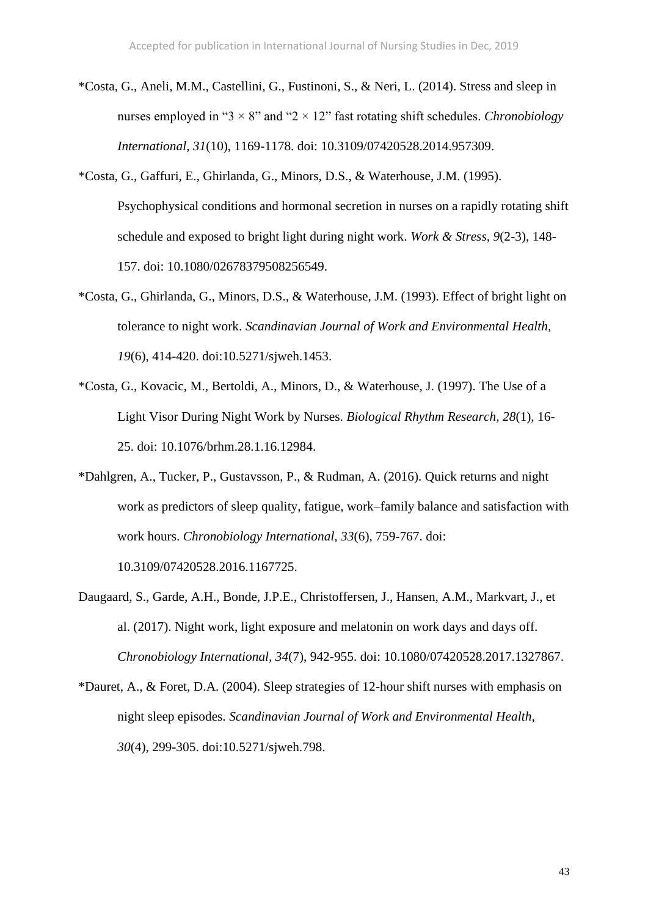*Costa, G., Aneli, M.M., Castellini, G., Fustinoni, S., & Neri, L. (2014). Stress and sleep in nurses employed in "3 × 8" and "2 × 12" fast rotating shift schedules. *Chronobiology International, 31*(10), 1169-1178. doi: 10.3109/07420528.2014.957309.

*Costa, G., Gaffuri, E., Ghirlanda, G., Minors, D.S., & Waterhouse, J.M. (1995). Psychophysical conditions and hormonal secretion in nurses on a rapidly rotating shift schedule and exposed to bright light during night work. *Work & Stress, 9*(2-3), 148-157. doi: 10.1080/02678379508256549.

*Costa, G., Ghirlanda, G., Minors, D.S., & Waterhouse, J.M. (1993). Effect of bright light on tolerance to night work. *Scandinavian Journal of Work and Environmental Health, 19*(6), 414-420. doi:10.5271/sjweh.1453.

*Costa, G., Kovacic, M., Bertoldi, A., Minors, D., & Waterhouse, J. (1997). The Use of a Light Visor During Night Work by Nurses. *Biological Rhythm Research, 28*(1), 16-25. doi: 10.1076/brhm.28.1.16.12984.

*Dahlgren, A., Tucker, P., Gustavsson, P., & Rudman, A. (2016). Quick returns and night work as predictors of sleep quality, fatigue, work–family balance and satisfaction with work hours. *Chronobiology International, 33*(6), 759-767. doi: 10.3109/07420528.2016.1167725.

Daugaard, S., Garde, A.H., Bonde, J.P.E., Christoffersen, J., Hansen, A.M., Markvart, J., et al. (2017). Night work, light exposure and melatonin on work days and days off. *Chronobiology International, 34*(7), 942-955. doi: 10.1080/07420528.2017.1327867.

*Dauret, A., & Foret, D.A. (2004). Sleep strategies of 12-hour shift nurses with emphasis on night sleep episodes. *Scandinavian Journal of Work and Environmental Health, 30*(4), 299-305. doi:10.5271/sjweh.798.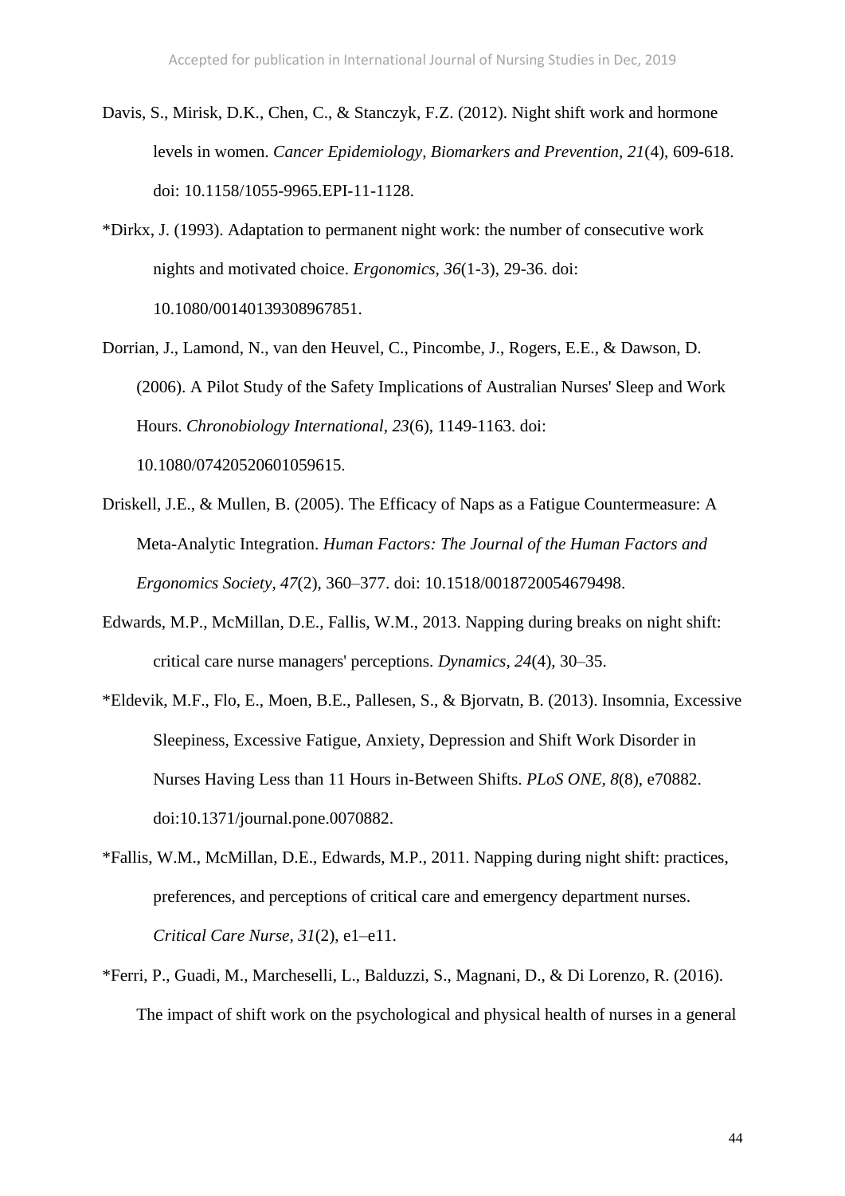Davis, S., Mirisk, D.K., Chen, C., & Stanczyk, F.Z. (2012). Night shift work and hormone levels in women. *Cancer Epidemiology, Biomarkers and Prevention, 21*(4), 609-618. doi: 10.1158/1055-9965.EPI-11-1128.

*Dirkx, J. (1993). Adaptation to permanent night work: the number of consecutive work nights and motivated choice. *Ergonomics, 36*(1-3), 29-36. doi: 10.1080/00140139308967851.

Dorrian, J., Lamond, N., van den Heuvel, C., Pincombe, J., Rogers, E.E., & Dawson, D. (2006). A Pilot Study of the Safety Implications of Australian Nurses' Sleep and Work Hours. *Chronobiology International*, *23*(6), 1149-1163. doi: 10.1080/07420520601059615.

Driskell, J.E., & Mullen, B. (2005). The Efficacy of Naps as a Fatigue Countermeasure: A Meta-Analytic Integration. *Human Factors: The Journal of the Human Factors and Ergonomics Society*, *47*(2), 360–377. doi: 10.1518/0018720054679498.

Edwards, M.P., McMillan, D.E., Fallis, W.M., 2013. Napping during breaks on night shift: critical care nurse managers' perceptions. *Dynamics, 24*(4), 30–35.

*Eldevik, M.F., Flo, E., Moen, B.E., Pallesen, S., & Bjorvatn, B. (2013). Insomnia, Excessive Sleepiness, Excessive Fatigue, Anxiety, Depression and Shift Work Disorder in Nurses Having Less than 11 Hours in-Between Shifts. *PLoS ONE, 8*(8), e70882. doi:10.1371/journal.pone.0070882.

*Fallis, W.M., McMillan, D.E., Edwards, M.P., 2011. Napping during night shift: practices, preferences, and perceptions of critical care and emergency department nurses. *Critical Care Nurse, 31*(2), e1–e11.

*Ferri, P., Guadi, M., Marcheselli, L., Balduzzi, S., Magnani, D., & Di Lorenzo, R. (2016). The impact of shift work on the psychological and physical health of nurses in a general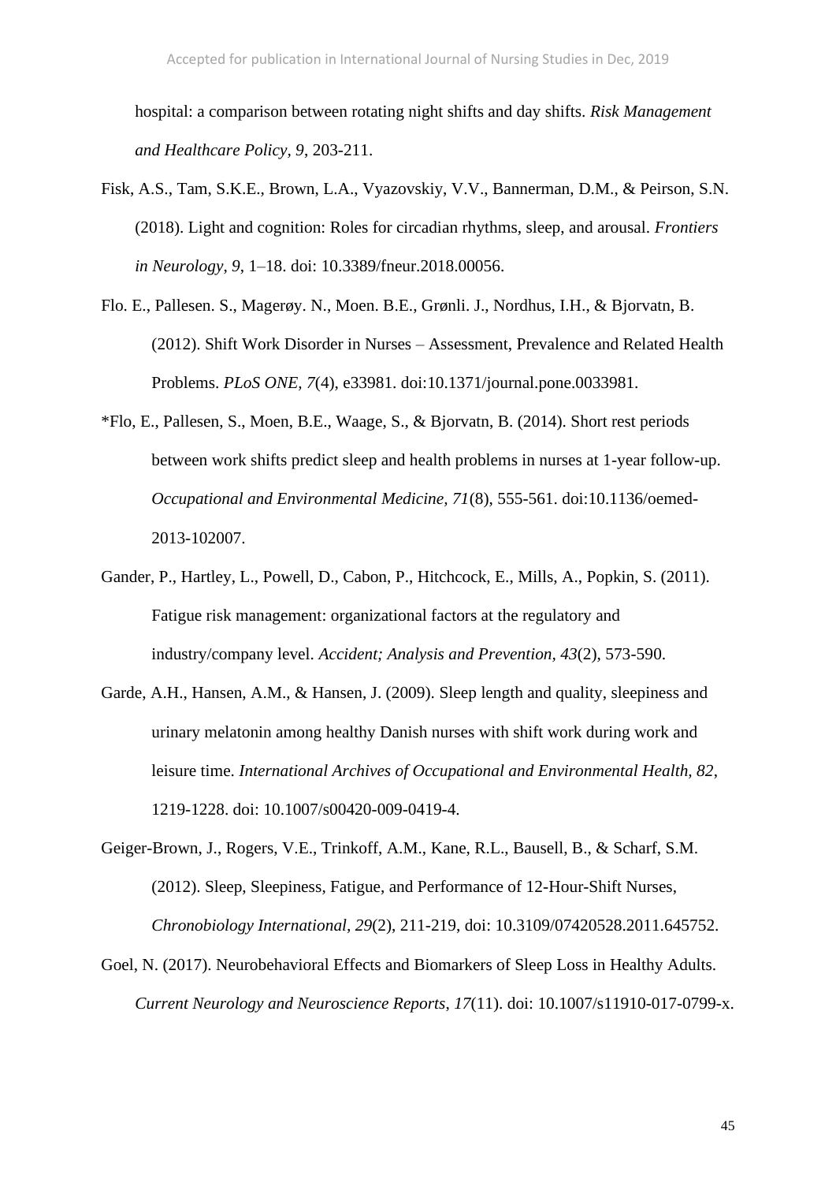hospital: a comparison between rotating night shifts and day shifts. *Risk Management and Healthcare Policy, 9*, 203-211.

Fisk, A.S., Tam, S.K.E., Brown, L.A., Vyazovskiy, V.V., Bannerman, D.M., & Peirson, S.N. (2018). Light and cognition: Roles for circadian rhythms, sleep, and arousal. *Frontiers in Neurology*, *9*, 1–18. doi: 10.3389/fneur.2018.00056.

Flo. E., Pallesen. S., Magerøy. N., Moen. B.E., Grønli. J., Nordhus, I.H., & Bjorvatn, B. (2012). Shift Work Disorder in Nurses – Assessment, Prevalence and Related Health Problems. *PLoS ONE, 7*(4), e33981. doi:10.1371/journal.pone.0033981.

*Flo, E., Pallesen, S., Moen, B.E., Waage, S., & Bjorvatn, B. (2014). Short rest periods between work shifts predict sleep and health problems in nurses at 1-year follow-up. *Occupational and Environmental Medicine, 71*(8), 555-561. doi:10.1136/oemed-2013-102007.

Gander, P., Hartley, L., Powell, D., Cabon, P., Hitchcock, E., Mills, A., Popkin, S. (2011). Fatigue risk management: organizational factors at the regulatory and industry/company level. *Accident; Analysis and Prevention, 43*(2), 573-590.

Garde, A.H., Hansen, A.M., & Hansen, J. (2009). Sleep length and quality, sleepiness and urinary melatonin among healthy Danish nurses with shift work during work and leisure time. *International Archives of Occupational and Environmental Health, 82*, 1219-1228. doi: 10.1007/s00420-009-0419-4.

Geiger-Brown, J., Rogers, V.E., Trinkoff, A.M., Kane, R.L., Bausell, B., & Scharf, S.M. (2012). Sleep, Sleepiness, Fatigue, and Performance of 12-Hour-Shift Nurses, *Chronobiology International*, *29*(2), 211-219, doi: 10.3109/07420528.2011.645752.

Goel, N. (2017). Neurobehavioral Effects and Biomarkers of Sleep Loss in Healthy Adults. *Current Neurology and Neuroscience Reports*, *17*(11). doi: 10.1007/s11910-017-0799-x.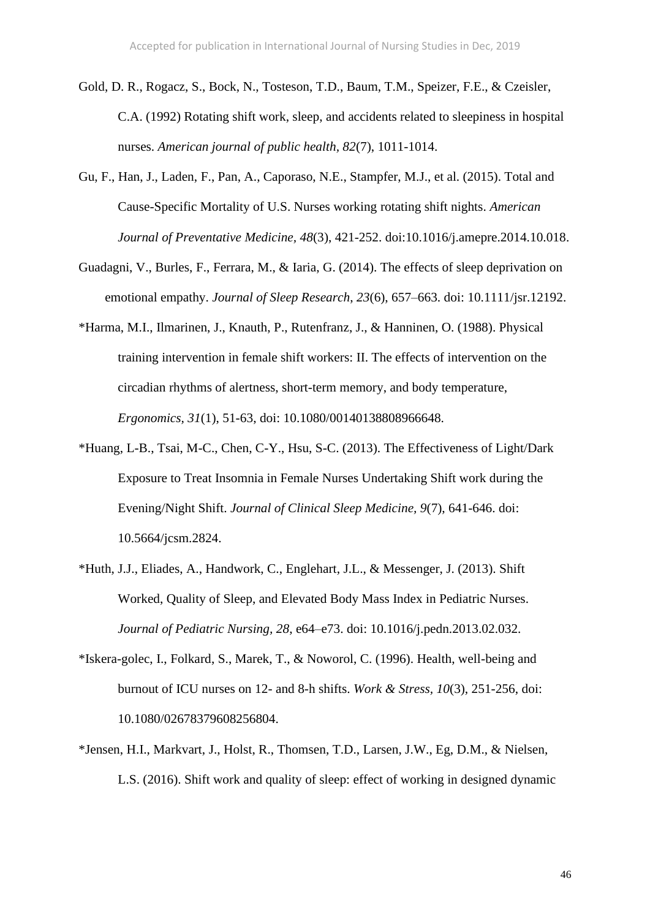Gold, D. R., Rogacz, S., Bock, N., Tosteson, T.D., Baum, T.M., Speizer, F.E., & Czeisler, C.A. (1992) Rotating shift work, sleep, and accidents related to sleepiness in hospital nurses. *American journal of public health*, *82*(7), 1011-1014.

Gu, F., Han, J., Laden, F., Pan, A., Caporaso, N.E., Stampfer, M.J., et al. (2015). Total and Cause-Specific Mortality of U.S. Nurses working rotating shift nights. *American Journal of Preventative Medicine, 48*(3), 421-252. doi:10.1016/j.amepre.2014.10.018.

Guadagni, V., Burles, F., Ferrara, M., & Iaria, G. (2014). The effects of sleep deprivation on emotional empathy. *Journal of Sleep Research*, *23*(6), 657–663. doi: 10.1111/jsr.12192.

*Harma, M.I., Ilmarinen, J., Knauth, P., Rutenfranz, J., & Hanninen, O. (1988). Physical training intervention in female shift workers: II. The effects of intervention on the circadian rhythms of alertness, short-term memory, and body temperature, *Ergonomics*, *31*(1), 51-63, doi: 10.1080/00140138808966648.

*Huang, L-B., Tsai, M-C., Chen, C-Y., Hsu, S-C. (2013). The Effectiveness of Light/Dark Exposure to Treat Insomnia in Female Nurses Undertaking Shift work during the Evening/Night Shift. *Journal of Clinical Sleep Medicine*, *9*(7), 641-646. doi: 10.5664/jcsm.2824.

*Huth, J.J., Eliades, A., Handwork, C., Englehart, J.L., & Messenger, J. (2013). Shift Worked, Quality of Sleep, and Elevated Body Mass Index in Pediatric Nurses. *Journal of Pediatric Nursing, 28*, e64–e73. doi: 10.1016/j.pedn.2013.02.032.

*Iskera-golec, I., Folkard, S., Marek, T., & Noworol, C. (1996). Health, well-being and burnout of ICU nurses on 12- and 8-h shifts. *Work & Stress*, *10*(3), 251-256, doi: 10.1080/02678379608256804.

*Jensen, H.I., Markvart, J., Holst, R., Thomsen, T.D., Larsen, J.W., Eg, D.M., & Nielsen, L.S. (2016). Shift work and quality of sleep: effect of working in designed dynamic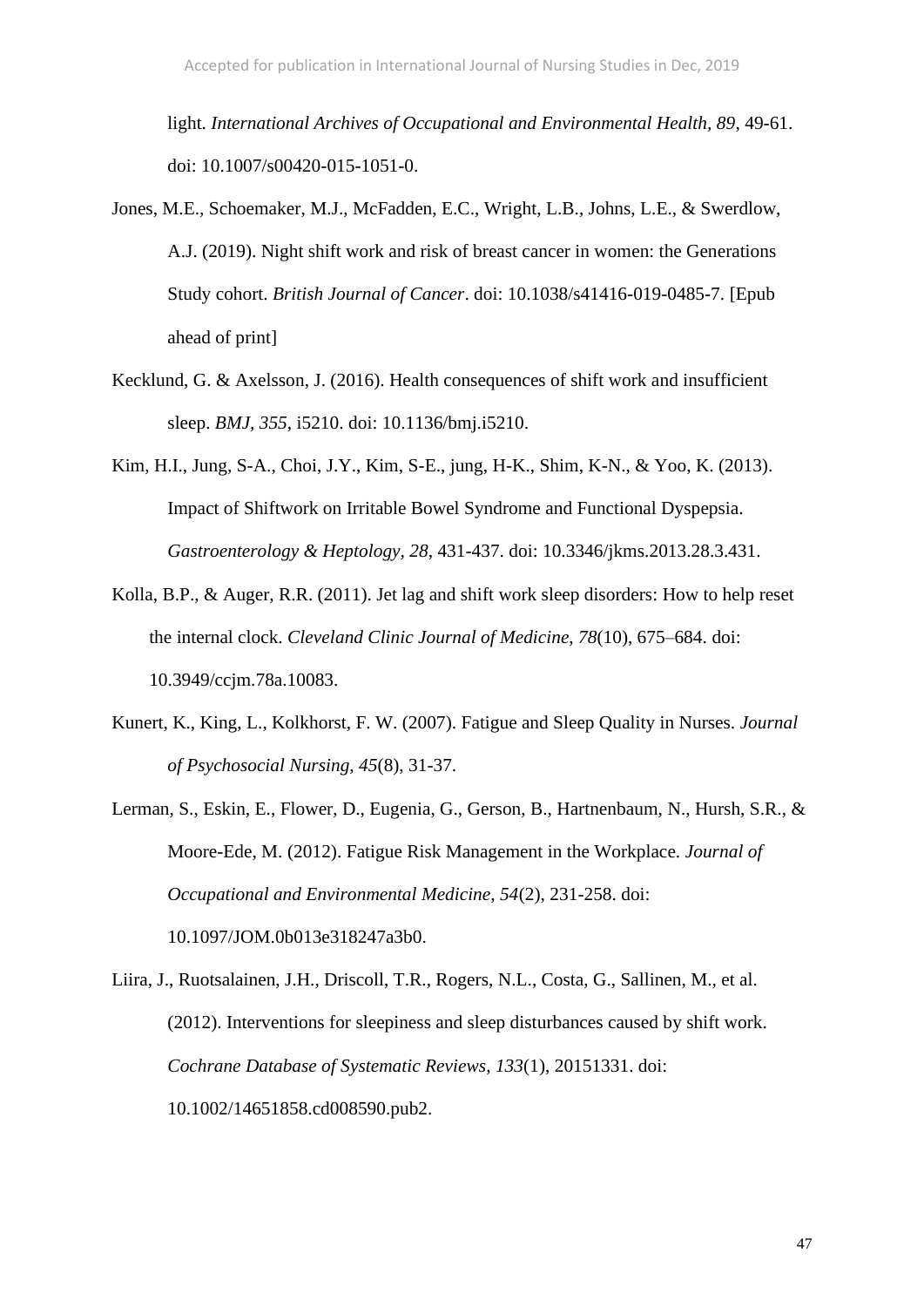light. *International Archives of Occupational and Environmental Health, 89*, 49-61. doi: 10.1007/s00420-015-1051-0.

Jones, M.E., Schoemaker, M.J., McFadden, E.C., Wright, L.B., Johns, L.E., & Swerdlow, A.J. (2019). Night shift work and risk of breast cancer in women: the Generations Study cohort. *British Journal of Cancer*. doi: 10.1038/s41416-019-0485-7. [Epub ahead of print]

Kecklund, G. & Axelsson, J. (2016). Health consequences of shift work and insufficient sleep. *BMJ, 355*, i5210. doi: 10.1136/bmj.i5210.

Kim, H.I., Jung, S-A., Choi, J.Y., Kim, S-E., jung, H-K., Shim, K-N., & Yoo, K. (2013). Impact of Shiftwork on Irritable Bowel Syndrome and Functional Dyspepsia. *Gastroenterology & Heptology, 28*, 431-437. doi: 10.3346/jkms.2013.28.3.431.

Kolla, B.P., & Auger, R.R. (2011). Jet lag and shift work sleep disorders: How to help reset the internal clock. *Cleveland Clinic Journal of Medicine, 78*(10), 675–684. doi: 10.3949/ccjm.78a.10083.

Kunert, K., King, L., Kolkhorst, F. W. (2007). Fatigue and Sleep Quality in Nurses. *Journal of Psychosocial Nursing, 45*(8), 31-37.

Lerman, S., Eskin, E., Flower, D., Eugenia, G., Gerson, B., Hartnenbaum, N., Hursh, S.R., & Moore-Ede, M. (2012). Fatigue Risk Management in the Workplace. *Journal of Occupational and Environmental Medicine, 54*(2), 231-258. doi: 10.1097/JOM.0b013e318247a3b0.

Liira, J., Ruotsalainen, J.H., Driscoll, T.R., Rogers, N.L., Costa, G., Sallinen, M., et al. (2012). Interventions for sleepiness and sleep disturbances caused by shift work. *Cochrane Database of Systematic Reviews, 133*(1), 20151331. doi: 10.1002/14651858.cd008590.pub2.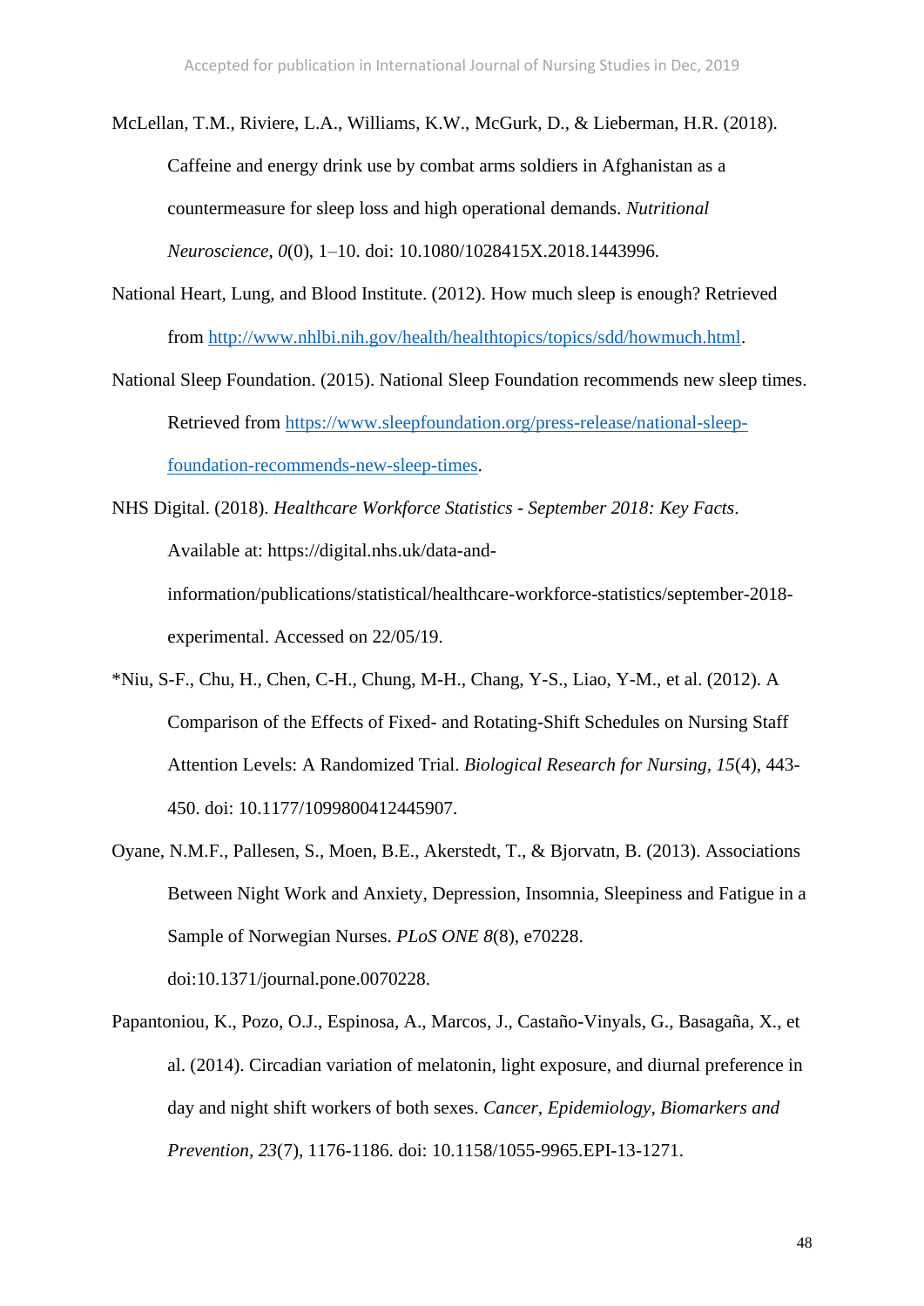McLellan, T.M., Riviere, L.A., Williams, K.W., McGurk, D., & Lieberman, H.R. (2018). Caffeine and energy drink use by combat arms soldiers in Afghanistan as a countermeasure for sleep loss and high operational demands. *Nutritional Neuroscience, 0*(0), 1–10. doi: 10.1080/1028415X.2018.1443996.

National Heart, Lung, and Blood Institute. (2012). How much sleep is enough? Retrieved from http://www.nhlbi.nih.gov/health/healthtopics/topics/sdd/howmuch.html.

National Sleep Foundation. (2015). National Sleep Foundation recommends new sleep times. Retrieved from https://www.sleepfoundation.org/press-release/national-sleep-foundation-recommends-new-sleep-times.

NHS Digital. (2018). *Healthcare Workforce Statistics - September 2018: Key Facts*. Available at: https://digital.nhs.uk/data-and-information/publications/statistical/healthcare-workforce-statistics/september-2018-experimental. Accessed on 22/05/19.

*Niu, S-F., Chu, H., Chen, C-H., Chung, M-H., Chang, Y-S., Liao, Y-M., et al. (2012). A Comparison of the Effects of Fixed- and Rotating-Shift Schedules on Nursing Staff Attention Levels: A Randomized Trial. *Biological Research for Nursing, 15*(4), 443-450. doi: 10.1177/1099800412445907.

Oyane, N.M.F., Pallesen, S., Moen, B.E., Akerstedt, T., & Bjorvatn, B. (2013). Associations Between Night Work and Anxiety, Depression, Insomnia, Sleepiness and Fatigue in a Sample of Norwegian Nurses. *PLoS ONE 8*(8), e70228. doi:10.1371/journal.pone.0070228.

Papantoniou, K., Pozo, O.J., Espinosa, A., Marcos, J., Castaño-Vinyals, G., Basagaña, X., et al. (2014). Circadian variation of melatonin, light exposure, and diurnal preference in day and night shift workers of both sexes. *Cancer, Epidemiology, Biomarkers and Prevention, 23*(7), 1176-1186. doi: 10.1158/1055-9965.EPI-13-1271.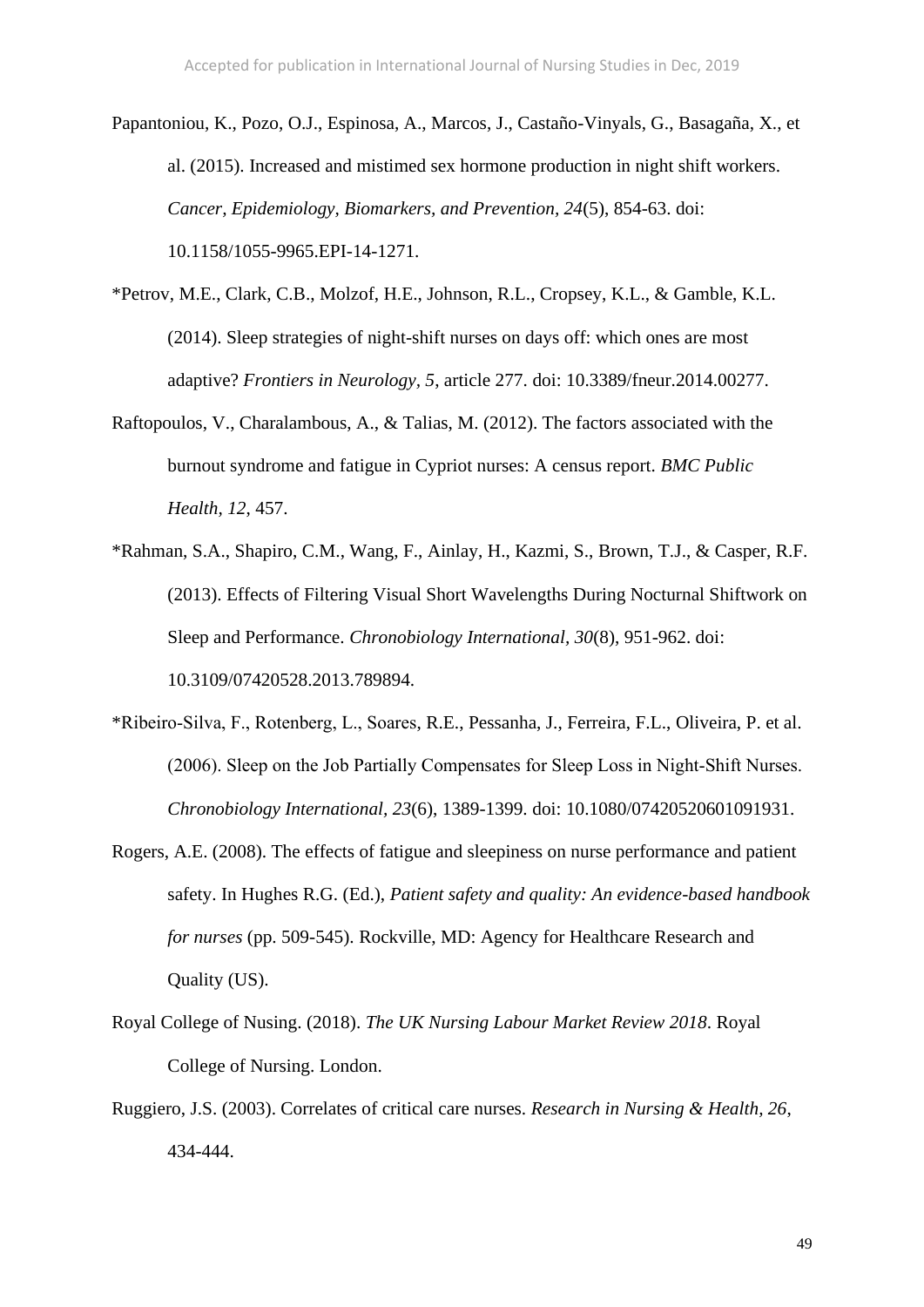Papantoniou, K., Pozo, O.J., Espinosa, A., Marcos, J., Castaño-Vinyals, G., Basagaña, X., et al. (2015). Increased and mistimed sex hormone production in night shift workers. *Cancer, Epidemiology, Biomarkers, and Prevention, 24*(5), 854-63. doi: 10.1158/1055-9965.EPI-14-1271.

*Petrov, M.E., Clark, C.B., Molzof, H.E., Johnson, R.L., Cropsey, K.L., & Gamble, K.L. (2014). Sleep strategies of night-shift nurses on days off: which ones are most adaptive? *Frontiers in Neurology, 5*, article 277. doi: 10.3389/fneur.2014.00277.

Raftopoulos, V., Charalambous, A., & Talias, M. (2012). The factors associated with the burnout syndrome and fatigue in Cypriot nurses: A census report. *BMC Public Health, 12*, 457.

*Rahman, S.A., Shapiro, C.M., Wang, F., Ainlay, H., Kazmi, S., Brown, T.J., & Casper, R.F. (2013). Effects of Filtering Visual Short Wavelengths During Nocturnal Shiftwork on Sleep and Performance. *Chronobiology International, 30*(8), 951-962. doi: 10.3109/07420528.2013.789894.

*Ribeiro-Silva, F., Rotenberg, L., Soares, R.E., Pessanha, J., Ferreira, F.L., Oliveira, P. et al. (2006). Sleep on the Job Partially Compensates for Sleep Loss in Night-Shift Nurses. *Chronobiology International, 23*(6), 1389-1399. doi: 10.1080/07420520601091931.

Rogers, A.E. (2008). The effects of fatigue and sleepiness on nurse performance and patient safety. In Hughes R.G. (Ed.), *Patient safety and quality: An evidence-based handbook for nurses* (pp. 509-545). Rockville, MD: Agency for Healthcare Research and Quality (US).

Royal College of Nusing. (2018). *The UK Nursing Labour Market Review 2018*. Royal College of Nursing. London.

Ruggiero, J.S. (2003). Correlates of critical care nurses. *Research in Nursing & Health, 26*, 434-444.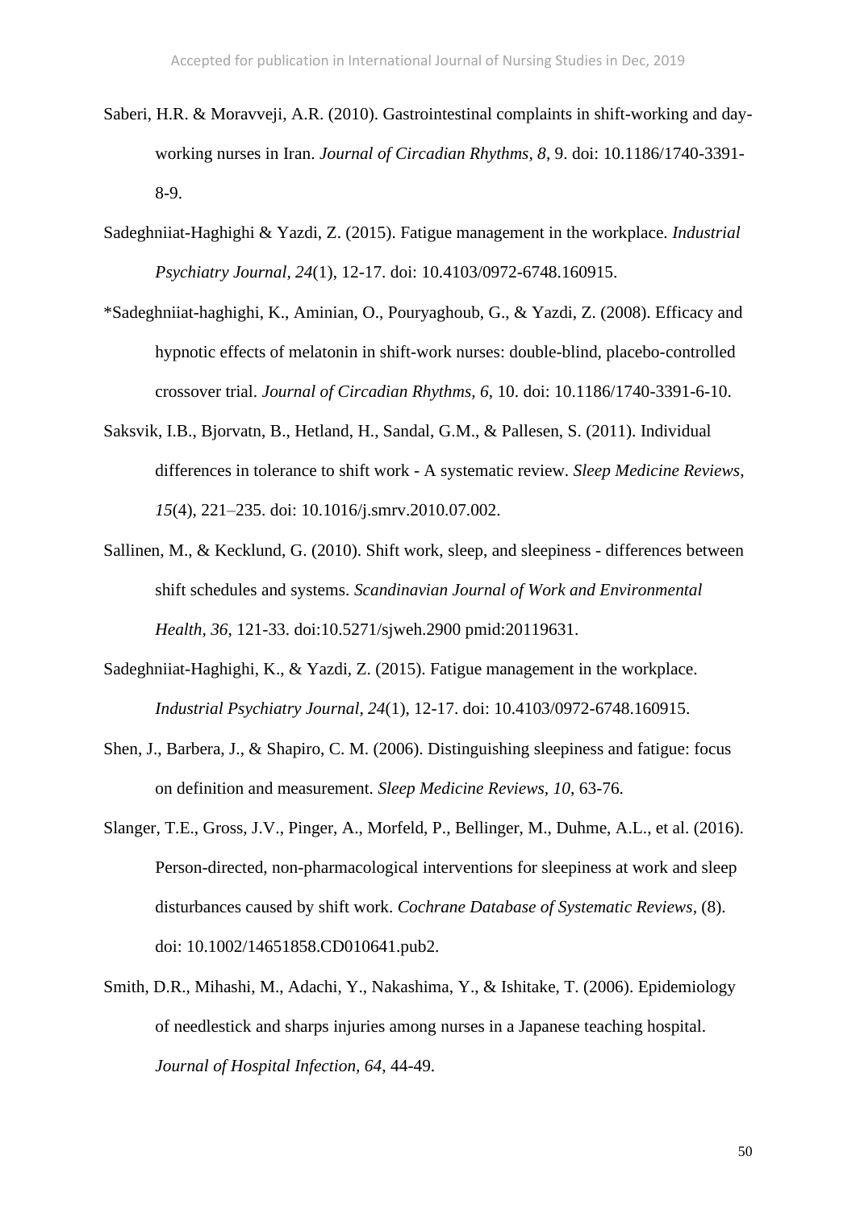Saberi, H.R. & Moravveji, A.R. (2010). Gastrointestinal complaints in shift-working and day-working nurses in Iran. *Journal of Circadian Rhythms, 8*, 9. doi: 10.1186/1740-3391-8-9.

Sadeghniiat-Haghighi & Yazdi, Z. (2015). Fatigue management in the workplace. *Industrial Psychiatry Journal, 24*(1), 12-17. doi: 10.4103/0972-6748.160915.

*Sadeghniiat-haghighi, K., Aminian, O., Pouryaghoub, G., & Yazdi, Z. (2008). Efficacy and hypnotic effects of melatonin in shift-work nurses: double-blind, placebo-controlled crossover trial. *Journal of Circadian Rhythms, 6*, 10. doi: 10.1186/1740-3391-6-10.

Saksvik, I.B., Bjorvatn, B., Hetland, H., Sandal, G.M., & Pallesen, S. (2011). Individual differences in tolerance to shift work - A systematic review. *Sleep Medicine Reviews, 15*(4), 221–235. doi: 10.1016/j.smrv.2010.07.002.

Sallinen, M., & Kecklund, G. (2010). Shift work, sleep, and sleepiness - differences between shift schedules and systems. *Scandinavian Journal of Work and Environmental Health, 36*, 121-33. doi:10.5271/sjweh.2900 pmid:20119631.

Sadeghniiat-Haghighi, K., & Yazdi, Z. (2015). Fatigue management in the workplace. *Industrial Psychiatry Journal, 24*(1), 12-17. doi: 10.4103/0972-6748.160915.

Shen, J., Barbera, J., & Shapiro, C. M. (2006). Distinguishing sleepiness and fatigue: focus on definition and measurement. *Sleep Medicine Reviews, 10*, 63-76.

Slanger, T.E., Gross, J.V., Pinger, A., Morfeld, P., Bellinger, M., Duhme, A.L., et al. (2016). Person-directed, non-pharmacological interventions for sleepiness at work and sleep disturbances caused by shift work. *Cochrane Database of Systematic Reviews*, (8). doi: 10.1002/14651858.CD010641.pub2.

Smith, D.R., Mihashi, M., Adachi, Y., Nakashima, Y., & Ishitake, T. (2006). Epidemiology of needlestick and sharps injuries among nurses in a Japanese teaching hospital. *Journal of Hospital Infection, 64*, 44-49.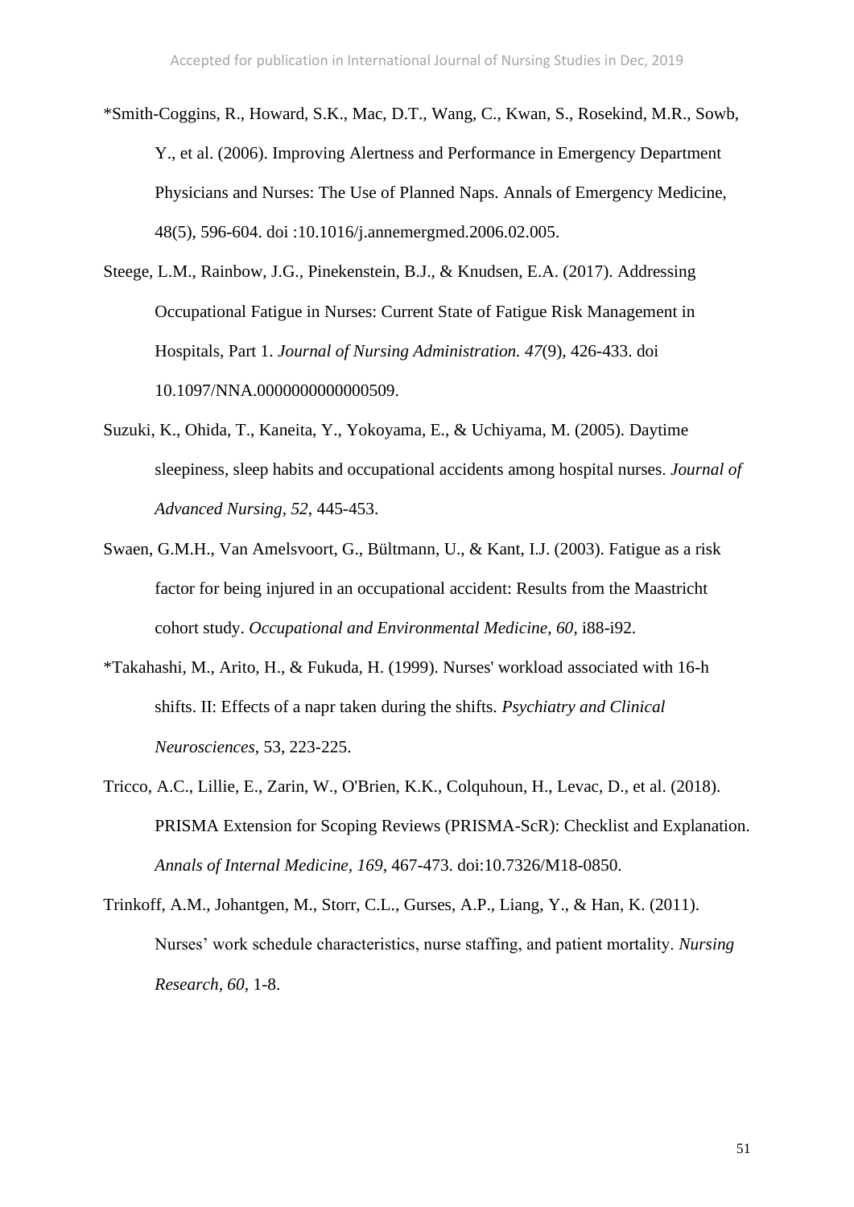*Smith-Coggins, R., Howard, S.K., Mac, D.T., Wang, C., Kwan, S., Rosekind, M.R., Sowb, Y., et al. (2006). Improving Alertness and Performance in Emergency Department Physicians and Nurses: The Use of Planned Naps. Annals of Emergency Medicine, 48(5), 596-604. doi :10.1016/j.annemergmed.2006.02.005.

Steege, L.M., Rainbow, J.G., Pinekenstein, B.J., & Knudsen, E.A. (2017). Addressing Occupational Fatigue in Nurses: Current State of Fatigue Risk Management in Hospitals, Part 1. *Journal of Nursing Administration. 47*(9), 426-433. doi 10.1097/NNA.0000000000000509.

Suzuki, K., Ohida, T., Kaneita, Y., Yokoyama, E., & Uchiyama, M. (2005). Daytime sleepiness, sleep habits and occupational accidents among hospital nurses. *Journal of Advanced Nursing, 52*, 445-453.

Swaen, G.M.H., Van Amelsvoort, G., Bültmann, U., & Kant, I.J. (2003). Fatigue as a risk factor for being injured in an occupational accident: Results from the Maastricht cohort study. *Occupational and Environmental Medicine, 60*, i88-i92.

*Takahashi, M., Arito, H., & Fukuda, H. (1999). Nurses' workload associated with 16-h shifts. II: Effects of a napr taken during the shifts. *Psychiatry and Clinical Neurosciences*, 53, 223-225.

Tricco, A.C., Lillie, E., Zarin, W., O'Brien, K.K., Colquhoun, H., Levac, D., et al. (2018). PRISMA Extension for Scoping Reviews (PRISMA-ScR): Checklist and Explanation. *Annals of Internal Medicine, 169*, 467-473. doi:10.7326/M18-0850.

Trinkoff, A.M., Johantgen, M., Storr, C.L., Gurses, A.P., Liang, Y., & Han, K. (2011). Nurses' work schedule characteristics, nurse staffing, and patient mortality. *Nursing Research, 60*, 1-8.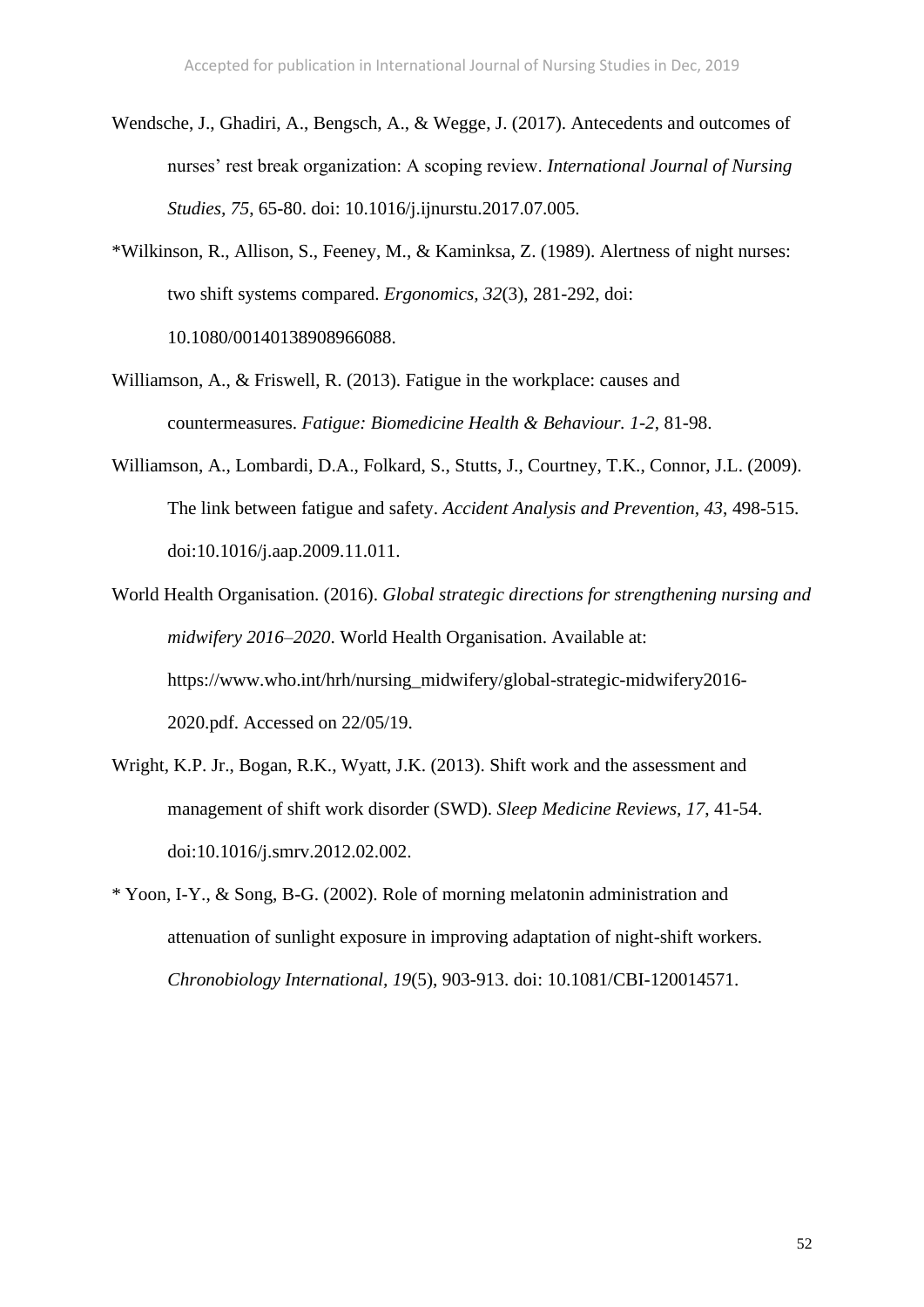Wendsche, J., Ghadiri, A., Bengsch, A., & Wegge, J. (2017). Antecedents and outcomes of nurses' rest break organization: A scoping review. *International Journal of Nursing Studies, 75*, 65-80. doi: 10.1016/j.ijnurstu.2017.07.005.

*Wilkinson, R., Allison, S., Feeney, M., & Kaminksa, Z. (1989). Alertness of night nurses: two shift systems compared. *Ergonomics, 32*(3), 281-292, doi: 10.1080/00140138908966088.

Williamson, A., & Friswell, R. (2013). Fatigue in the workplace: causes and countermeasures. *Fatigue: Biomedicine Health & Behaviour. 1-2*, 81-98.

Williamson, A., Lombardi, D.A., Folkard, S., Stutts, J., Courtney, T.K., Connor, J.L. (2009). The link between fatigue and safety. *Accident Analysis and Prevention, 43*, 498-515. doi:10.1016/j.aap.2009.11.011.

World Health Organisation. (2016). *Global strategic directions for strengthening nursing and midwifery 2016–2020*. World Health Organisation. Available at: https://www.who.int/hrh/nursing_midwifery/global-strategic-midwifery2016-2020.pdf. Accessed on 22/05/19.

Wright, K.P. Jr., Bogan, R.K., Wyatt, J.K. (2013). Shift work and the assessment and management of shift work disorder (SWD). *Sleep Medicine Reviews, 17*, 41-54. doi:10.1016/j.smrv.2012.02.002.

* Yoon, I-Y., & Song, B-G. (2002). Role of morning melatonin administration and attenuation of sunlight exposure in improving adaptation of night-shift workers. *Chronobiology International, 19*(5), 903-913. doi: 10.1081/CBI-120014571.